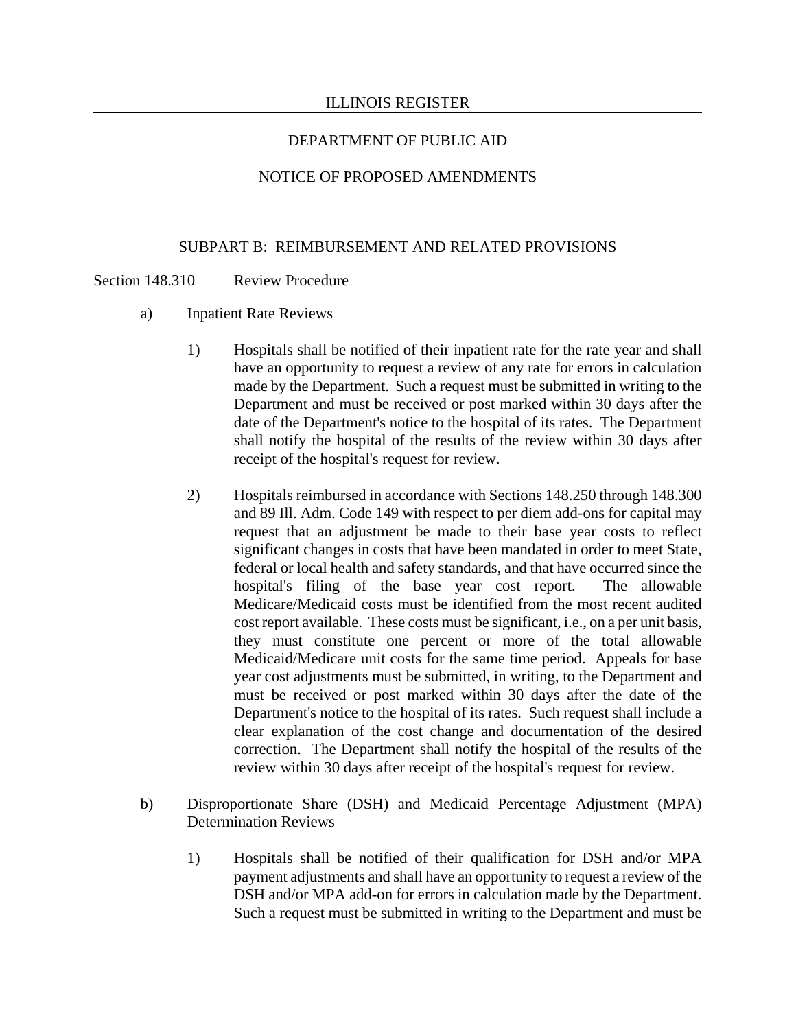ILLINOIS REGISTER

DEPARTMENT OF PUBLIC AID

NOTICE OF PROPOSED AMENDMENTS

SUBPART B: REIMBURSEMENT AND RELATED PROVISIONS

Section 148.310 Review Procedure

a) Inpatient Rate Reviews

1) Hospitals shall be notified of their inpatient rate for the rate year and shall have an opportunity to request a review of any rate for errors in calculation made by the Department. Such a request must be submitted in writing to the Department and must be received or post marked within 30 days after the date of the Department's notice to the hospital of its rates. The Department shall notify the hospital of the results of the review within 30 days after receipt of the hospital's request for review.

2) Hospitals reimbursed in accordance with Sections 148.250 through 148.300 and 89 Ill. Adm. Code 149 with respect to per diem add-ons for capital may request that an adjustment be made to their base year costs to reflect significant changes in costs that have been mandated in order to meet State, federal or local health and safety standards, and that have occurred since the hospital's filing of the base year cost report. The allowable Medicare/Medicaid costs must be identified from the most recent audited cost report available. These costs must be significant, i.e., on a per unit basis, they must constitute one percent or more of the total allowable Medicaid/Medicare unit costs for the same time period. Appeals for base year cost adjustments must be submitted, in writing, to the Department and must be received or post marked within 30 days after the date of the Department's notice to the hospital of its rates. Such request shall include a clear explanation of the cost change and documentation of the desired correction. The Department shall notify the hospital of the results of the review within 30 days after receipt of the hospital's request for review.

b) Disproportionate Share (DSH) and Medicaid Percentage Adjustment (MPA) Determination Reviews

1) Hospitals shall be notified of their qualification for DSH and/or MPA payment adjustments and shall have an opportunity to request a review of the DSH and/or MPA add-on for errors in calculation made by the Department. Such a request must be submitted in writing to the Department and must be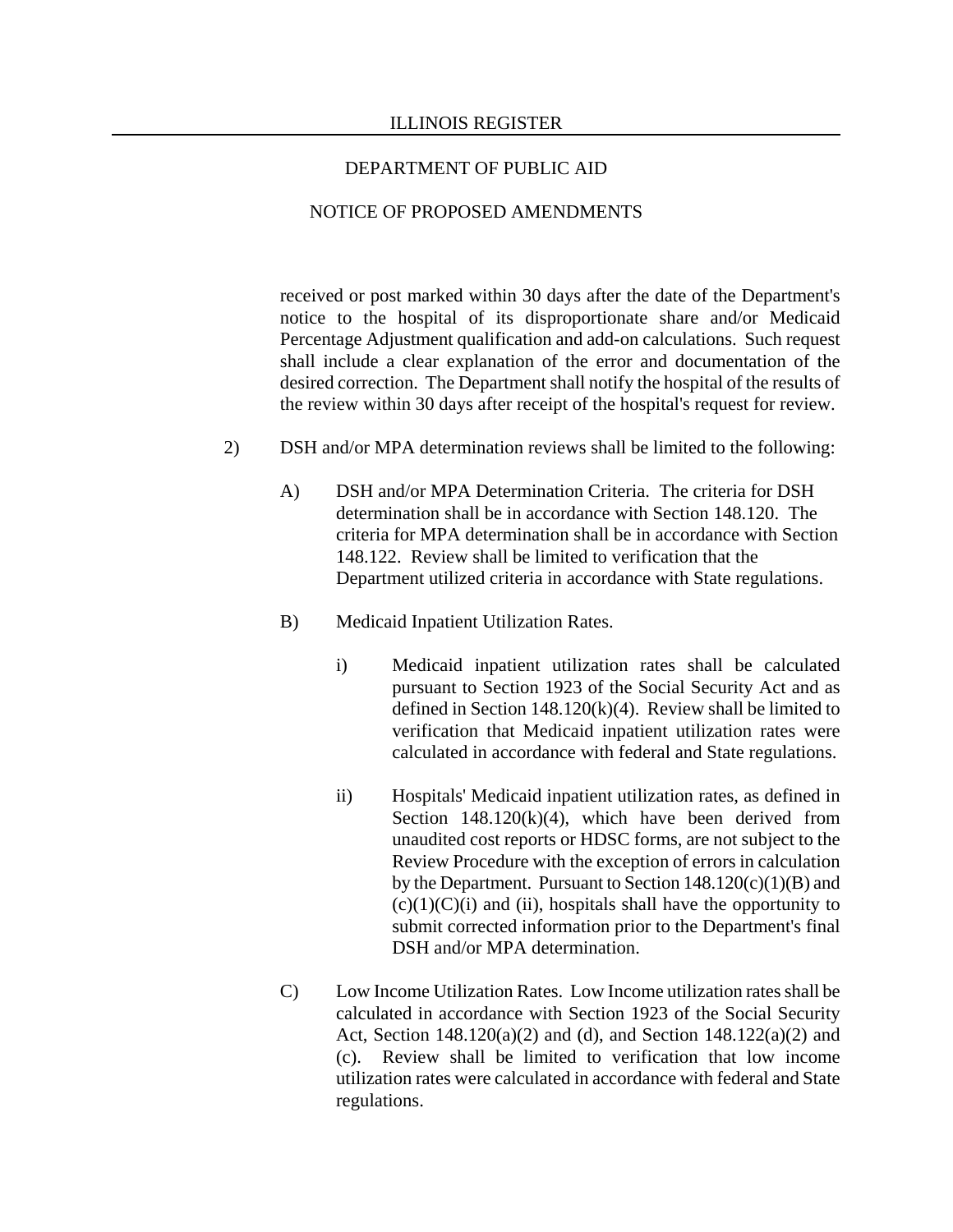received or post marked within 30 days after the date of the Department's notice to the hospital of its disproportionate share and/or Medicaid Percentage Adjustment qualification and add-on calculations. Such request shall include a clear explanation of the error and documentation of the desired correction. The Department shall notify the hospital of the results of the review within 30 days after receipt of the hospital's request for review.

2) DSH and/or MPA determination reviews shall be limited to the following:

A) DSH and/or MPA Determination Criteria. The criteria for DSH determination shall be in accordance with Section 148.120. The criteria for MPA determination shall be in accordance with Section 148.122. Review shall be limited to verification that the Department utilized criteria in accordance with State regulations.

B) Medicaid Inpatient Utilization Rates.

i) Medicaid inpatient utilization rates shall be calculated pursuant to Section 1923 of the Social Security Act and as defined in Section 148.120(k)(4). Review shall be limited to verification that Medicaid inpatient utilization rates were calculated in accordance with federal and State regulations.

ii) Hospitals' Medicaid inpatient utilization rates, as defined in Section 148.120(k)(4), which have been derived from unaudited cost reports or HDSC forms, are not subject to the Review Procedure with the exception of errors in calculation by the Department. Pursuant to Section 148.120(c)(1)(B) and (c)(1)(C)(i) and (ii), hospitals shall have the opportunity to submit corrected information prior to the Department's final DSH and/or MPA determination.

C) Low Income Utilization Rates. Low Income utilization rates shall be calculated in accordance with Section 1923 of the Social Security Act, Section 148.120(a)(2) and (d), and Section 148.122(a)(2) and (c). Review shall be limited to verification that low income utilization rates were calculated in accordance with federal and State regulations.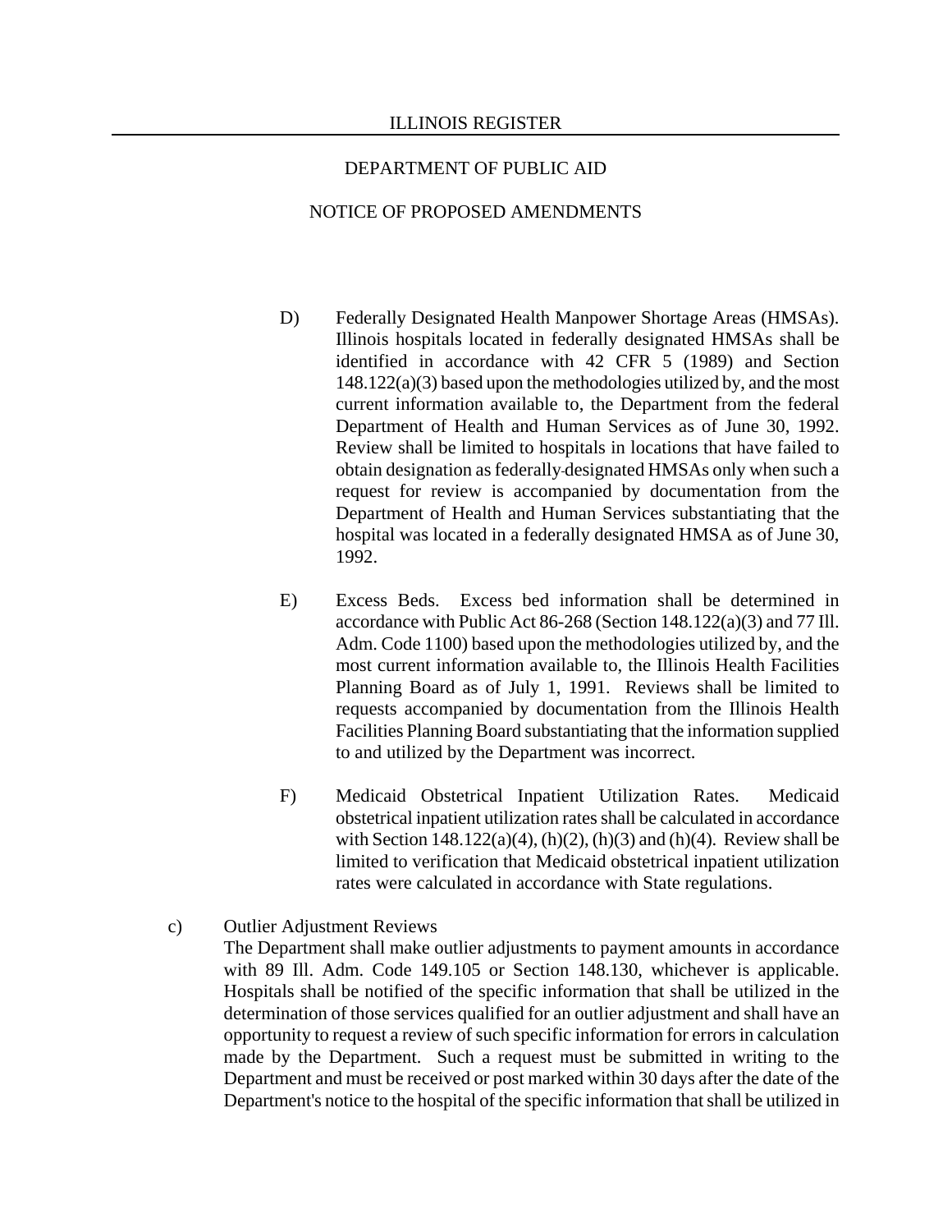D) Federally Designated Health Manpower Shortage Areas (HMSAs). Illinois hospitals located in federally designated HMSAs shall be identified in accordance with 42 CFR 5 (1989) and Section 148.122(a)(3) based upon the methodologies utilized by, and the most current information available to, the Department from the federal Department of Health and Human Services as of June 30, 1992. Review shall be limited to hospitals in locations that have failed to obtain designation as federally designated HMSAs only when such a request for review is accompanied by documentation from the Department of Health and Human Services substantiating that the hospital was located in a federally designated HMSA as of June 30, 1992.

E) Excess Beds. Excess bed information shall be determined in accordance with Public Act 86-268 (Section 148.122(a)(3) and 77 Ill. Adm. Code 1100) based upon the methodologies utilized by, and the most current information available to, the Illinois Health Facilities Planning Board as of July 1, 1991. Reviews shall be limited to requests accompanied by documentation from the Illinois Health Facilities Planning Board substantiating that the information supplied to and utilized by the Department was incorrect.

F) Medicaid Obstetrical Inpatient Utilization Rates. Medicaid obstetrical inpatient utilization rates shall be calculated in accordance with Section 148.122(a)(4), (h)(2), (h)(3) and (h)(4). Review shall be limited to verification that Medicaid obstetrical inpatient utilization rates were calculated in accordance with State regulations.

c) Outlier Adjustment Reviews
The Department shall make outlier adjustments to payment amounts in accordance with 89 Ill. Adm. Code 149.105 or Section 148.130, whichever is applicable. Hospitals shall be notified of the specific information that shall be utilized in the determination of those services qualified for an outlier adjustment and shall have an opportunity to request a review of such specific information for errors in calculation made by the Department. Such a request must be submitted in writing to the Department and must be received or post marked within 30 days after the date of the Department's notice to the hospital of the specific information that shall be utilized in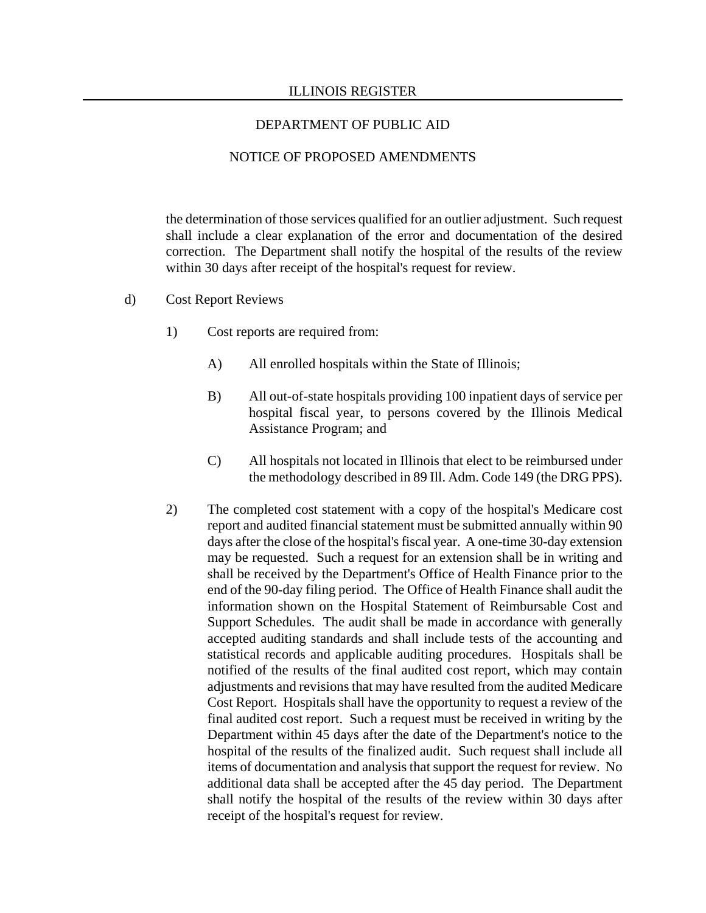the determination of those services qualified for an outlier adjustment. Such request shall include a clear explanation of the error and documentation of the desired correction. The Department shall notify the hospital of the results of the review within 30 days after receipt of the hospital's request for review.

d) Cost Report Reviews

1) Cost reports are required from:

A) All enrolled hospitals within the State of Illinois;

B) All out-of-state hospitals providing 100 inpatient days of service per hospital fiscal year, to persons covered by the Illinois Medical Assistance Program; and

C) All hospitals not located in Illinois that elect to be reimbursed under the methodology described in 89 Ill. Adm. Code 149 (the DRG PPS).

2) The completed cost statement with a copy of the hospital's Medicare cost report and audited financial statement must be submitted annually within 90 days after the close of the hospital's fiscal year. A one-time 30-day extension may be requested. Such a request for an extension shall be in writing and shall be received by the Department's Office of Health Finance prior to the end of the 90-day filing period. The Office of Health Finance shall audit the information shown on the Hospital Statement of Reimbursable Cost and Support Schedules. The audit shall be made in accordance with generally accepted auditing standards and shall include tests of the accounting and statistical records and applicable auditing procedures. Hospitals shall be notified of the results of the final audited cost report, which may contain adjustments and revisions that may have resulted from the audited Medicare Cost Report. Hospitals shall have the opportunity to request a review of the final audited cost report. Such a request must be received in writing by the Department within 45 days after the date of the Department's notice to the hospital of the results of the finalized audit. Such request shall include all items of documentation and analysis that support the request for review. No additional data shall be accepted after the 45 day period. The Department shall notify the hospital of the results of the review within 30 days after receipt of the hospital's request for review.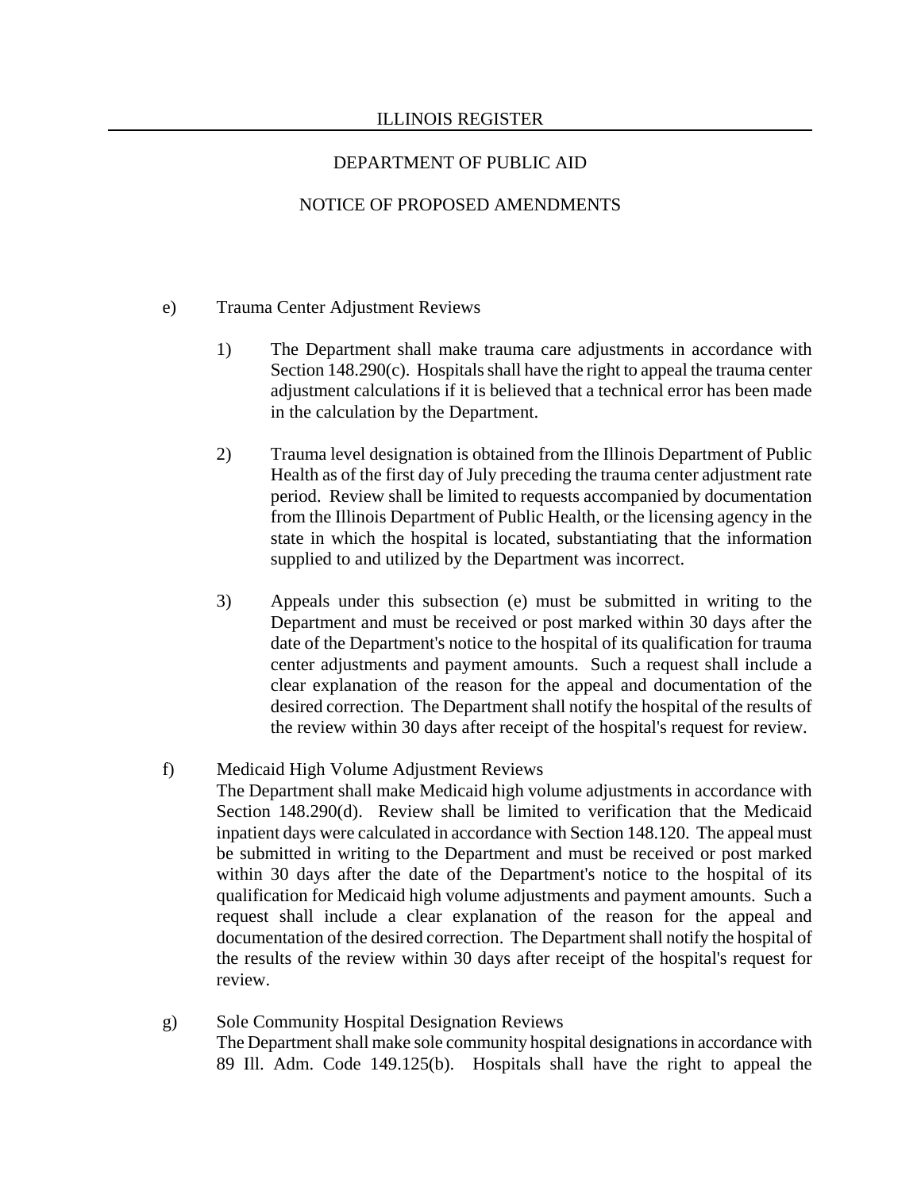e) Trauma Center Adjustment Reviews

1) The Department shall make trauma care adjustments in accordance with Section 148.290(c). Hospitals shall have the right to appeal the trauma center adjustment calculations if it is believed that a technical error has been made in the calculation by the Department.

2) Trauma level designation is obtained from the Illinois Department of Public Health as of the first day of July preceding the trauma center adjustment rate period. Review shall be limited to requests accompanied by documentation from the Illinois Department of Public Health, or the licensing agency in the state in which the hospital is located, substantiating that the information supplied to and utilized by the Department was incorrect.

3) Appeals under this subsection (e) must be submitted in writing to the Department and must be received or post marked within 30 days after the date of the Department's notice to the hospital of its qualification for trauma center adjustments and payment amounts. Such a request shall include a clear explanation of the reason for the appeal and documentation of the desired correction. The Department shall notify the hospital of the results of the review within 30 days after receipt of the hospital's request for review.

f) Medicaid High Volume Adjustment Reviews
The Department shall make Medicaid high volume adjustments in accordance with Section 148.290(d). Review shall be limited to verification that the Medicaid inpatient days were calculated in accordance with Section 148.120. The appeal must be submitted in writing to the Department and must be received or post marked within 30 days after the date of the Department's notice to the hospital of its qualification for Medicaid high volume adjustments and payment amounts. Such a request shall include a clear explanation of the reason for the appeal and documentation of the desired correction. The Department shall notify the hospital of the results of the review within 30 days after receipt of the hospital's request for review.

g) Sole Community Hospital Designation Reviews
The Department shall make sole community hospital designations in accordance with 89 Ill. Adm. Code 149.125(b). Hospitals shall have the right to appeal the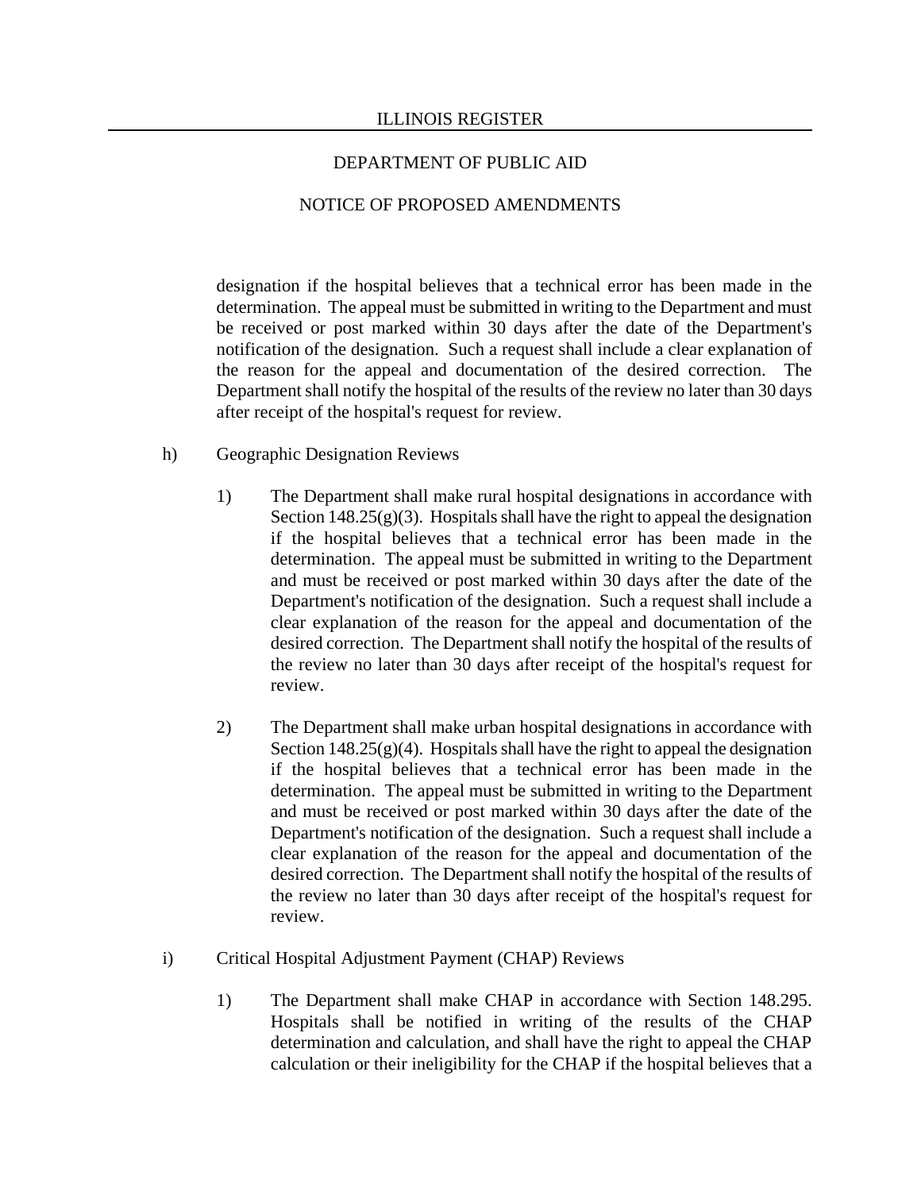designation if the hospital believes that a technical error has been made in the determination. The appeal must be submitted in writing to the Department and must be received or post marked within 30 days after the date of the Department's notification of the designation. Such a request shall include a clear explanation of the reason for the appeal and documentation of the desired correction. The Department shall notify the hospital of the results of the review no later than 30 days after receipt of the hospital's request for review.

h) Geographic Designation Reviews

1) The Department shall make rural hospital designations in accordance with Section 148.25(g)(3). Hospitals shall have the right to appeal the designation if the hospital believes that a technical error has been made in the determination. The appeal must be submitted in writing to the Department and must be received or post marked within 30 days after the date of the Department's notification of the designation. Such a request shall include a clear explanation of the reason for the appeal and documentation of the desired correction. The Department shall notify the hospital of the results of the review no later than 30 days after receipt of the hospital's request for review.

2) The Department shall make urban hospital designations in accordance with Section 148.25(g)(4). Hospitals shall have the right to appeal the designation if the hospital believes that a technical error has been made in the determination. The appeal must be submitted in writing to the Department and must be received or post marked within 30 days after the date of the Department's notification of the designation. Such a request shall include a clear explanation of the reason for the appeal and documentation of the desired correction. The Department shall notify the hospital of the results of the review no later than 30 days after receipt of the hospital's request for review.

i) Critical Hospital Adjustment Payment (CHAP) Reviews

1) The Department shall make CHAP in accordance with Section 148.295. Hospitals shall be notified in writing of the results of the CHAP determination and calculation, and shall have the right to appeal the CHAP calculation or their ineligibility for the CHAP if the hospital believes that a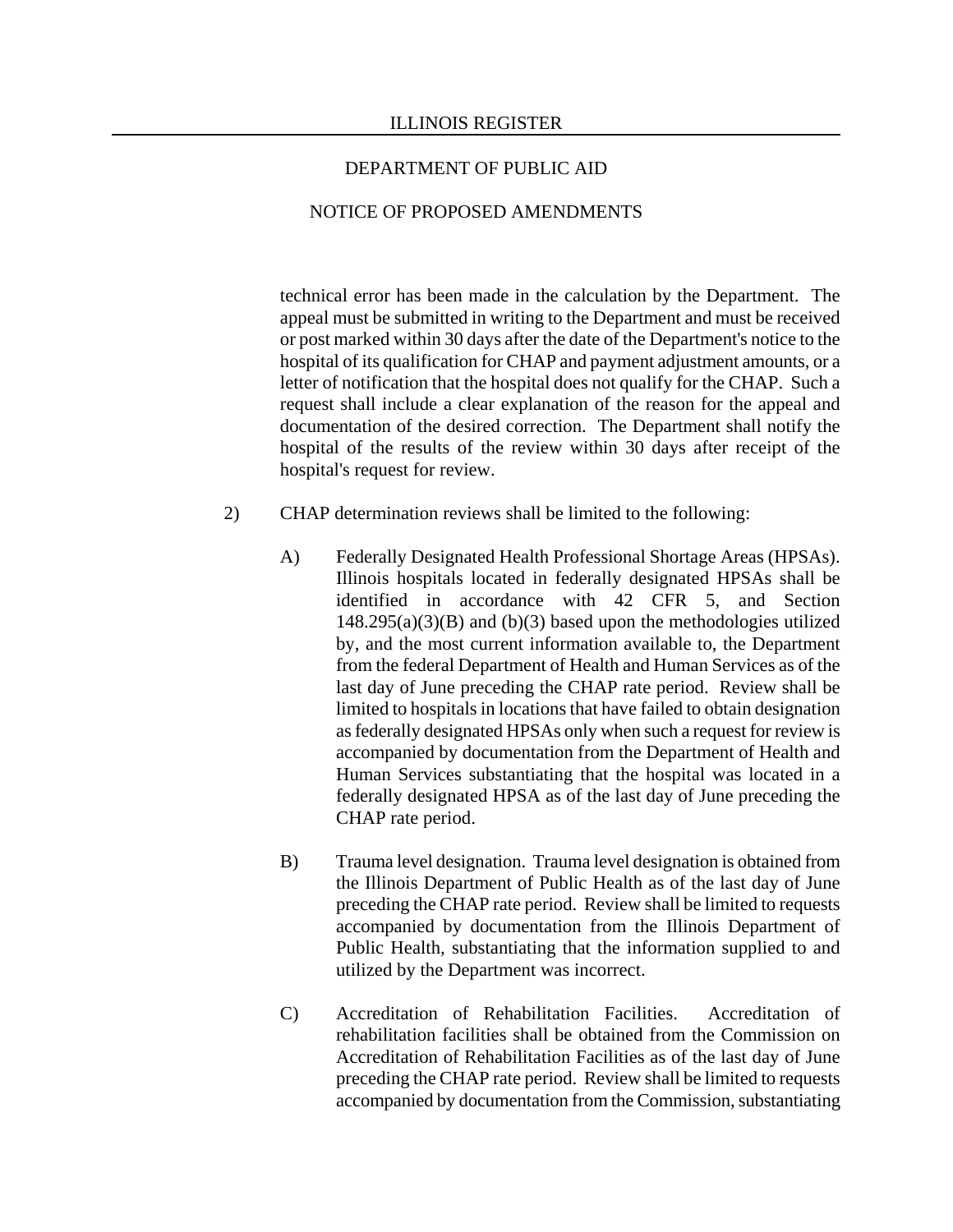technical error has been made in the calculation by the Department. The appeal must be submitted in writing to the Department and must be received or post marked within 30 days after the date of the Department's notice to the hospital of its qualification for CHAP and payment adjustment amounts, or a letter of notification that the hospital does not qualify for the CHAP. Such a request shall include a clear explanation of the reason for the appeal and documentation of the desired correction. The Department shall notify the hospital of the results of the review within 30 days after receipt of the hospital's request for review.

2) CHAP determination reviews shall be limited to the following:

A) Federally Designated Health Professional Shortage Areas (HPSAs). Illinois hospitals located in federally designated HPSAs shall be identified in accordance with 42 CFR 5, and Section 148.295(a)(3)(B) and (b)(3) based upon the methodologies utilized by, and the most current information available to, the Department from the federal Department of Health and Human Services as of the last day of June preceding the CHAP rate period. Review shall be limited to hospitals in locations that have failed to obtain designation as federally designated HPSAs only when such a request for review is accompanied by documentation from the Department of Health and Human Services substantiating that the hospital was located in a federally designated HPSA as of the last day of June preceding the CHAP rate period.

B) Trauma level designation. Trauma level designation is obtained from the Illinois Department of Public Health as of the last day of June preceding the CHAP rate period. Review shall be limited to requests accompanied by documentation from the Illinois Department of Public Health, substantiating that the information supplied to and utilized by the Department was incorrect.

C) Accreditation of Rehabilitation Facilities. Accreditation of rehabilitation facilities shall be obtained from the Commission on Accreditation of Rehabilitation Facilities as of the last day of June preceding the CHAP rate period. Review shall be limited to requests accompanied by documentation from the Commission, substantiating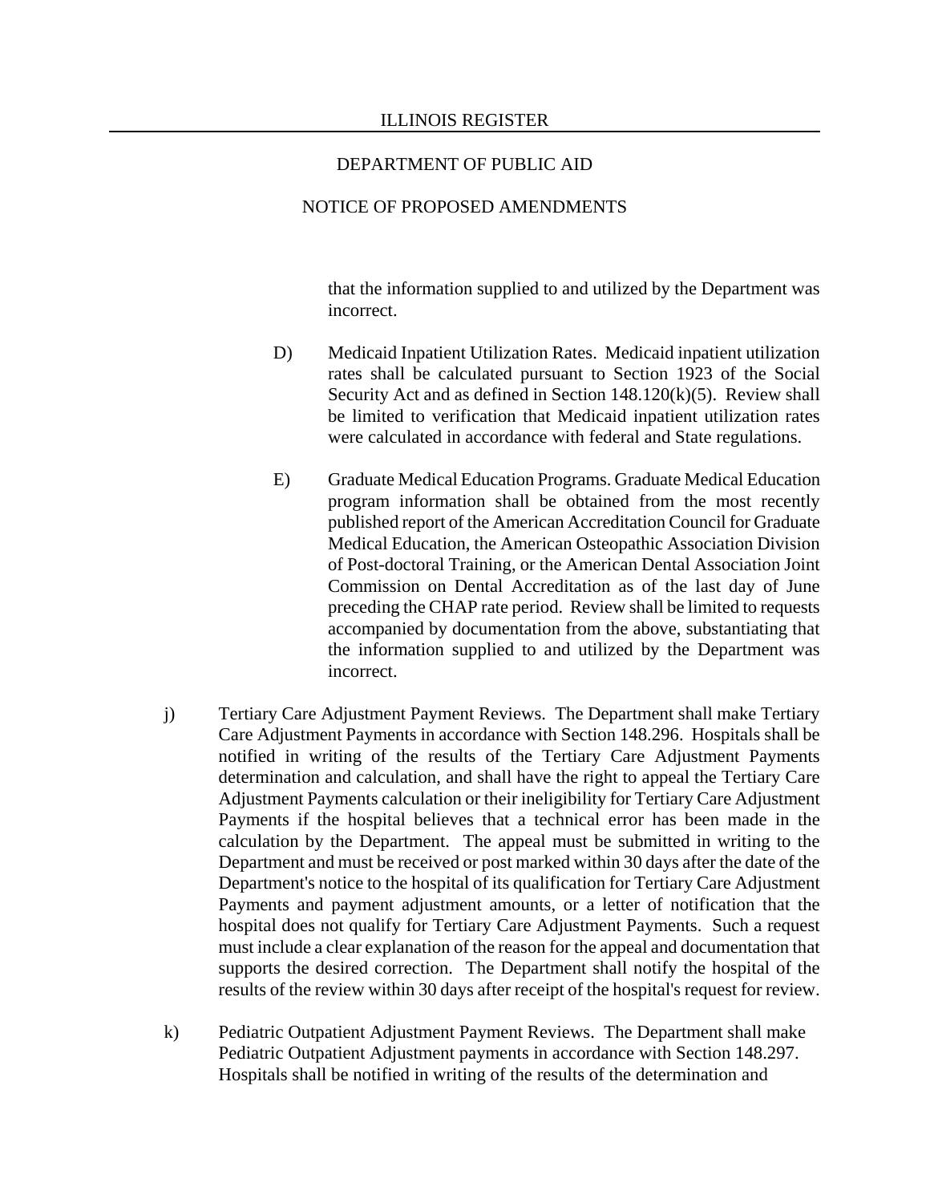that the information supplied to and utilized by the Department was incorrect.

D) Medicaid Inpatient Utilization Rates. Medicaid inpatient utilization rates shall be calculated pursuant to Section 1923 of the Social Security Act and as defined in Section 148.120(k)(5). Review shall be limited to verification that Medicaid inpatient utilization rates were calculated in accordance with federal and State regulations.

E) Graduate Medical Education Programs. Graduate Medical Education program information shall be obtained from the most recently published report of the American Accreditation Council for Graduate Medical Education, the American Osteopathic Association Division of Post-doctoral Training, or the American Dental Association Joint Commission on Dental Accreditation as of the last day of June preceding the CHAP rate period. Review shall be limited to requests accompanied by documentation from the above, substantiating that the information supplied to and utilized by the Department was incorrect.

j) Tertiary Care Adjustment Payment Reviews. The Department shall make Tertiary Care Adjustment Payments in accordance with Section 148.296. Hospitals shall be notified in writing of the results of the Tertiary Care Adjustment Payments determination and calculation, and shall have the right to appeal the Tertiary Care Adjustment Payments calculation or their ineligibility for Tertiary Care Adjustment Payments if the hospital believes that a technical error has been made in the calculation by the Department. The appeal must be submitted in writing to the Department and must be received or post marked within 30 days after the date of the Department's notice to the hospital of its qualification for Tertiary Care Adjustment Payments and payment adjustment amounts, or a letter of notification that the hospital does not qualify for Tertiary Care Adjustment Payments. Such a request must include a clear explanation of the reason for the appeal and documentation that supports the desired correction. The Department shall notify the hospital of the results of the review within 30 days after receipt of the hospital's request for review.

k) Pediatric Outpatient Adjustment Payment Reviews. The Department shall make Pediatric Outpatient Adjustment payments in accordance with Section 148.297. Hospitals shall be notified in writing of the results of the determination and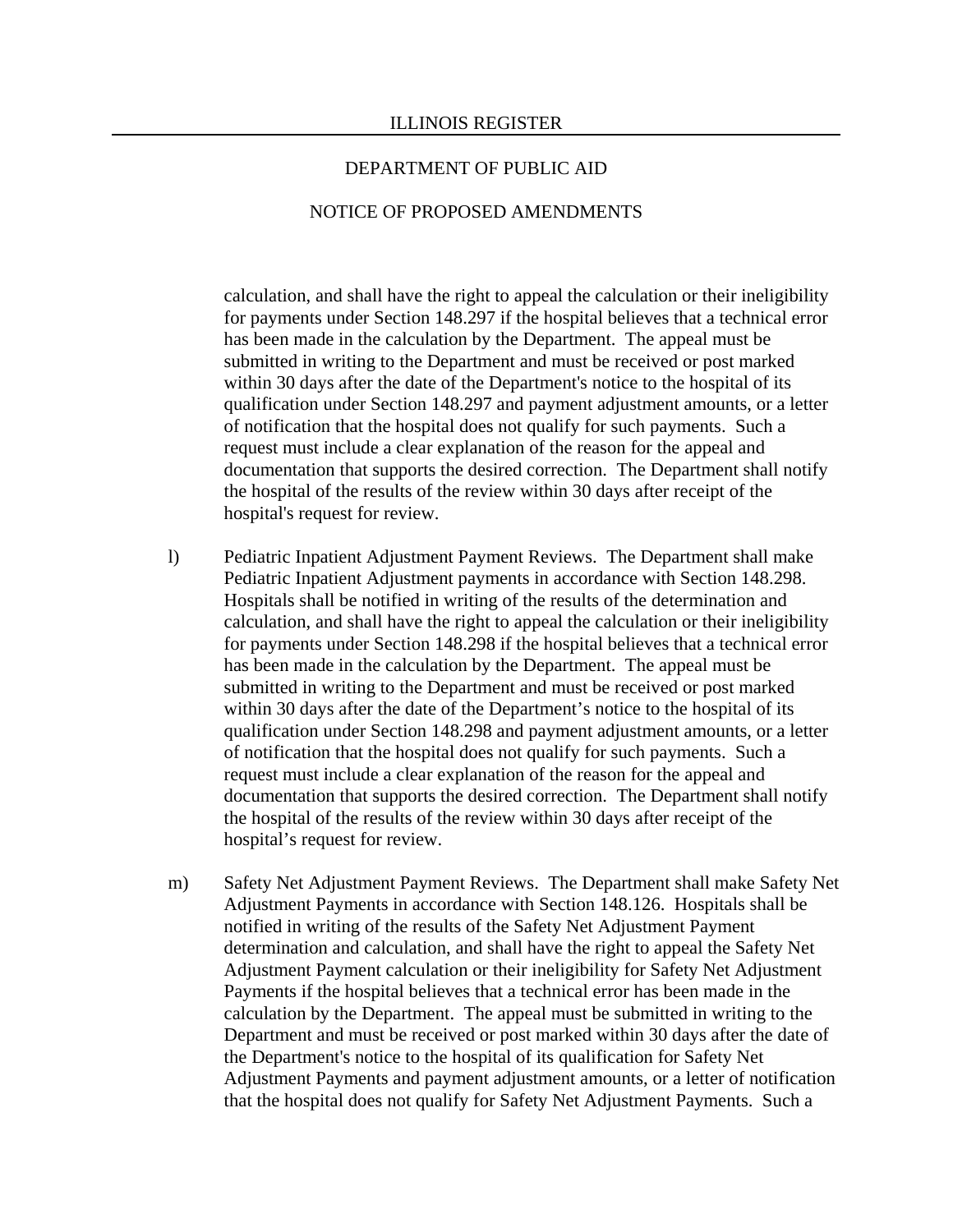calculation, and shall have the right to appeal the calculation or their ineligibility for payments under Section 148.297 if the hospital believes that a technical error has been made in the calculation by the Department. The appeal must be submitted in writing to the Department and must be received or post marked within 30 days after the date of the Department's notice to the hospital of its qualification under Section 148.297 and payment adjustment amounts, or a letter of notification that the hospital does not qualify for such payments. Such a request must include a clear explanation of the reason for the appeal and documentation that supports the desired correction. The Department shall notify the hospital of the results of the review within 30 days after receipt of the hospital's request for review.

l) Pediatric Inpatient Adjustment Payment Reviews. The Department shall make Pediatric Inpatient Adjustment payments in accordance with Section 148.298. Hospitals shall be notified in writing of the results of the determination and calculation, and shall have the right to appeal the calculation or their ineligibility for payments under Section 148.298 if the hospital believes that a technical error has been made in the calculation by the Department. The appeal must be submitted in writing to the Department and must be received or post marked within 30 days after the date of the Department's notice to the hospital of its qualification under Section 148.298 and payment adjustment amounts, or a letter of notification that the hospital does not qualify for such payments. Such a request must include a clear explanation of the reason for the appeal and documentation that supports the desired correction. The Department shall notify the hospital of the results of the review within 30 days after receipt of the hospital's request for review.

m) Safety Net Adjustment Payment Reviews. The Department shall make Safety Net Adjustment Payments in accordance with Section 148.126. Hospitals shall be notified in writing of the results of the Safety Net Adjustment Payment determination and calculation, and shall have the right to appeal the Safety Net Adjustment Payment calculation or their ineligibility for Safety Net Adjustment Payments if the hospital believes that a technical error has been made in the calculation by the Department. The appeal must be submitted in writing to the Department and must be received or post marked within 30 days after the date of the Department's notice to the hospital of its qualification for Safety Net Adjustment Payments and payment adjustment amounts, or a letter of notification that the hospital does not qualify for Safety Net Adjustment Payments. Such a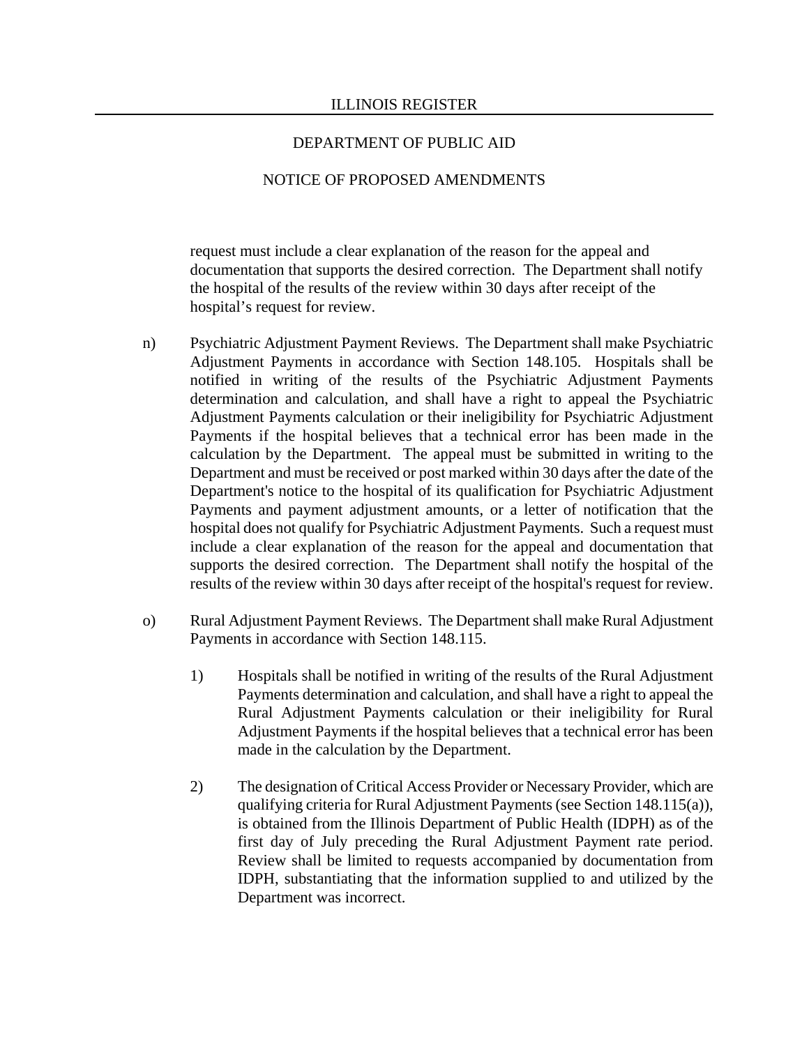request must include a clear explanation of the reason for the appeal and documentation that supports the desired correction. The Department shall notify the hospital of the results of the review within 30 days after receipt of the hospital's request for review.

n) Psychiatric Adjustment Payment Reviews. The Department shall make Psychiatric Adjustment Payments in accordance with Section 148.105. Hospitals shall be notified in writing of the results of the Psychiatric Adjustment Payments determination and calculation, and shall have a right to appeal the Psychiatric Adjustment Payments calculation or their ineligibility for Psychiatric Adjustment Payments if the hospital believes that a technical error has been made in the calculation by the Department. The appeal must be submitted in writing to the Department and must be received or post marked within 30 days after the date of the Department's notice to the hospital of its qualification for Psychiatric Adjustment Payments and payment adjustment amounts, or a letter of notification that the hospital does not qualify for Psychiatric Adjustment Payments. Such a request must include a clear explanation of the reason for the appeal and documentation that supports the desired correction. The Department shall notify the hospital of the results of the review within 30 days after receipt of the hospital's request for review.

o) Rural Adjustment Payment Reviews. The Department shall make Rural Adjustment Payments in accordance with Section 148.115.

   1) Hospitals shall be notified in writing of the results of the Rural Adjustment Payments determination and calculation, and shall have a right to appeal the Rural Adjustment Payments calculation or their ineligibility for Rural Adjustment Payments if the hospital believes that a technical error has been made in the calculation by the Department.

   2) The designation of Critical Access Provider or Necessary Provider, which are qualifying criteria for Rural Adjustment Payments (see Section 148.115(a)), is obtained from the Illinois Department of Public Health (IDPH) as of the first day of July preceding the Rural Adjustment Payment rate period. Review shall be limited to requests accompanied by documentation from IDPH, substantiating that the information supplied to and utilized by the Department was incorrect.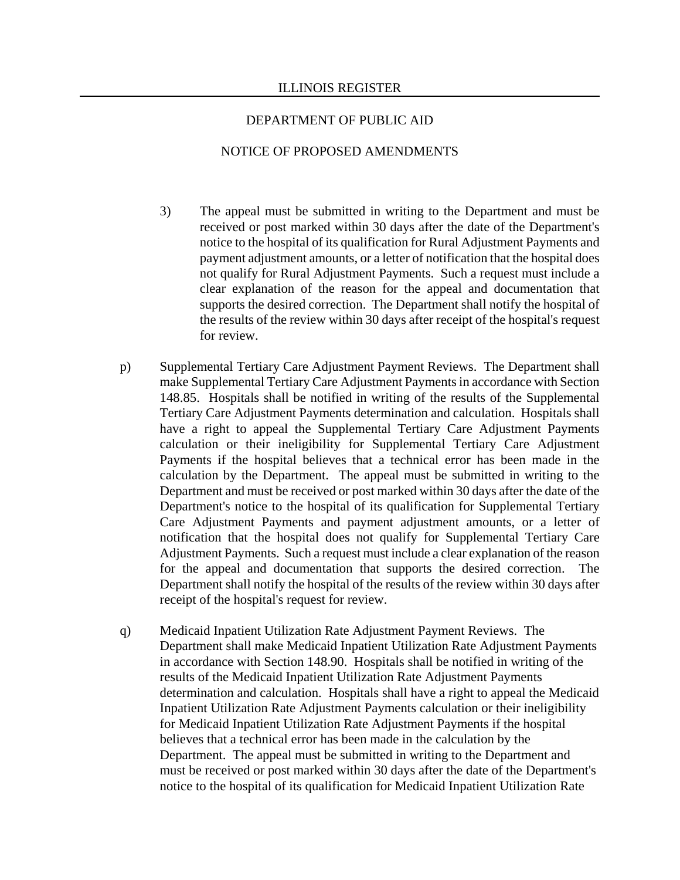3) The appeal must be submitted in writing to the Department and must be received or post marked within 30 days after the date of the Department's notice to the hospital of its qualification for Rural Adjustment Payments and payment adjustment amounts, or a letter of notification that the hospital does not qualify for Rural Adjustment Payments. Such a request must include a clear explanation of the reason for the appeal and documentation that supports the desired correction. The Department shall notify the hospital of the results of the review within 30 days after receipt of the hospital's request for review.

p) Supplemental Tertiary Care Adjustment Payment Reviews. The Department shall make Supplemental Tertiary Care Adjustment Payments in accordance with Section 148.85. Hospitals shall be notified in writing of the results of the Supplemental Tertiary Care Adjustment Payments determination and calculation. Hospitals shall have a right to appeal the Supplemental Tertiary Care Adjustment Payments calculation or their ineligibility for Supplemental Tertiary Care Adjustment Payments if the hospital believes that a technical error has been made in the calculation by the Department. The appeal must be submitted in writing to the Department and must be received or post marked within 30 days after the date of the Department's notice to the hospital of its qualification for Supplemental Tertiary Care Adjustment Payments and payment adjustment amounts, or a letter of notification that the hospital does not qualify for Supplemental Tertiary Care Adjustment Payments. Such a request must include a clear explanation of the reason for the appeal and documentation that supports the desired correction. The Department shall notify the hospital of the results of the review within 30 days after receipt of the hospital's request for review.

q) Medicaid Inpatient Utilization Rate Adjustment Payment Reviews. The Department shall make Medicaid Inpatient Utilization Rate Adjustment Payments in accordance with Section 148.90. Hospitals shall be notified in writing of the results of the Medicaid Inpatient Utilization Rate Adjustment Payments determination and calculation. Hospitals shall have a right to appeal the Medicaid Inpatient Utilization Rate Adjustment Payments calculation or their ineligibility for Medicaid Inpatient Utilization Rate Adjustment Payments if the hospital believes that a technical error has been made in the calculation by the Department. The appeal must be submitted in writing to the Department and must be received or post marked within 30 days after the date of the Department's notice to the hospital of its qualification for Medicaid Inpatient Utilization Rate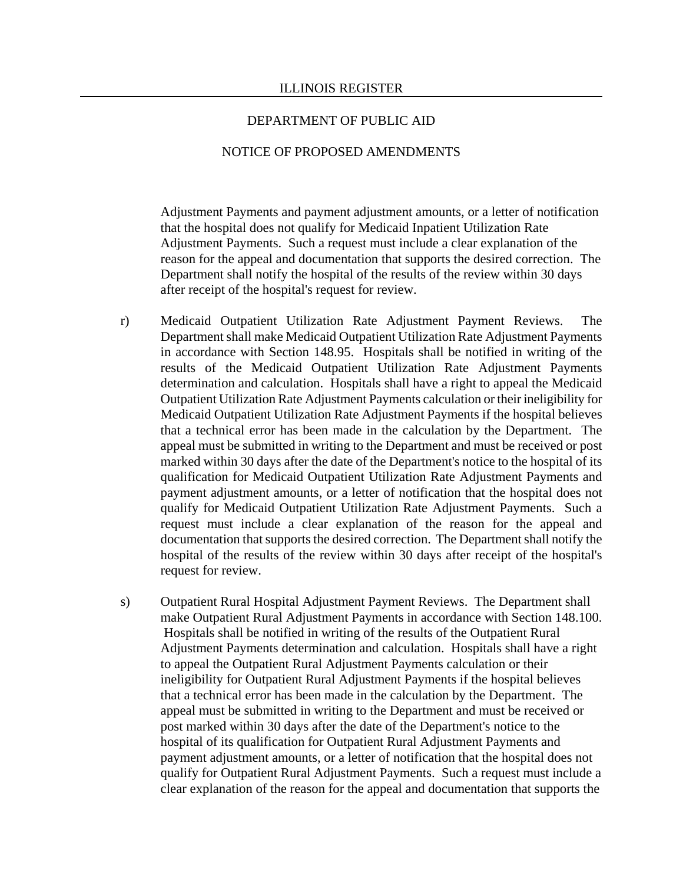Adjustment Payments and payment adjustment amounts, or a letter of notification that the hospital does not qualify for Medicaid Inpatient Utilization Rate Adjustment Payments. Such a request must include a clear explanation of the reason for the appeal and documentation that supports the desired correction. The Department shall notify the hospital of the results of the review within 30 days after receipt of the hospital's request for review.

r) Medicaid Outpatient Utilization Rate Adjustment Payment Reviews. The Department shall make Medicaid Outpatient Utilization Rate Adjustment Payments in accordance with Section 148.95. Hospitals shall be notified in writing of the results of the Medicaid Outpatient Utilization Rate Adjustment Payments determination and calculation. Hospitals shall have a right to appeal the Medicaid Outpatient Utilization Rate Adjustment Payments calculation or their ineligibility for Medicaid Outpatient Utilization Rate Adjustment Payments if the hospital believes that a technical error has been made in the calculation by the Department. The appeal must be submitted in writing to the Department and must be received or post marked within 30 days after the date of the Department's notice to the hospital of its qualification for Medicaid Outpatient Utilization Rate Adjustment Payments and payment adjustment amounts, or a letter of notification that the hospital does not qualify for Medicaid Outpatient Utilization Rate Adjustment Payments. Such a request must include a clear explanation of the reason for the appeal and documentation that supports the desired correction. The Department shall notify the hospital of the results of the review within 30 days after receipt of the hospital's request for review.

s) Outpatient Rural Hospital Adjustment Payment Reviews. The Department shall make Outpatient Rural Adjustment Payments in accordance with Section 148.100. Hospitals shall be notified in writing of the results of the Outpatient Rural Adjustment Payments determination and calculation. Hospitals shall have a right to appeal the Outpatient Rural Adjustment Payments calculation or their ineligibility for Outpatient Rural Adjustment Payments if the hospital believes that a technical error has been made in the calculation by the Department. The appeal must be submitted in writing to the Department and must be received or post marked within 30 days after the date of the Department's notice to the hospital of its qualification for Outpatient Rural Adjustment Payments and payment adjustment amounts, or a letter of notification that the hospital does not qualify for Outpatient Rural Adjustment Payments. Such a request must include a clear explanation of the reason for the appeal and documentation that supports the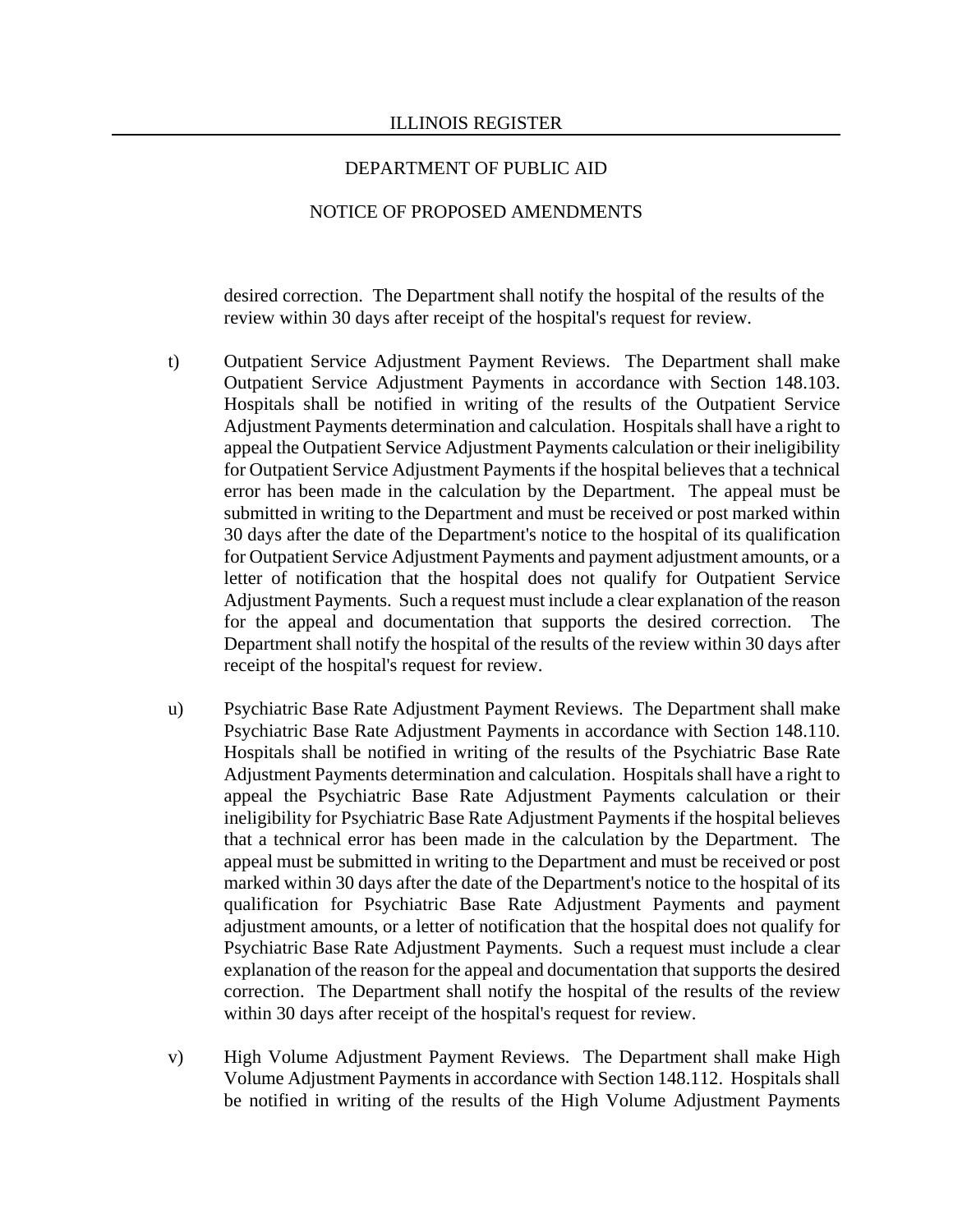desired correction. The Department shall notify the hospital of the results of the review within 30 days after receipt of the hospital's request for review.

t) Outpatient Service Adjustment Payment Reviews. The Department shall make Outpatient Service Adjustment Payments in accordance with Section 148.103. Hospitals shall be notified in writing of the results of the Outpatient Service Adjustment Payments determination and calculation. Hospitals shall have a right to appeal the Outpatient Service Adjustment Payments calculation or their ineligibility for Outpatient Service Adjustment Payments if the hospital believes that a technical error has been made in the calculation by the Department. The appeal must be submitted in writing to the Department and must be received or post marked within 30 days after the date of the Department's notice to the hospital of its qualification for Outpatient Service Adjustment Payments and payment adjustment amounts, or a letter of notification that the hospital does not qualify for Outpatient Service Adjustment Payments. Such a request must include a clear explanation of the reason for the appeal and documentation that supports the desired correction. The Department shall notify the hospital of the results of the review within 30 days after receipt of the hospital's request for review.

u) Psychiatric Base Rate Adjustment Payment Reviews. The Department shall make Psychiatric Base Rate Adjustment Payments in accordance with Section 148.110. Hospitals shall be notified in writing of the results of the Psychiatric Base Rate Adjustment Payments determination and calculation. Hospitals shall have a right to appeal the Psychiatric Base Rate Adjustment Payments calculation or their ineligibility for Psychiatric Base Rate Adjustment Payments if the hospital believes that a technical error has been made in the calculation by the Department. The appeal must be submitted in writing to the Department and must be received or post marked within 30 days after the date of the Department's notice to the hospital of its qualification for Psychiatric Base Rate Adjustment Payments and payment adjustment amounts, or a letter of notification that the hospital does not qualify for Psychiatric Base Rate Adjustment Payments. Such a request must include a clear explanation of the reason for the appeal and documentation that supports the desired correction. The Department shall notify the hospital of the results of the review within 30 days after receipt of the hospital's request for review.

v) High Volume Adjustment Payment Reviews. The Department shall make High Volume Adjustment Payments in accordance with Section 148.112. Hospitals shall be notified in writing of the results of the High Volume Adjustment Payments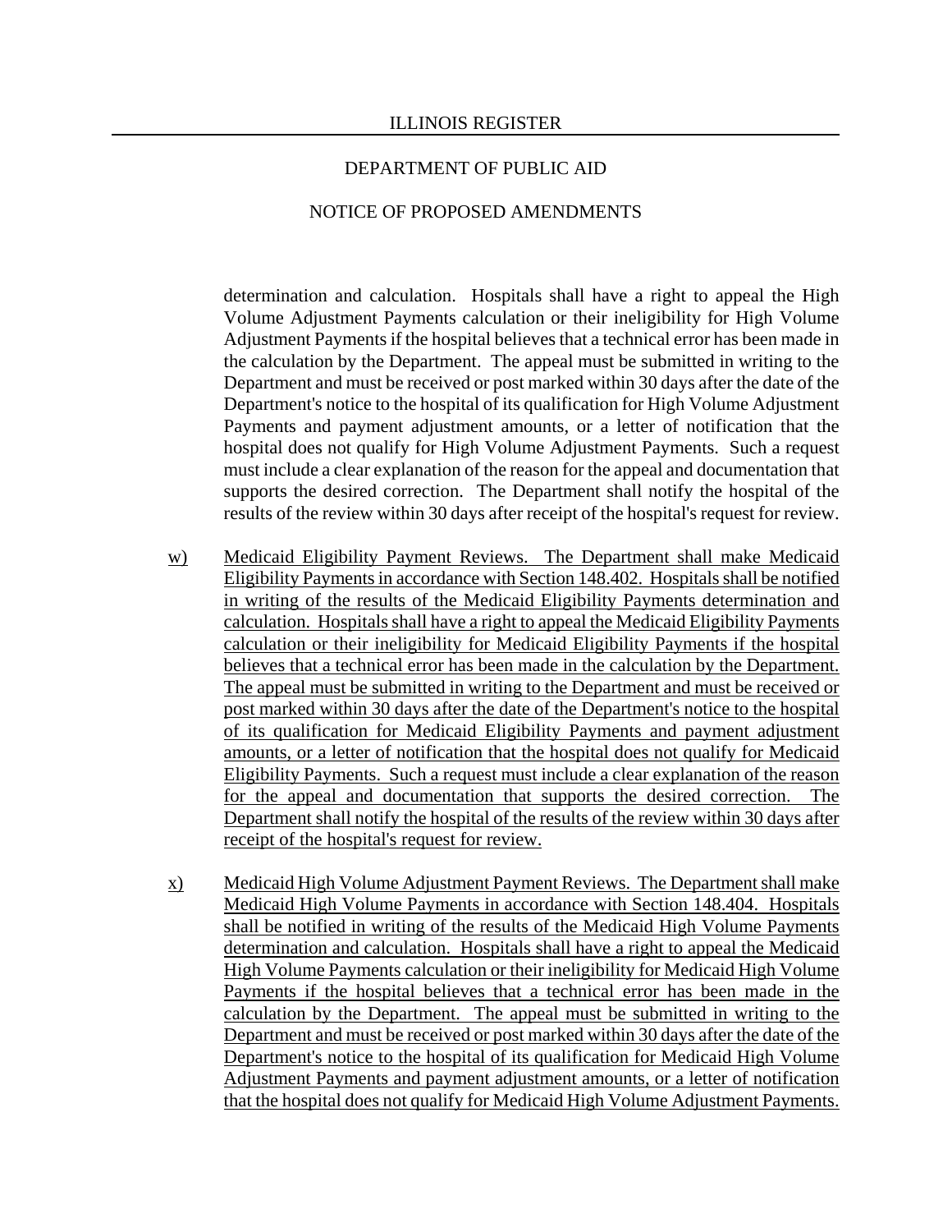determination and calculation. Hospitals shall have a right to appeal the High Volume Adjustment Payments calculation or their ineligibility for High Volume Adjustment Payments if the hospital believes that a technical error has been made in the calculation by the Department. The appeal must be submitted in writing to the Department and must be received or post marked within 30 days after the date of the Department's notice to the hospital of its qualification for High Volume Adjustment Payments and payment adjustment amounts, or a letter of notification that the hospital does not qualify for High Volume Adjustment Payments. Such a request must include a clear explanation of the reason for the appeal and documentation that supports the desired correction. The Department shall notify the hospital of the results of the review within 30 days after receipt of the hospital's request for review.

w) Medicaid Eligibility Payment Reviews. The Department shall make Medicaid Eligibility Payments in accordance with Section 148.402. Hospitals shall be notified in writing of the results of the Medicaid Eligibility Payments determination and calculation. Hospitals shall have a right to appeal the Medicaid Eligibility Payments calculation or their ineligibility for Medicaid Eligibility Payments if the hospital believes that a technical error has been made in the calculation by the Department. The appeal must be submitted in writing to the Department and must be received or post marked within 30 days after the date of the Department's notice to the hospital of its qualification for Medicaid Eligibility Payments and payment adjustment amounts, or a letter of notification that the hospital does not qualify for Medicaid Eligibility Payments. Such a request must include a clear explanation of the reason for the appeal and documentation that supports the desired correction. The Department shall notify the hospital of the results of the review within 30 days after receipt of the hospital's request for review.

x) Medicaid High Volume Adjustment Payment Reviews. The Department shall make Medicaid High Volume Payments in accordance with Section 148.404. Hospitals shall be notified in writing of the results of the Medicaid High Volume Payments determination and calculation. Hospitals shall have a right to appeal the Medicaid High Volume Payments calculation or their ineligibility for Medicaid High Volume Payments if the hospital believes that a technical error has been made in the calculation by the Department. The appeal must be submitted in writing to the Department and must be received or post marked within 30 days after the date of the Department's notice to the hospital of its qualification for Medicaid High Volume Adjustment Payments and payment adjustment amounts, or a letter of notification that the hospital does not qualify for Medicaid High Volume Adjustment Payments.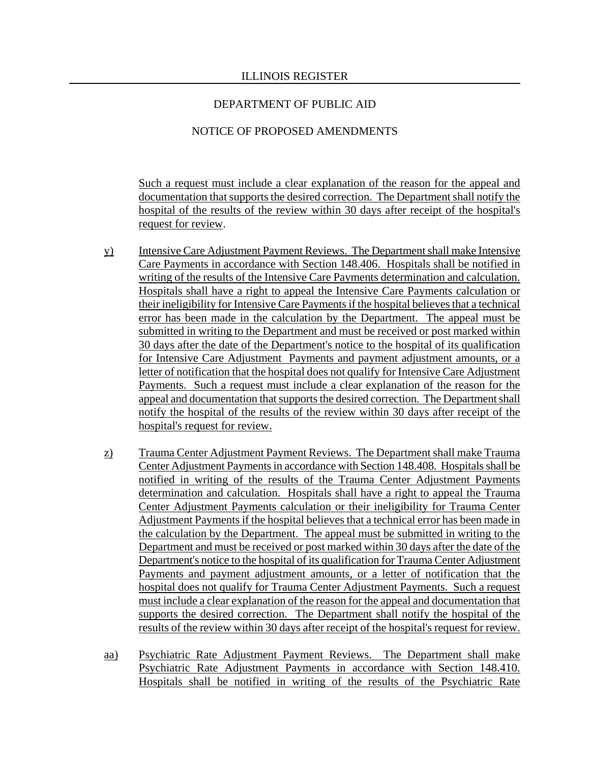Such a request must include a clear explanation of the reason for the appeal and documentation that supports the desired correction. The Department shall notify the hospital of the results of the review within 30 days after receipt of the hospital's request for review.

y) Intensive Care Adjustment Payment Reviews. The Department shall make Intensive Care Payments in accordance with Section 148.406. Hospitals shall be notified in writing of the results of the Intensive Care Payments determination and calculation. Hospitals shall have a right to appeal the Intensive Care Payments calculation or their ineligibility for Intensive Care Payments if the hospital believes that a technical error has been made in the calculation by the Department. The appeal must be submitted in writing to the Department and must be received or post marked within 30 days after the date of the Department's notice to the hospital of its qualification for Intensive Care Adjustment Payments and payment adjustment amounts, or a letter of notification that the hospital does not qualify for Intensive Care Adjustment Payments. Such a request must include a clear explanation of the reason for the appeal and documentation that supports the desired correction. The Department shall notify the hospital of the results of the review within 30 days after receipt of the hospital's request for review.

z) Trauma Center Adjustment Payment Reviews. The Department shall make Trauma Center Adjustment Payments in accordance with Section 148.408. Hospitals shall be notified in writing of the results of the Trauma Center Adjustment Payments determination and calculation. Hospitals shall have a right to appeal the Trauma Center Adjustment Payments calculation or their ineligibility for Trauma Center Adjustment Payments if the hospital believes that a technical error has been made in the calculation by the Department. The appeal must be submitted in writing to the Department and must be received or post marked within 30 days after the date of the Department's notice to the hospital of its qualification for Trauma Center Adjustment Payments and payment adjustment amounts, or a letter of notification that the hospital does not qualify for Trauma Center Adjustment Payments. Such a request must include a clear explanation of the reason for the appeal and documentation that supports the desired correction. The Department shall notify the hospital of the results of the review within 30 days after receipt of the hospital's request for review.

aa) Psychiatric Rate Adjustment Payment Reviews. The Department shall make Psychiatric Rate Adjustment Payments in accordance with Section 148.410. Hospitals shall be notified in writing of the results of the Psychiatric Rate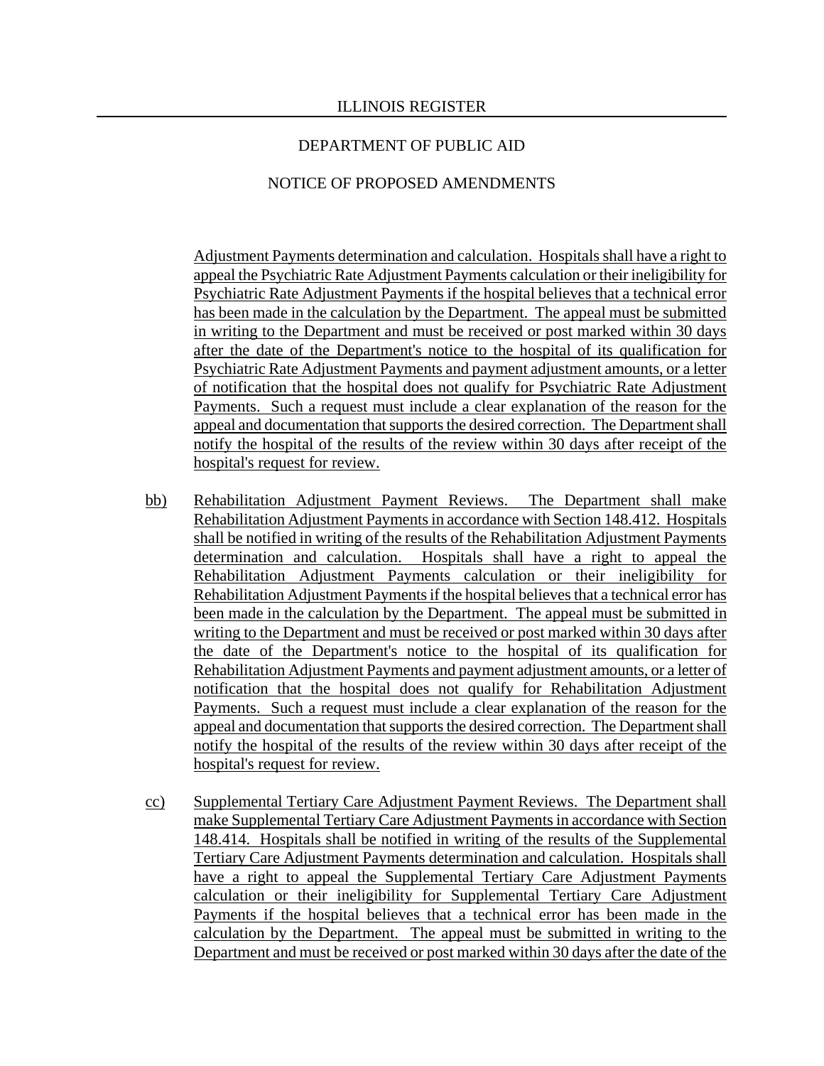Adjustment Payments determination and calculation. Hospitals shall have a right to appeal the Psychiatric Rate Adjustment Payments calculation or their ineligibility for Psychiatric Rate Adjustment Payments if the hospital believes that a technical error has been made in the calculation by the Department. The appeal must be submitted in writing to the Department and must be received or post marked within 30 days after the date of the Department's notice to the hospital of its qualification for Psychiatric Rate Adjustment Payments and payment adjustment amounts, or a letter of notification that the hospital does not qualify for Psychiatric Rate Adjustment Payments. Such a request must include a clear explanation of the reason for the appeal and documentation that supports the desired correction. The Department shall notify the hospital of the results of the review within 30 days after receipt of the hospital's request for review.

bb) Rehabilitation Adjustment Payment Reviews. The Department shall make Rehabilitation Adjustment Payments in accordance with Section 148.412. Hospitals shall be notified in writing of the results of the Rehabilitation Adjustment Payments determination and calculation. Hospitals shall have a right to appeal the Rehabilitation Adjustment Payments calculation or their ineligibility for Rehabilitation Adjustment Payments if the hospital believes that a technical error has been made in the calculation by the Department. The appeal must be submitted in writing to the Department and must be received or post marked within 30 days after the date of the Department's notice to the hospital of its qualification for Rehabilitation Adjustment Payments and payment adjustment amounts, or a letter of notification that the hospital does not qualify for Rehabilitation Adjustment Payments. Such a request must include a clear explanation of the reason for the appeal and documentation that supports the desired correction. The Department shall notify the hospital of the results of the review within 30 days after receipt of the hospital's request for review.

cc) Supplemental Tertiary Care Adjustment Payment Reviews. The Department shall make Supplemental Tertiary Care Adjustment Payments in accordance with Section 148.414. Hospitals shall be notified in writing of the results of the Supplemental Tertiary Care Adjustment Payments determination and calculation. Hospitals shall have a right to appeal the Supplemental Tertiary Care Adjustment Payments calculation or their ineligibility for Supplemental Tertiary Care Adjustment Payments if the hospital believes that a technical error has been made in the calculation by the Department. The appeal must be submitted in writing to the Department and must be received or post marked within 30 days after the date of the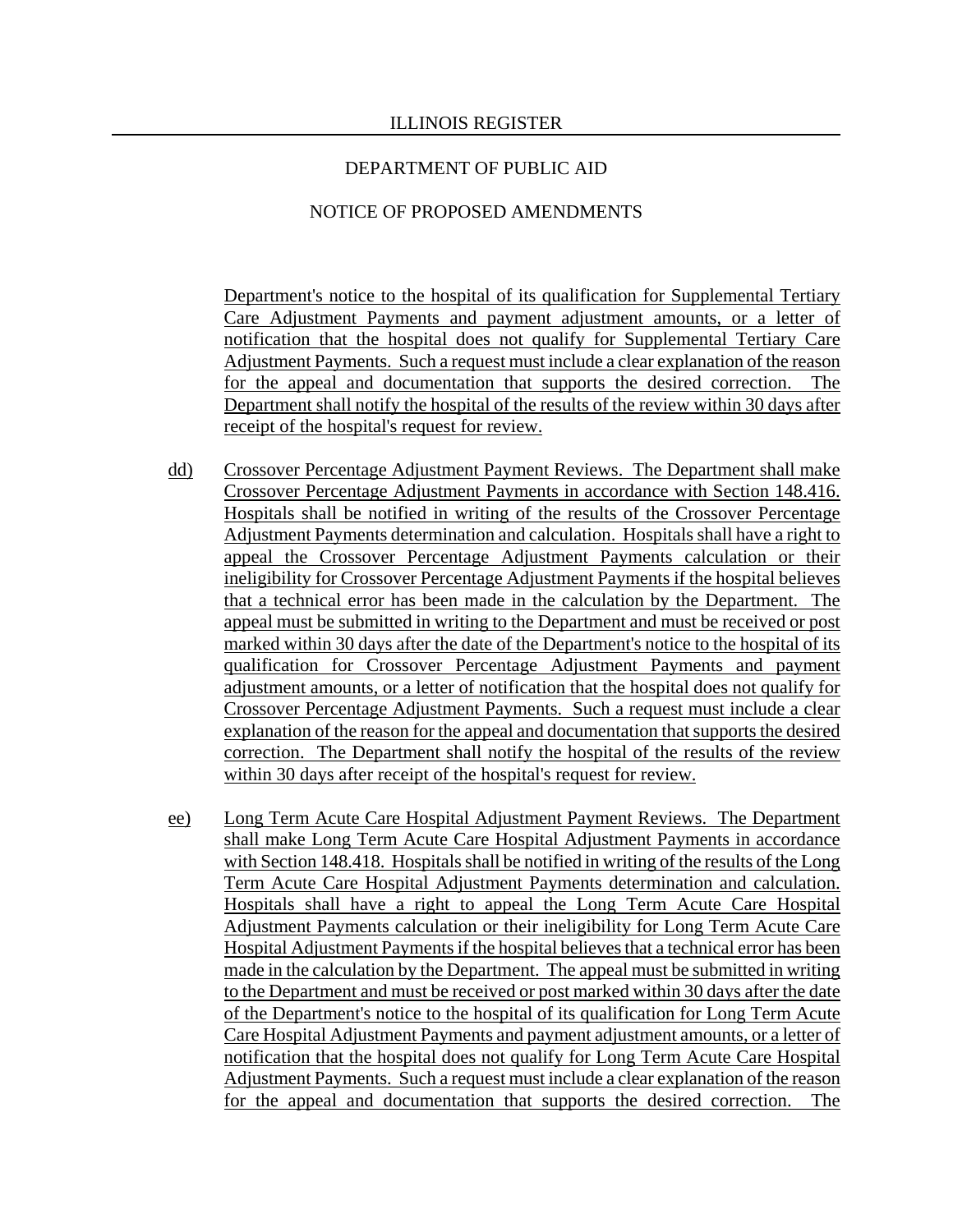Department's notice to the hospital of its qualification for Supplemental Tertiary Care Adjustment Payments and payment adjustment amounts, or a letter of notification that the hospital does not qualify for Supplemental Tertiary Care Adjustment Payments. Such a request must include a clear explanation of the reason for the appeal and documentation that supports the desired correction. The Department shall notify the hospital of the results of the review within 30 days after receipt of the hospital's request for review.

dd) Crossover Percentage Adjustment Payment Reviews. The Department shall make Crossover Percentage Adjustment Payments in accordance with Section 148.416. Hospitals shall be notified in writing of the results of the Crossover Percentage Adjustment Payments determination and calculation. Hospitals shall have a right to appeal the Crossover Percentage Adjustment Payments calculation or their ineligibility for Crossover Percentage Adjustment Payments if the hospital believes that a technical error has been made in the calculation by the Department. The appeal must be submitted in writing to the Department and must be received or post marked within 30 days after the date of the Department's notice to the hospital of its qualification for Crossover Percentage Adjustment Payments and payment adjustment amounts, or a letter of notification that the hospital does not qualify for Crossover Percentage Adjustment Payments. Such a request must include a clear explanation of the reason for the appeal and documentation that supports the desired correction. The Department shall notify the hospital of the results of the review within 30 days after receipt of the hospital's request for review.

ee) Long Term Acute Care Hospital Adjustment Payment Reviews. The Department shall make Long Term Acute Care Hospital Adjustment Payments in accordance with Section 148.418. Hospitals shall be notified in writing of the results of the Long Term Acute Care Hospital Adjustment Payments determination and calculation. Hospitals shall have a right to appeal the Long Term Acute Care Hospital Adjustment Payments calculation or their ineligibility for Long Term Acute Care Hospital Adjustment Payments if the hospital believes that a technical error has been made in the calculation by the Department. The appeal must be submitted in writing to the Department and must be received or post marked within 30 days after the date of the Department's notice to the hospital of its qualification for Long Term Acute Care Hospital Adjustment Payments and payment adjustment amounts, or a letter of notification that the hospital does not qualify for Long Term Acute Care Hospital Adjustment Payments. Such a request must include a clear explanation of the reason for the appeal and documentation that supports the desired correction. The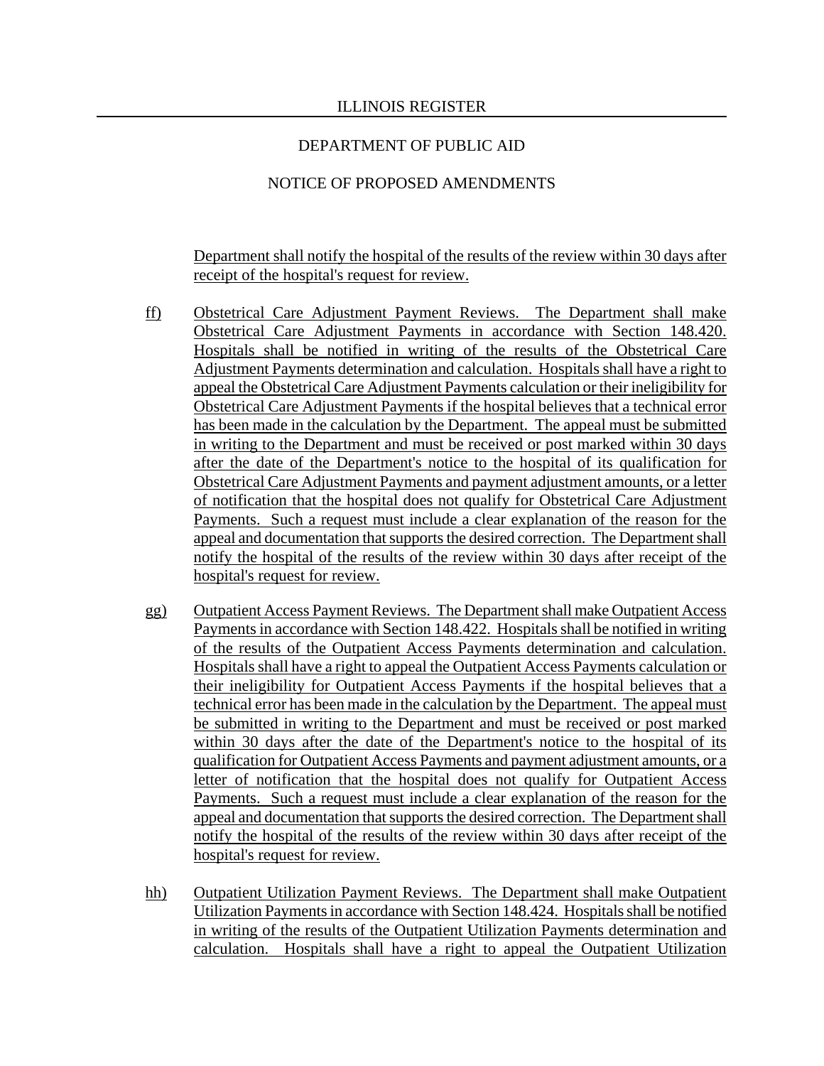Department shall notify the hospital of the results of the review within 30 days after receipt of the hospital's request for review.

ff) Obstetrical Care Adjustment Payment Reviews. The Department shall make Obstetrical Care Adjustment Payments in accordance with Section 148.420. Hospitals shall be notified in writing of the results of the Obstetrical Care Adjustment Payments determination and calculation. Hospitals shall have a right to appeal the Obstetrical Care Adjustment Payments calculation or their ineligibility for Obstetrical Care Adjustment Payments if the hospital believes that a technical error has been made in the calculation by the Department. The appeal must be submitted in writing to the Department and must be received or post marked within 30 days after the date of the Department's notice to the hospital of its qualification for Obstetrical Care Adjustment Payments and payment adjustment amounts, or a letter of notification that the hospital does not qualify for Obstetrical Care Adjustment Payments. Such a request must include a clear explanation of the reason for the appeal and documentation that supports the desired correction. The Department shall notify the hospital of the results of the review within 30 days after receipt of the hospital's request for review.

gg) Outpatient Access Payment Reviews. The Department shall make Outpatient Access Payments in accordance with Section 148.422. Hospitals shall be notified in writing of the results of the Outpatient Access Payments determination and calculation. Hospitals shall have a right to appeal the Outpatient Access Payments calculation or their ineligibility for Outpatient Access Payments if the hospital believes that a technical error has been made in the calculation by the Department. The appeal must be submitted in writing to the Department and must be received or post marked within 30 days after the date of the Department's notice to the hospital of its qualification for Outpatient Access Payments and payment adjustment amounts, or a letter of notification that the hospital does not qualify for Outpatient Access Payments. Such a request must include a clear explanation of the reason for the appeal and documentation that supports the desired correction. The Department shall notify the hospital of the results of the review within 30 days after receipt of the hospital's request for review.

hh) Outpatient Utilization Payment Reviews. The Department shall make Outpatient Utilization Payments in accordance with Section 148.424. Hospitals shall be notified in writing of the results of the Outpatient Utilization Payments determination and calculation. Hospitals shall have a right to appeal the Outpatient Utilization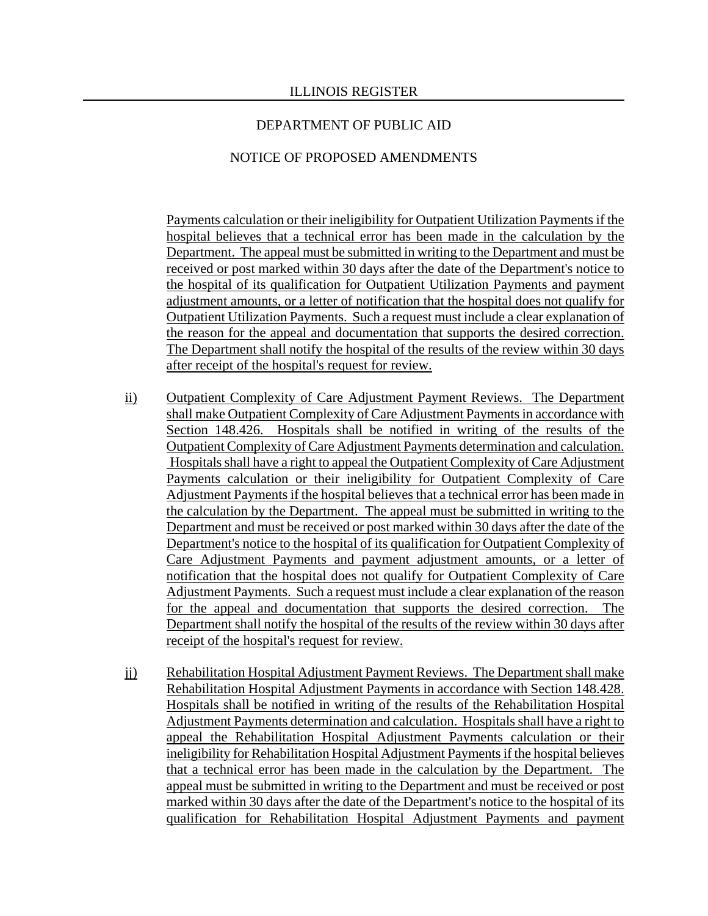Payments calculation or their ineligibility for Outpatient Utilization Payments if the hospital believes that a technical error has been made in the calculation by the Department. The appeal must be submitted in writing to the Department and must be received or post marked within 30 days after the date of the Department's notice to the hospital of its qualification for Outpatient Utilization Payments and payment adjustment amounts, or a letter of notification that the hospital does not qualify for Outpatient Utilization Payments. Such a request must include a clear explanation of the reason for the appeal and documentation that supports the desired correction. The Department shall notify the hospital of the results of the review within 30 days after receipt of the hospital's request for review.

ii) Outpatient Complexity of Care Adjustment Payment Reviews. The Department shall make Outpatient Complexity of Care Adjustment Payments in accordance with Section 148.426. Hospitals shall be notified in writing of the results of the Outpatient Complexity of Care Adjustment Payments determination and calculation. Hospitals shall have a right to appeal the Outpatient Complexity of Care Adjustment Payments calculation or their ineligibility for Outpatient Complexity of Care Adjustment Payments if the hospital believes that a technical error has been made in the calculation by the Department. The appeal must be submitted in writing to the Department and must be received or post marked within 30 days after the date of the Department's notice to the hospital of its qualification for Outpatient Complexity of Care Adjustment Payments and payment adjustment amounts, or a letter of notification that the hospital does not qualify for Outpatient Complexity of Care Adjustment Payments. Such a request must include a clear explanation of the reason for the appeal and documentation that supports the desired correction. The Department shall notify the hospital of the results of the review within 30 days after receipt of the hospital's request for review.

jj) Rehabilitation Hospital Adjustment Payment Reviews. The Department shall make Rehabilitation Hospital Adjustment Payments in accordance with Section 148.428. Hospitals shall be notified in writing of the results of the Rehabilitation Hospital Adjustment Payments determination and calculation. Hospitals shall have a right to appeal the Rehabilitation Hospital Adjustment Payments calculation or their ineligibility for Rehabilitation Hospital Adjustment Payments if the hospital believes that a technical error has been made in the calculation by the Department. The appeal must be submitted in writing to the Department and must be received or post marked within 30 days after the date of the Department's notice to the hospital of its qualification for Rehabilitation Hospital Adjustment Payments and payment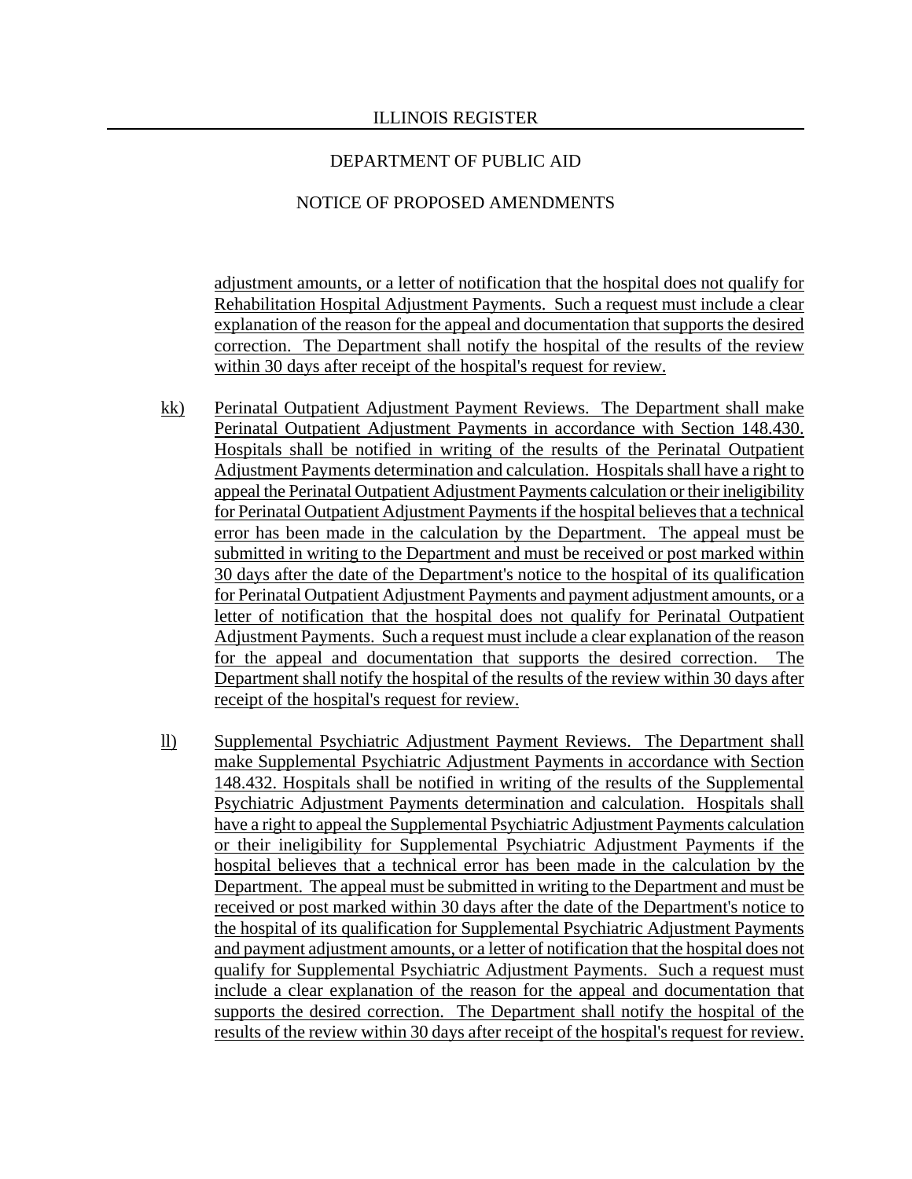adjustment amounts, or a letter of notification that the hospital does not qualify for Rehabilitation Hospital Adjustment Payments. Such a request must include a clear explanation of the reason for the appeal and documentation that supports the desired correction. The Department shall notify the hospital of the results of the review within 30 days after receipt of the hospital's request for review.

kk) Perinatal Outpatient Adjustment Payment Reviews. The Department shall make Perinatal Outpatient Adjustment Payments in accordance with Section 148.430. Hospitals shall be notified in writing of the results of the Perinatal Outpatient Adjustment Payments determination and calculation. Hospitals shall have a right to appeal the Perinatal Outpatient Adjustment Payments calculation or their ineligibility for Perinatal Outpatient Adjustment Payments if the hospital believes that a technical error has been made in the calculation by the Department. The appeal must be submitted in writing to the Department and must be received or post marked within 30 days after the date of the Department's notice to the hospital of its qualification for Perinatal Outpatient Adjustment Payments and payment adjustment amounts, or a letter of notification that the hospital does not qualify for Perinatal Outpatient Adjustment Payments. Such a request must include a clear explanation of the reason for the appeal and documentation that supports the desired correction. The Department shall notify the hospital of the results of the review within 30 days after receipt of the hospital's request for review.

ll) Supplemental Psychiatric Adjustment Payment Reviews. The Department shall make Supplemental Psychiatric Adjustment Payments in accordance with Section 148.432. Hospitals shall be notified in writing of the results of the Supplemental Psychiatric Adjustment Payments determination and calculation. Hospitals shall have a right to appeal the Supplemental Psychiatric Adjustment Payments calculation or their ineligibility for Supplemental Psychiatric Adjustment Payments if the hospital believes that a technical error has been made in the calculation by the Department. The appeal must be submitted in writing to the Department and must be received or post marked within 30 days after the date of the Department's notice to the hospital of its qualification for Supplemental Psychiatric Adjustment Payments and payment adjustment amounts, or a letter of notification that the hospital does not qualify for Supplemental Psychiatric Adjustment Payments. Such a request must include a clear explanation of the reason for the appeal and documentation that supports the desired correction. The Department shall notify the hospital of the results of the review within 30 days after receipt of the hospital's request for review.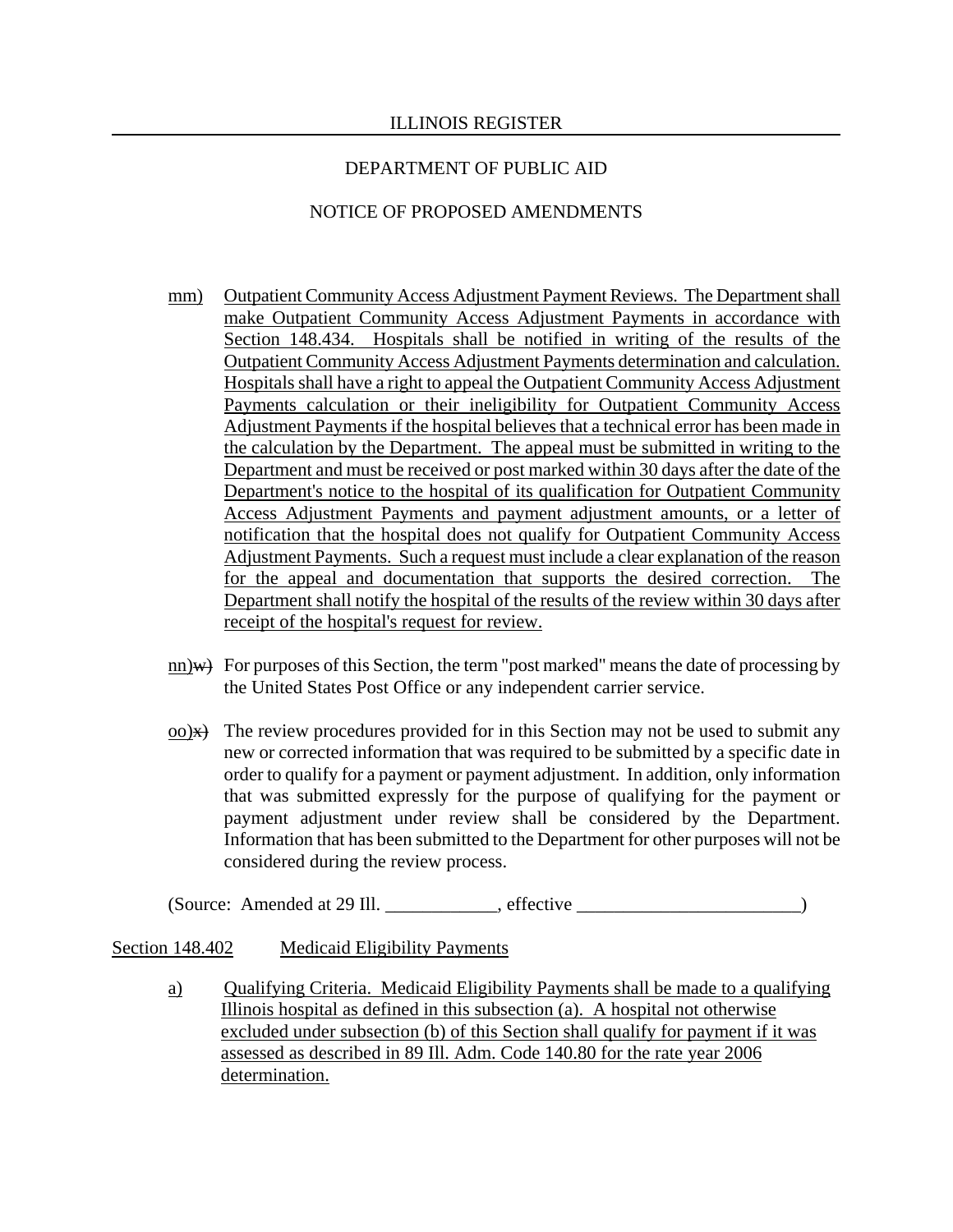mm) Outpatient Community Access Adjustment Payment Reviews. The Department shall make Outpatient Community Access Adjustment Payments in accordance with Section 148.434. Hospitals shall be notified in writing of the results of the Outpatient Community Access Adjustment Payments determination and calculation. Hospitals shall have a right to appeal the Outpatient Community Access Adjustment Payments calculation or their ineligibility for Outpatient Community Access Adjustment Payments if the hospital believes that a technical error has been made in the calculation by the Department. The appeal must be submitted in writing to the Department and must be received or post marked within 30 days after the date of the Department's notice to the hospital of its qualification for Outpatient Community Access Adjustment Payments and payment adjustment amounts, or a letter of notification that the hospital does not qualify for Outpatient Community Access Adjustment Payments. Such a request must include a clear explanation of the reason for the appeal and documentation that supports the desired correction. The Department shall notify the hospital of the results of the review within 30 days after receipt of the hospital's request for review.

nn)~~w)~~ For purposes of this Section, the term "post marked" means the date of processing by the United States Post Office or any independent carrier service.

oo)~~x)~~ The review procedures provided for in this Section may not be used to submit any new or corrected information that was required to be submitted by a specific date in order to qualify for a payment or payment adjustment. In addition, only information that was submitted expressly for the purpose of qualifying for the payment or payment adjustment under review shall be considered by the Department. Information that has been submitted to the Department for other purposes will not be considered during the review process.

(Source: Amended at 29 Ill. ____________, effective ________________________)

Section 148.402 Medicaid Eligibility Payments

a) Qualifying Criteria. Medicaid Eligibility Payments shall be made to a qualifying Illinois hospital as defined in this subsection (a). A hospital not otherwise excluded under subsection (b) of this Section shall qualify for payment if it was assessed as described in 89 Ill. Adm. Code 140.80 for the rate year 2006 determination.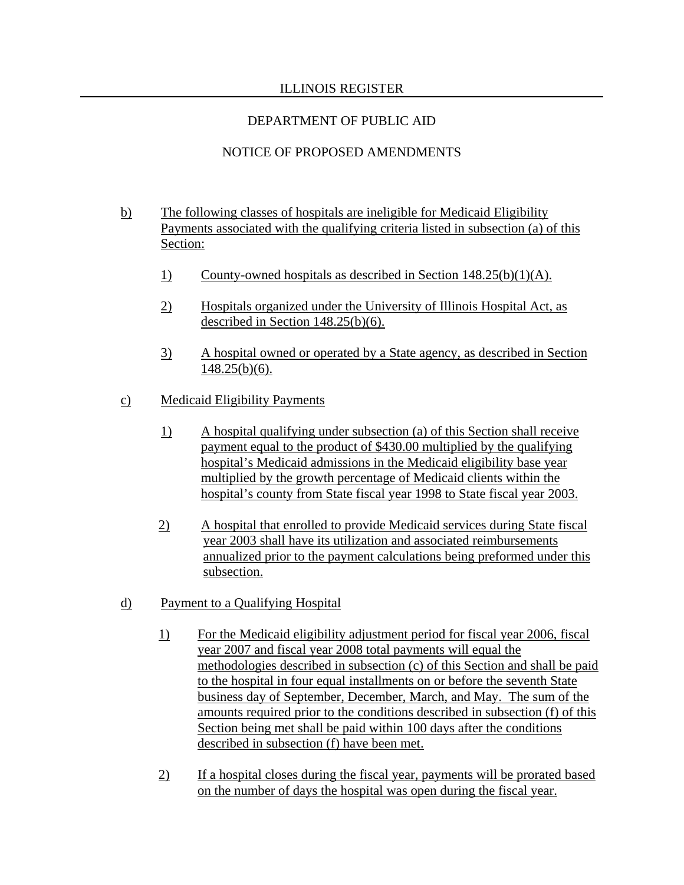b) The following classes of hospitals are ineligible for Medicaid Eligibility Payments associated with the qualifying criteria listed in subsection (a) of this Section:

   1) County-owned hospitals as described in Section 148.25(b)(1)(A).

   2) Hospitals organized under the University of Illinois Hospital Act, as described in Section 148.25(b)(6).

   3) A hospital owned or operated by a State agency, as described in Section 148.25(b)(6).

c) Medicaid Eligibility Payments

   1) A hospital qualifying under subsection (a) of this Section shall receive payment equal to the product of $430.00 multiplied by the qualifying hospital's Medicaid admissions in the Medicaid eligibility base year multiplied by the growth percentage of Medicaid clients within the hospital's county from State fiscal year 1998 to State fiscal year 2003.

   2) A hospital that enrolled to provide Medicaid services during State fiscal year 2003 shall have its utilization and associated reimbursements annualized prior to the payment calculations being preformed under this subsection.

d) Payment to a Qualifying Hospital

   1) For the Medicaid eligibility adjustment period for fiscal year 2006, fiscal year 2007 and fiscal year 2008 total payments will equal the methodologies described in subsection (c) of this Section and shall be paid to the hospital in four equal installments on or before the seventh State business day of September, December, March, and May. The sum of the amounts required prior to the conditions described in subsection (f) of this Section being met shall be paid within 100 days after the conditions described in subsection (f) have been met.

   2) If a hospital closes during the fiscal year, payments will be prorated based on the number of days the hospital was open during the fiscal year.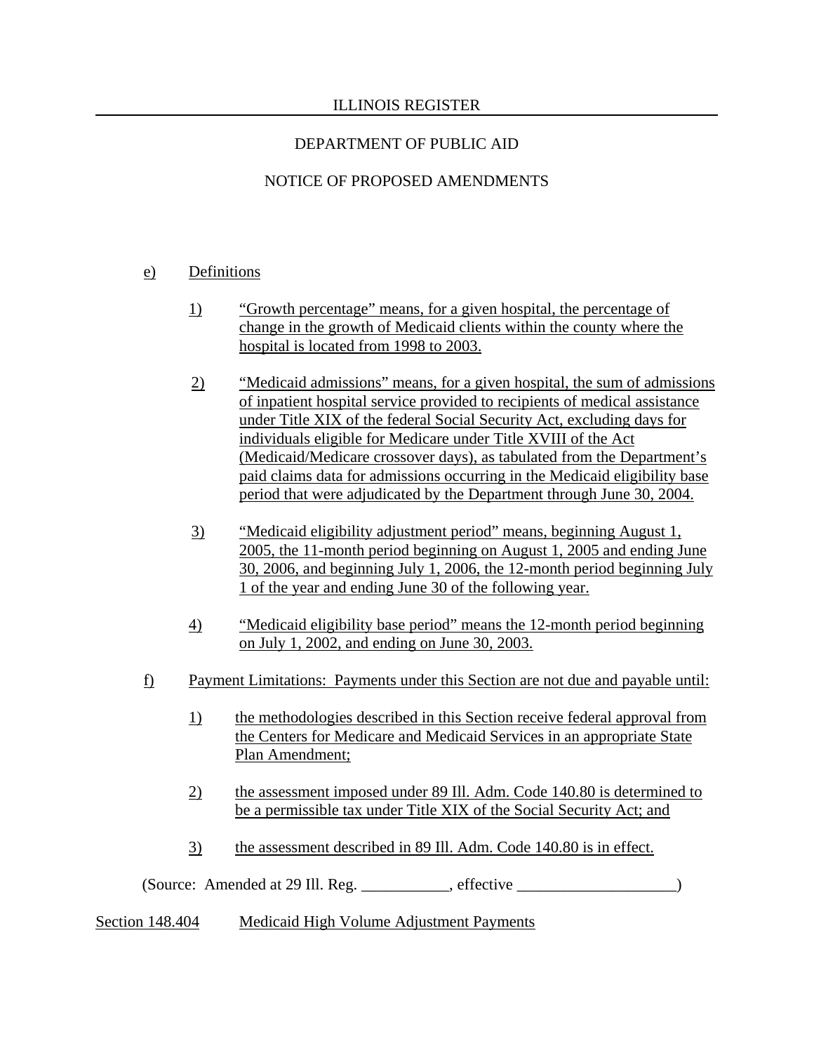e) Definitions

1) "Growth percentage" means, for a given hospital, the percentage of change in the growth of Medicaid clients within the county where the hospital is located from 1998 to 2003.

2) "Medicaid admissions" means, for a given hospital, the sum of admissions of inpatient hospital service provided to recipients of medical assistance under Title XIX of the federal Social Security Act, excluding days for individuals eligible for Medicare under Title XVIII of the Act (Medicaid/Medicare crossover days), as tabulated from the Department's paid claims data for admissions occurring in the Medicaid eligibility base period that were adjudicated by the Department through June 30, 2004.

3) "Medicaid eligibility adjustment period" means, beginning August 1, 2005, the 11-month period beginning on August 1, 2005 and ending June 30, 2006, and beginning July 1, 2006, the 12-month period beginning July 1 of the year and ending June 30 of the following year.

4) "Medicaid eligibility base period" means the 12-month period beginning on July 1, 2002, and ending on June 30, 2003.

f) Payment Limitations: Payments under this Section are not due and payable until:

1) the methodologies described in this Section receive federal approval from the Centers for Medicare and Medicaid Services in an appropriate State Plan Amendment;

2) the assessment imposed under 89 Ill. Adm. Code 140.80 is determined to be a permissible tax under Title XIX of the Social Security Act; and

3) the assessment described in 89 Ill. Adm. Code 140.80 is in effect.

(Source: Amended at 29 Ill. Reg. ___________, effective ____________________)

Section 148.404 Medicaid High Volume Adjustment Payments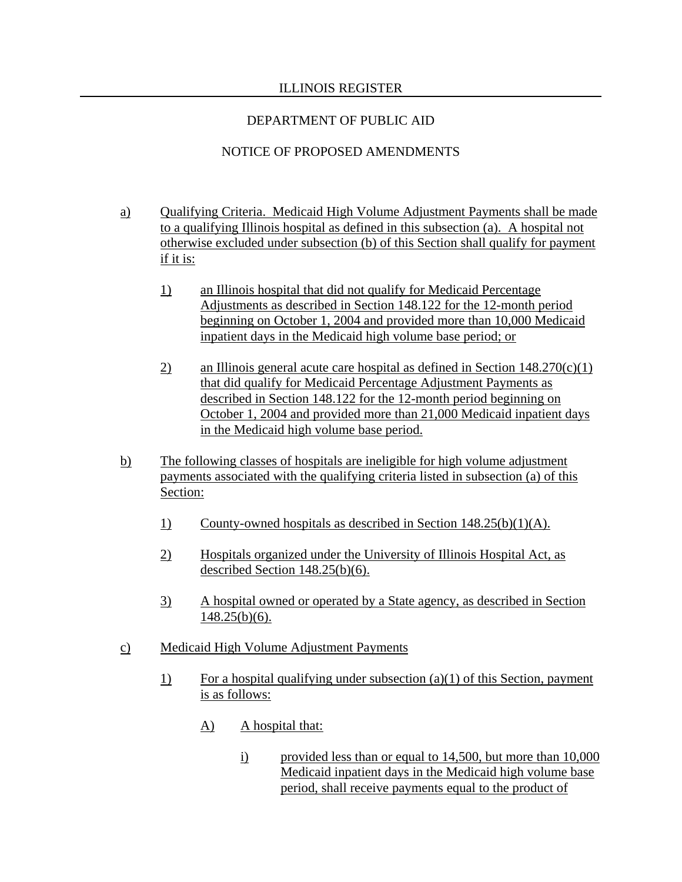a) Qualifying Criteria. Medicaid High Volume Adjustment Payments shall be made to a qualifying Illinois hospital as defined in this subsection (a). A hospital not otherwise excluded under subsection (b) of this Section shall qualify for payment if it is:

   1) an Illinois hospital that did not qualify for Medicaid Percentage Adjustments as described in Section 148.122 for the 12-month period beginning on October 1, 2004 and provided more than 10,000 Medicaid inpatient days in the Medicaid high volume base period; or

   2) an Illinois general acute care hospital as defined in Section 148.270(c)(1) that did qualify for Medicaid Percentage Adjustment Payments as described in Section 148.122 for the 12-month period beginning on October 1, 2004 and provided more than 21,000 Medicaid inpatient days in the Medicaid high volume base period.

b) The following classes of hospitals are ineligible for high volume adjustment payments associated with the qualifying criteria listed in subsection (a) of this Section:

   1) County-owned hospitals as described in Section 148.25(b)(1)(A).

   2) Hospitals organized under the University of Illinois Hospital Act, as described Section 148.25(b)(6).

   3) A hospital owned or operated by a State agency, as described in Section 148.25(b)(6).

c) Medicaid High Volume Adjustment Payments

   1) For a hospital qualifying under subsection (a)(1) of this Section, payment is as follows:

      A) A hospital that:

         i) provided less than or equal to 14,500, but more than 10,000 Medicaid inpatient days in the Medicaid high volume base period, shall receive payments equal to the product of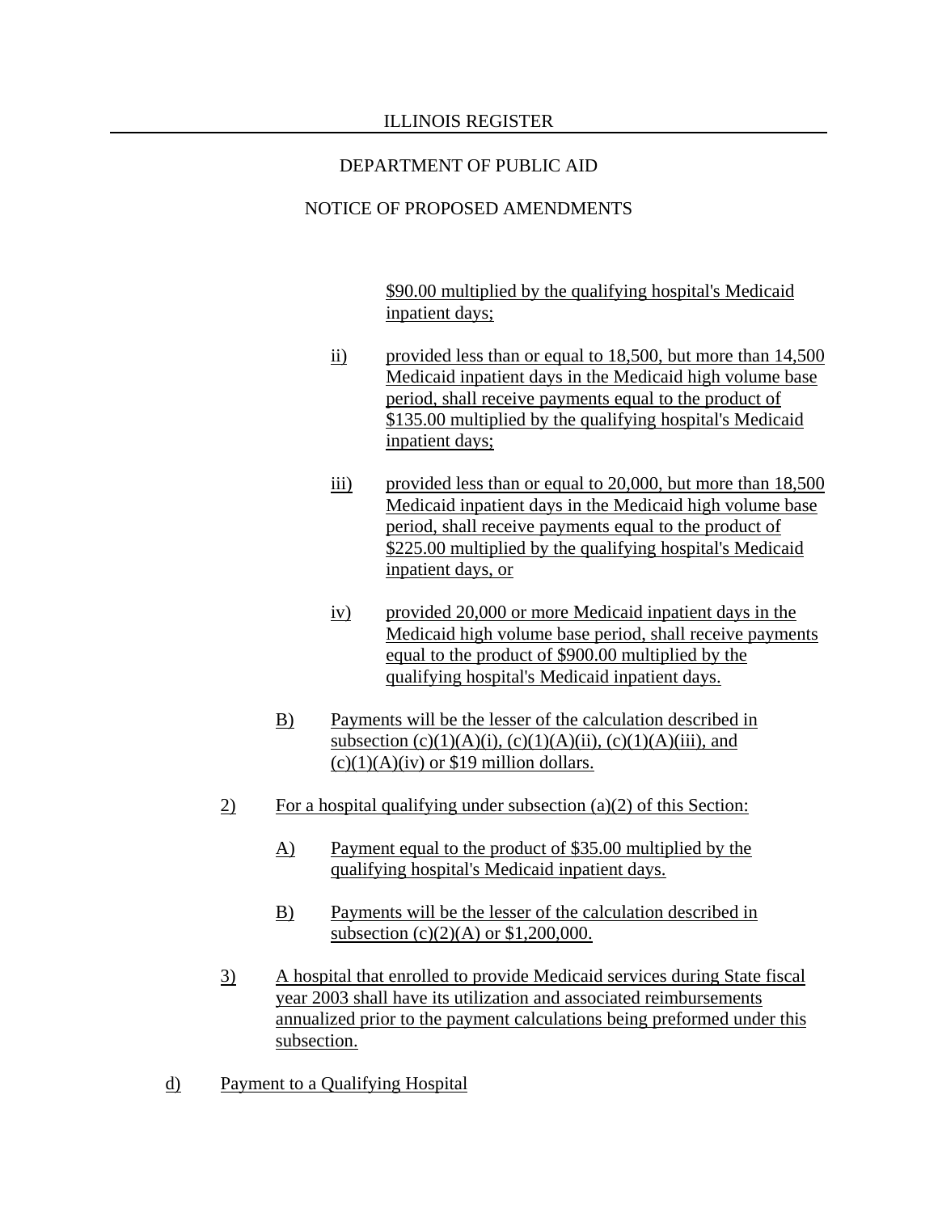$90.00 multiplied by the qualifying hospital's Medicaid inpatient days;

ii) provided less than or equal to 18,500, but more than 14,500 Medicaid inpatient days in the Medicaid high volume base period, shall receive payments equal to the product of $135.00 multiplied by the qualifying hospital's Medicaid inpatient days;

iii) provided less than or equal to 20,000, but more than 18,500 Medicaid inpatient days in the Medicaid high volume base period, shall receive payments equal to the product of $225.00 multiplied by the qualifying hospital's Medicaid inpatient days, or

iv) provided 20,000 or more Medicaid inpatient days in the Medicaid high volume base period, shall receive payments equal to the product of $900.00 multiplied by the qualifying hospital's Medicaid inpatient days.

B) Payments will be the lesser of the calculation described in subsection (c)(1)(A)(i), (c)(1)(A)(ii), (c)(1)(A)(iii), and (c)(1)(A)(iv) or $19 million dollars.

2) For a hospital qualifying under subsection (a)(2) of this Section:

A) Payment equal to the product of $35.00 multiplied by the qualifying hospital's Medicaid inpatient days.

B) Payments will be the lesser of the calculation described in subsection (c)(2)(A) or $1,200,000.

3) A hospital that enrolled to provide Medicaid services during State fiscal year 2003 shall have its utilization and associated reimbursements annualized prior to the payment calculations being preformed under this subsection.

d) Payment to a Qualifying Hospital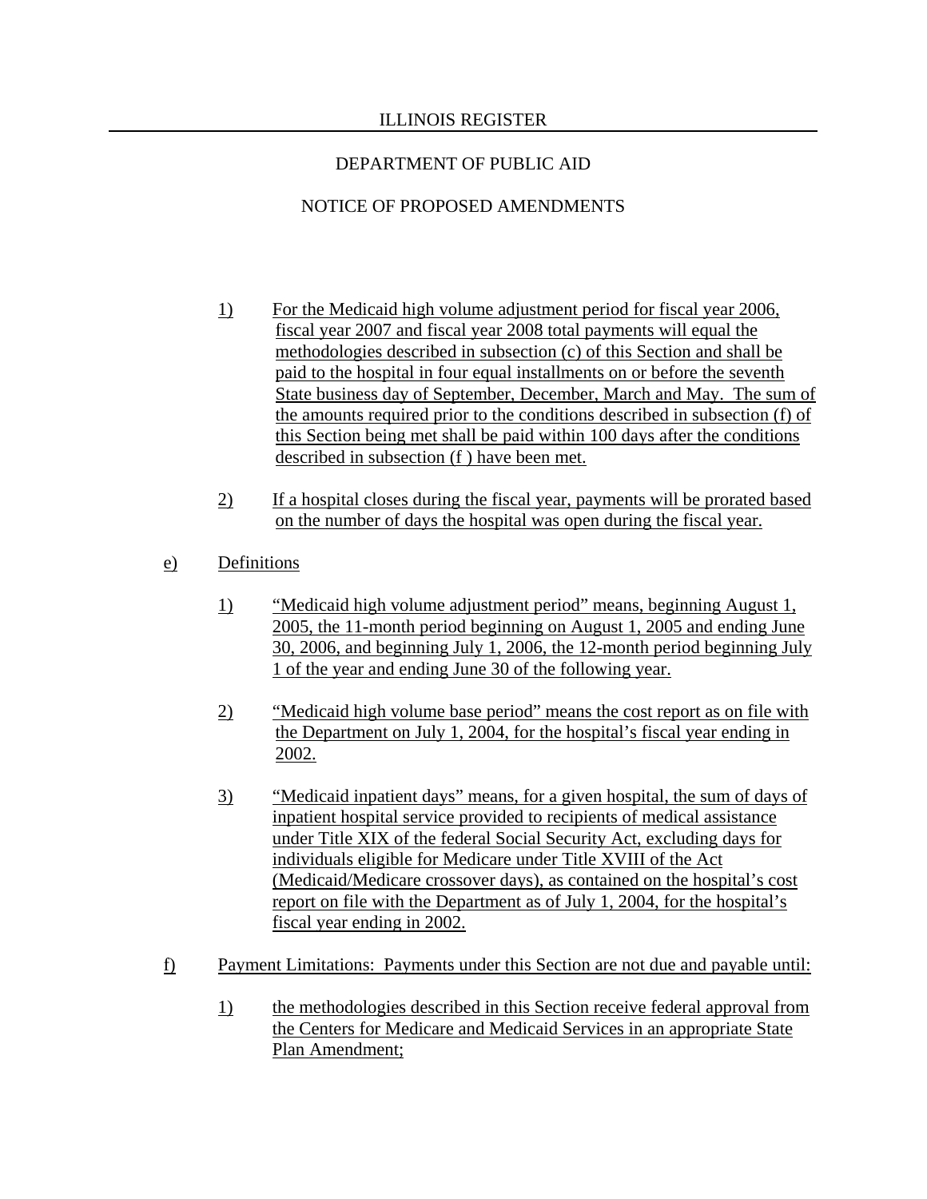1) For the Medicaid high volume adjustment period for fiscal year 2006, fiscal year 2007 and fiscal year 2008 total payments will equal the methodologies described in subsection (c) of this Section and shall be paid to the hospital in four equal installments on or before the seventh State business day of September, December, March and May. The sum of the amounts required prior to the conditions described in subsection (f) of this Section being met shall be paid within 100 days after the conditions described in subsection (f ) have been met.

2) If a hospital closes during the fiscal year, payments will be prorated based on the number of days the hospital was open during the fiscal year.

e) Definitions

1) "Medicaid high volume adjustment period" means, beginning August 1, 2005, the 11-month period beginning on August 1, 2005 and ending June 30, 2006, and beginning July 1, 2006, the 12-month period beginning July 1 of the year and ending June 30 of the following year.

2) "Medicaid high volume base period" means the cost report as on file with the Department on July 1, 2004, for the hospital's fiscal year ending in 2002.

3) "Medicaid inpatient days" means, for a given hospital, the sum of days of inpatient hospital service provided to recipients of medical assistance under Title XIX of the federal Social Security Act, excluding days for individuals eligible for Medicare under Title XVIII of the Act (Medicaid/Medicare crossover days), as contained on the hospital's cost report on file with the Department as of July 1, 2004, for the hospital's fiscal year ending in 2002.

f) Payment Limitations: Payments under this Section are not due and payable until:

1) the methodologies described in this Section receive federal approval from the Centers for Medicare and Medicaid Services in an appropriate State Plan Amendment;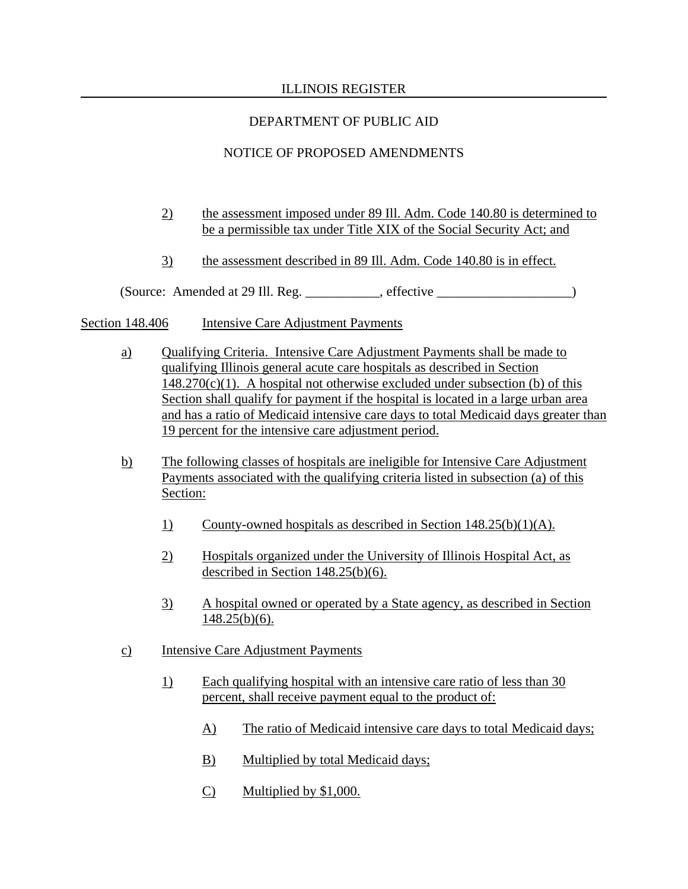2) the assessment imposed under 89 Ill. Adm. Code 140.80 is determined to be a permissible tax under Title XIX of the Social Security Act; and

3) the assessment described in 89 Ill. Adm. Code 140.80 is in effect.

(Source: Amended at 29 Ill. Reg. ___________, effective ____________________)

Section 148.406 Intensive Care Adjustment Payments

a) Qualifying Criteria. Intensive Care Adjustment Payments shall be made to qualifying Illinois general acute care hospitals as described in Section 148.270(c)(1). A hospital not otherwise excluded under subsection (b) of this Section shall qualify for payment if the hospital is located in a large urban area and has a ratio of Medicaid intensive care days to total Medicaid days greater than 19 percent for the intensive care adjustment period.

b) The following classes of hospitals are ineligible for Intensive Care Adjustment Payments associated with the qualifying criteria listed in subsection (a) of this Section:

1) County-owned hospitals as described in Section 148.25(b)(1)(A).

2) Hospitals organized under the University of Illinois Hospital Act, as described in Section 148.25(b)(6).

3) A hospital owned or operated by a State agency, as described in Section 148.25(b)(6).

c) Intensive Care Adjustment Payments

1) Each qualifying hospital with an intensive care ratio of less than 30 percent, shall receive payment equal to the product of:

A) The ratio of Medicaid intensive care days to total Medicaid days;

B) Multiplied by total Medicaid days;

C) Multiplied by $1,000.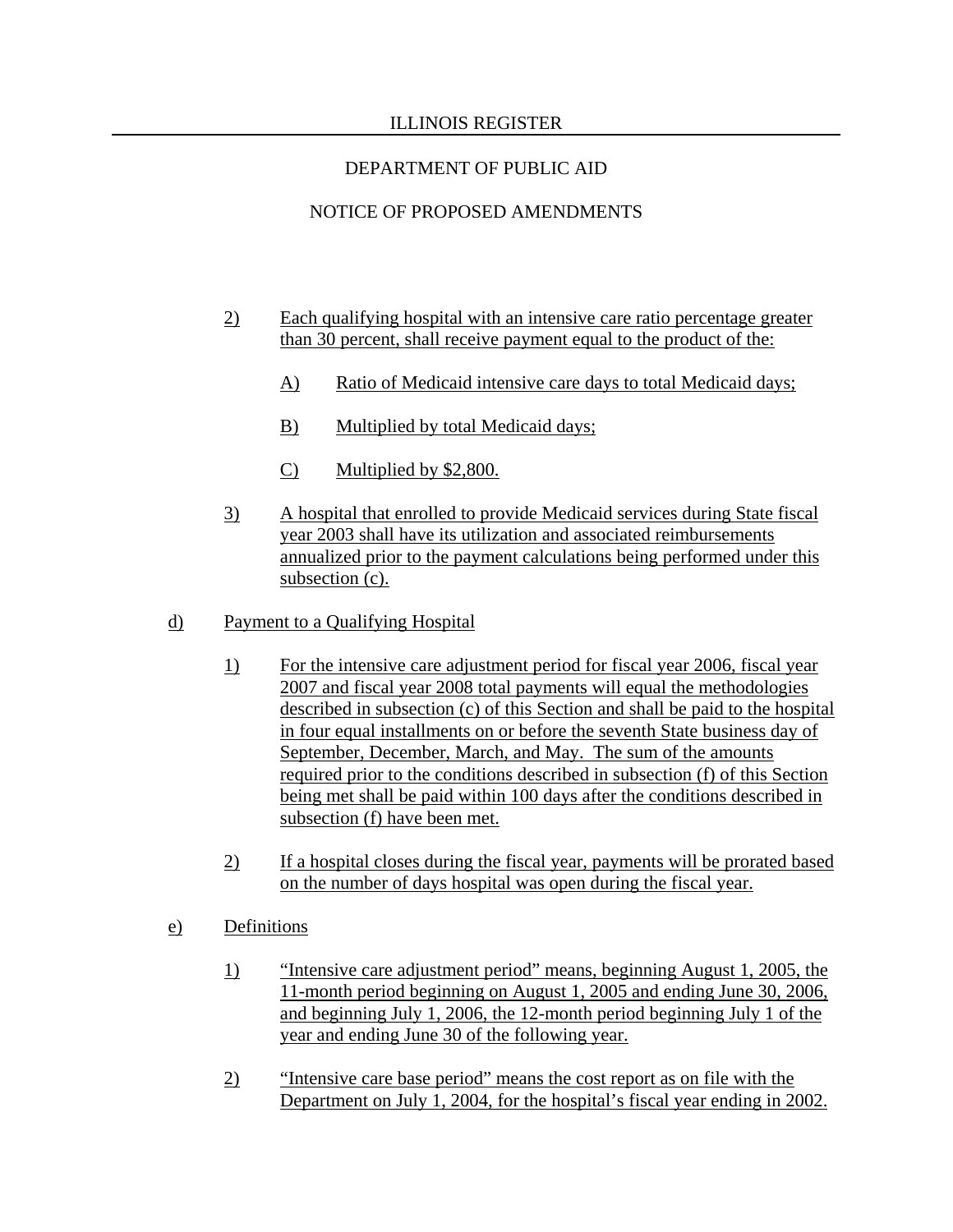2) Each qualifying hospital with an intensive care ratio percentage greater than 30 percent, shall receive payment equal to the product of the:

   A) Ratio of Medicaid intensive care days to total Medicaid days;

   B) Multiplied by total Medicaid days;

   C) Multiplied by $2,800.

3) A hospital that enrolled to provide Medicaid services during State fiscal year 2003 shall have its utilization and associated reimbursements annualized prior to the payment calculations being performed under this subsection (c).

d) Payment to a Qualifying Hospital

   1) For the intensive care adjustment period for fiscal year 2006, fiscal year 2007 and fiscal year 2008 total payments will equal the methodologies described in subsection (c) of this Section and shall be paid to the hospital in four equal installments on or before the seventh State business day of September, December, March, and May. The sum of the amounts required prior to the conditions described in subsection (f) of this Section being met shall be paid within 100 days after the conditions described in subsection (f) have been met.

   2) If a hospital closes during the fiscal year, payments will be prorated based on the number of days hospital was open during the fiscal year.

e) Definitions

   1) "Intensive care adjustment period" means, beginning August 1, 2005, the 11-month period beginning on August 1, 2005 and ending June 30, 2006, and beginning July 1, 2006, the 12-month period beginning July 1 of the year and ending June 30 of the following year.

   2) "Intensive care base period" means the cost report as on file with the Department on July 1, 2004, for the hospital's fiscal year ending in 2002.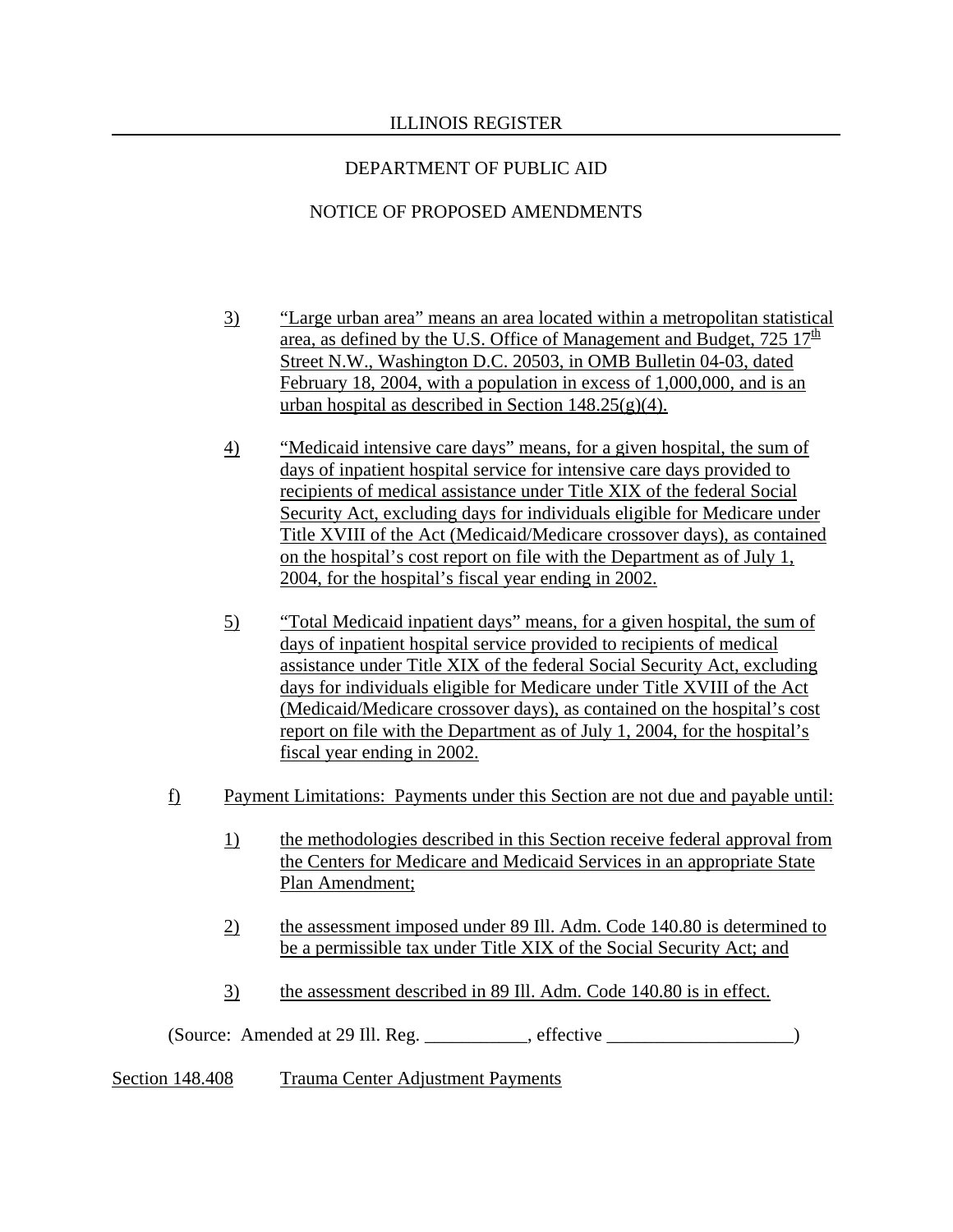3) "Large urban area" means an area located within a metropolitan statistical area, as defined by the U.S. Office of Management and Budget, 725 17th Street N.W., Washington D.C. 20503, in OMB Bulletin 04-03, dated February 18, 2004, with a population in excess of 1,000,000, and is an urban hospital as described in Section 148.25(g)(4).

4) "Medicaid intensive care days" means, for a given hospital, the sum of days of inpatient hospital service for intensive care days provided to recipients of medical assistance under Title XIX of the federal Social Security Act, excluding days for individuals eligible for Medicare under Title XVIII of the Act (Medicaid/Medicare crossover days), as contained on the hospital's cost report on file with the Department as of July 1, 2004, for the hospital's fiscal year ending in 2002.

5) "Total Medicaid inpatient days" means, for a given hospital, the sum of days of inpatient hospital service provided to recipients of medical assistance under Title XIX of the federal Social Security Act, excluding days for individuals eligible for Medicare under Title XVIII of the Act (Medicaid/Medicare crossover days), as contained on the hospital's cost report on file with the Department as of July 1, 2004, for the hospital's fiscal year ending in 2002.

f) Payment Limitations: Payments under this Section are not due and payable until:

1) the methodologies described in this Section receive federal approval from the Centers for Medicare and Medicaid Services in an appropriate State Plan Amendment;

2) the assessment imposed under 89 Ill. Adm. Code 140.80 is determined to be a permissible tax under Title XIX of the Social Security Act; and

3) the assessment described in 89 Ill. Adm. Code 140.80 is in effect.

(Source: Amended at 29 Ill. Reg. ___________, effective ____________________)

Section 148.408 Trauma Center Adjustment Payments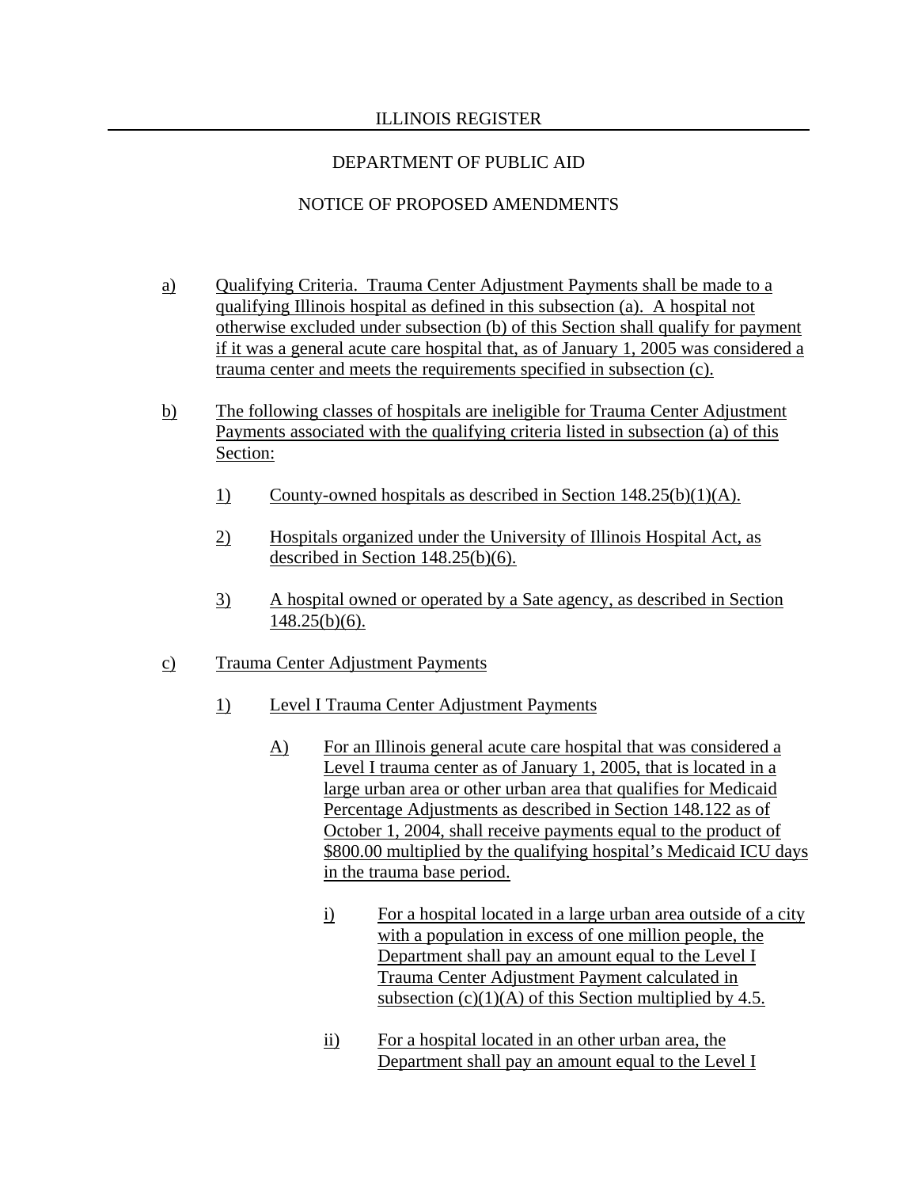a) Qualifying Criteria. Trauma Center Adjustment Payments shall be made to a qualifying Illinois hospital as defined in this subsection (a). A hospital not otherwise excluded under subsection (b) of this Section shall qualify for payment if it was a general acute care hospital that, as of January 1, 2005 was considered a trauma center and meets the requirements specified in subsection (c).

b) The following classes of hospitals are ineligible for Trauma Center Adjustment Payments associated with the qualifying criteria listed in subsection (a) of this Section:

   1) County-owned hospitals as described in Section 148.25(b)(1)(A).

   2) Hospitals organized under the University of Illinois Hospital Act, as described in Section 148.25(b)(6).

   3) A hospital owned or operated by a Sate agency, as described in Section 148.25(b)(6).

c) Trauma Center Adjustment Payments

   1) Level I Trauma Center Adjustment Payments

      A) For an Illinois general acute care hospital that was considered a Level I trauma center as of January 1, 2005, that is located in a large urban area or other urban area that qualifies for Medicaid Percentage Adjustments as described in Section 148.122 as of October 1, 2004, shall receive payments equal to the product of $800.00 multiplied by the qualifying hospital's Medicaid ICU days in the trauma base period.

         i) For a hospital located in a large urban area outside of a city with a population in excess of one million people, the Department shall pay an amount equal to the Level I Trauma Center Adjustment Payment calculated in subsection (c)(1)(A) of this Section multiplied by 4.5.

         ii) For a hospital located in an other urban area, the Department shall pay an amount equal to the Level I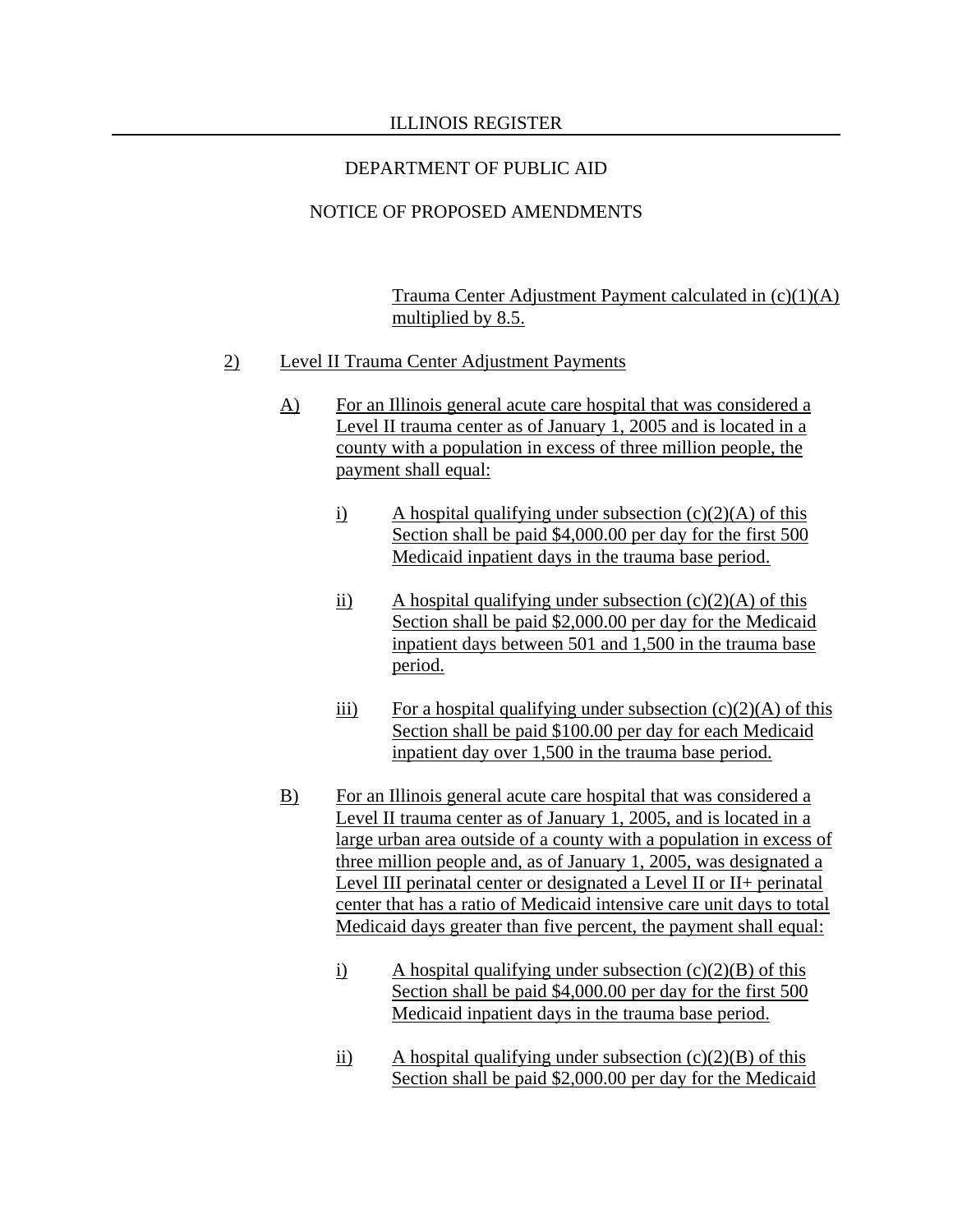Trauma Center Adjustment Payment calculated in (c)(1)(A) multiplied by 8.5.

2) Level II Trauma Center Adjustment Payments

A) For an Illinois general acute care hospital that was considered a Level II trauma center as of January 1, 2005 and is located in a county with a population in excess of three million people, the payment shall equal:

i) A hospital qualifying under subsection (c)(2)(A) of this Section shall be paid $4,000.00 per day for the first 500 Medicaid inpatient days in the trauma base period.

ii) A hospital qualifying under subsection (c)(2)(A) of this Section shall be paid $2,000.00 per day for the Medicaid inpatient days between 501 and 1,500 in the trauma base period.

iii) For a hospital qualifying under subsection (c)(2)(A) of this Section shall be paid $100.00 per day for each Medicaid inpatient day over 1,500 in the trauma base period.

B) For an Illinois general acute care hospital that was considered a Level II trauma center as of January 1, 2005, and is located in a large urban area outside of a county with a population in excess of three million people and, as of January 1, 2005, was designated a Level III perinatal center or designated a Level II or II+ perinatal center that has a ratio of Medicaid intensive care unit days to total Medicaid days greater than five percent, the payment shall equal:

i) A hospital qualifying under subsection (c)(2)(B) of this Section shall be paid $4,000.00 per day for the first 500 Medicaid inpatient days in the trauma base period.

ii) A hospital qualifying under subsection (c)(2)(B) of this Section shall be paid $2,000.00 per day for the Medicaid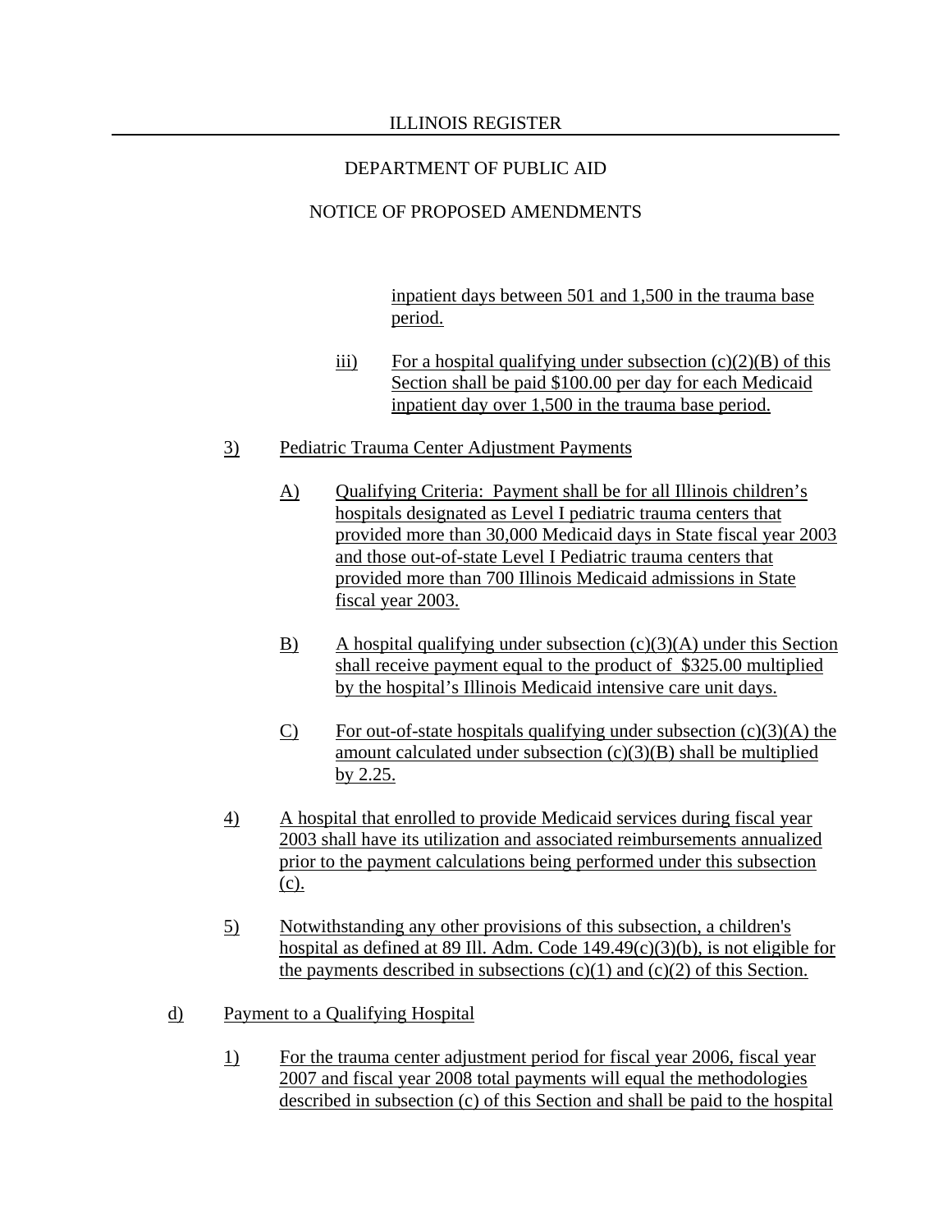inpatient days between 501 and 1,500 in the trauma base period.

iii) For a hospital qualifying under subsection (c)(2)(B) of this Section shall be paid $100.00 per day for each Medicaid inpatient day over 1,500 in the trauma base period.

3) Pediatric Trauma Center Adjustment Payments

A) Qualifying Criteria: Payment shall be for all Illinois children's hospitals designated as Level I pediatric trauma centers that provided more than 30,000 Medicaid days in State fiscal year 2003 and those out-of-state Level I Pediatric trauma centers that provided more than 700 Illinois Medicaid admissions in State fiscal year 2003.

B) A hospital qualifying under subsection (c)(3)(A) under this Section shall receive payment equal to the product of $325.00 multiplied by the hospital's Illinois Medicaid intensive care unit days.

C) For out-of-state hospitals qualifying under subsection (c)(3)(A) the amount calculated under subsection (c)(3)(B) shall be multiplied by 2.25.

4) A hospital that enrolled to provide Medicaid services during fiscal year 2003 shall have its utilization and associated reimbursements annualized prior to the payment calculations being performed under this subsection (c).

5) Notwithstanding any other provisions of this subsection, a children's hospital as defined at 89 Ill. Adm. Code 149.49(c)(3)(b), is not eligible for the payments described in subsections (c)(1) and (c)(2) of this Section.

d) Payment to a Qualifying Hospital

1) For the trauma center adjustment period for fiscal year 2006, fiscal year 2007 and fiscal year 2008 total payments will equal the methodologies described in subsection (c) of this Section and shall be paid to the hospital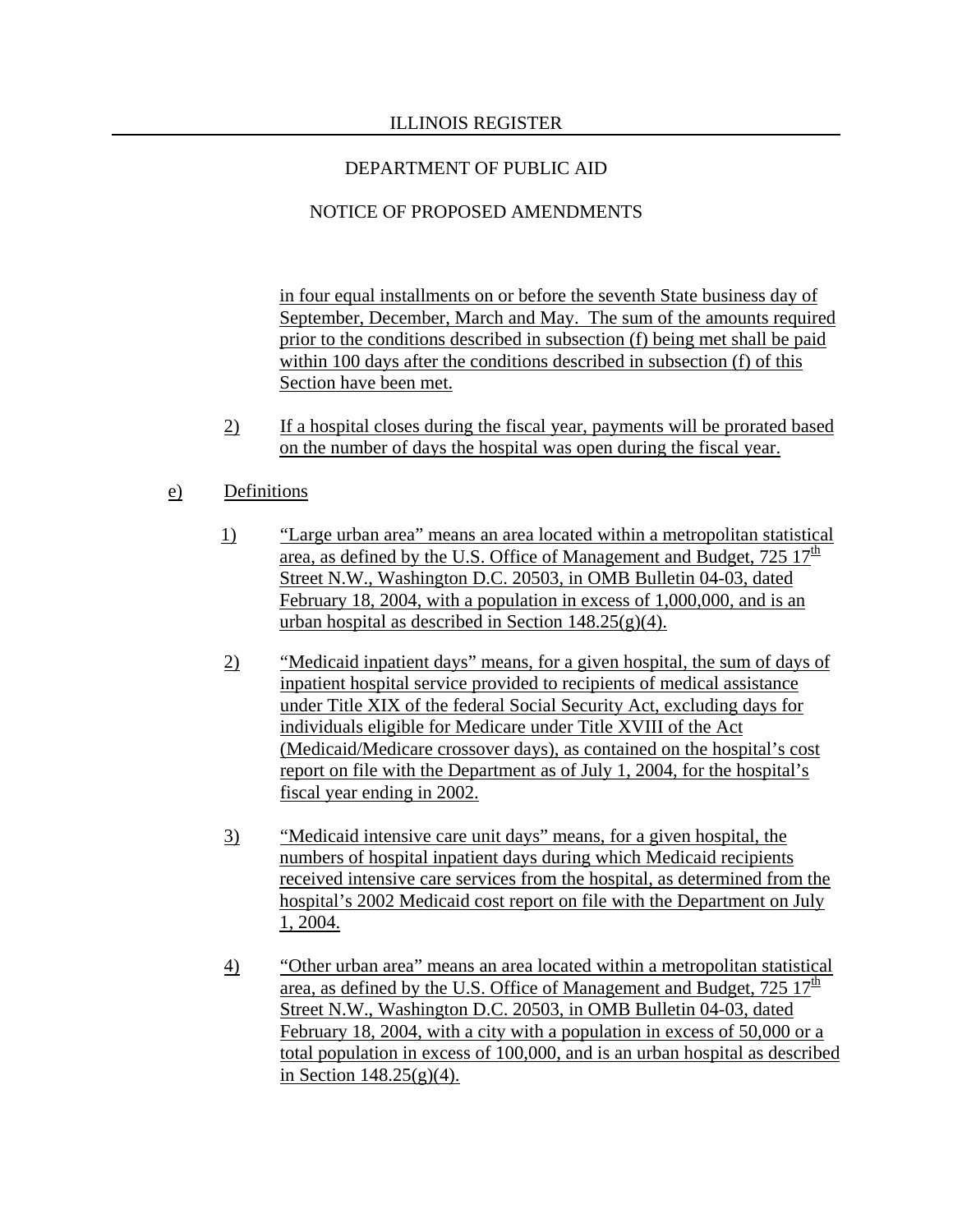in four equal installments on or before the seventh State business day of September, December, March and May. The sum of the amounts required prior to the conditions described in subsection (f) being met shall be paid within 100 days after the conditions described in subsection (f) of this Section have been met.

2) If a hospital closes during the fiscal year, payments will be prorated based on the number of days the hospital was open during the fiscal year.

e) Definitions

1) "Large urban area" means an area located within a metropolitan statistical area, as defined by the U.S. Office of Management and Budget, 725 17th Street N.W., Washington D.C. 20503, in OMB Bulletin 04-03, dated February 18, 2004, with a population in excess of 1,000,000, and is an urban hospital as described in Section 148.25(g)(4).

2) "Medicaid inpatient days" means, for a given hospital, the sum of days of inpatient hospital service provided to recipients of medical assistance under Title XIX of the federal Social Security Act, excluding days for individuals eligible for Medicare under Title XVIII of the Act (Medicaid/Medicare crossover days), as contained on the hospital's cost report on file with the Department as of July 1, 2004, for the hospital's fiscal year ending in 2002.

3) "Medicaid intensive care unit days" means, for a given hospital, the numbers of hospital inpatient days during which Medicaid recipients received intensive care services from the hospital, as determined from the hospital's 2002 Medicaid cost report on file with the Department on July 1, 2004.

4) "Other urban area" means an area located within a metropolitan statistical area, as defined by the U.S. Office of Management and Budget, 725 17th Street N.W., Washington D.C. 20503, in OMB Bulletin 04-03, dated February 18, 2004, with a city with a population in excess of 50,000 or a total population in excess of 100,000, and is an urban hospital as described in Section 148.25(g)(4).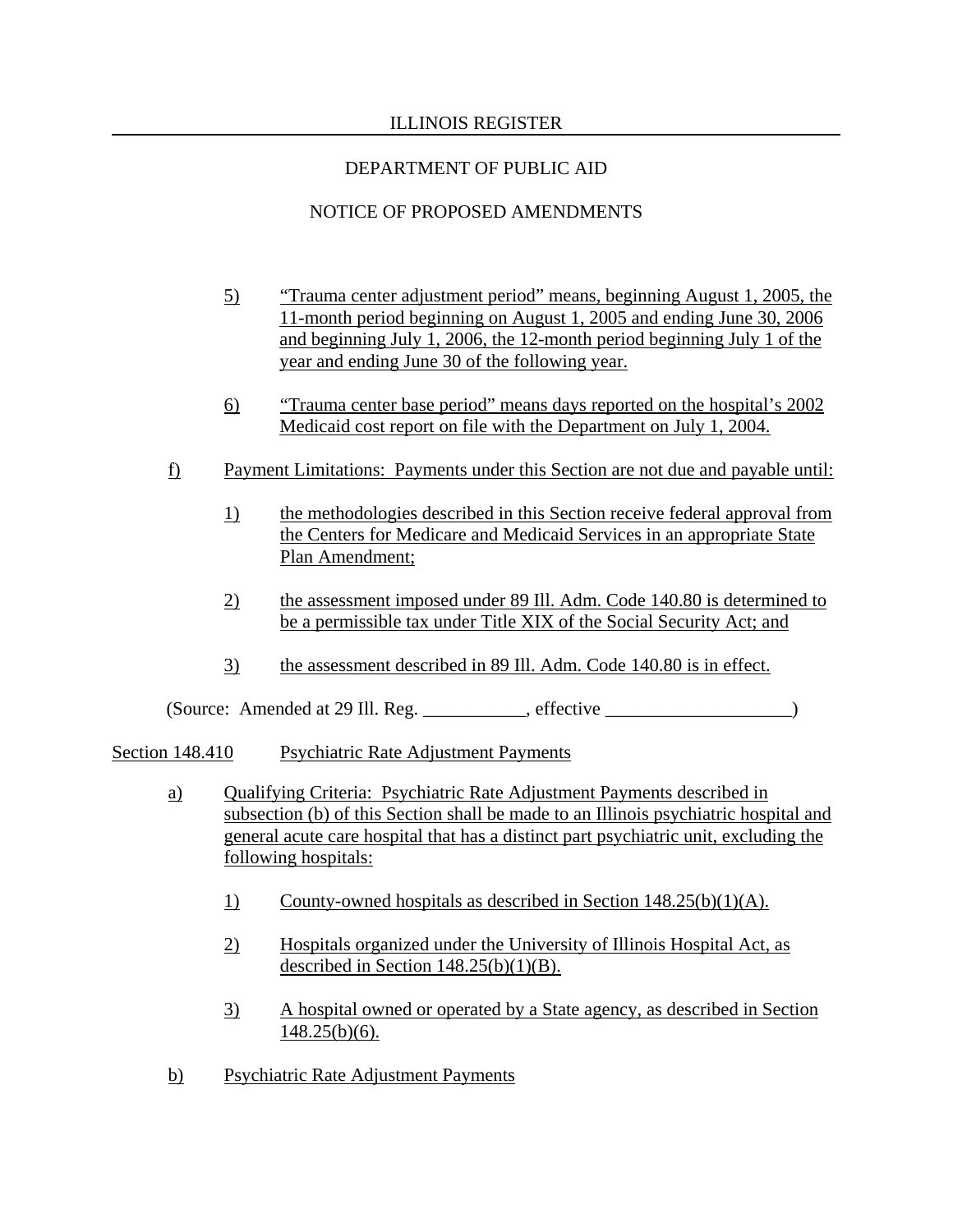5) "Trauma center adjustment period" means, beginning August 1, 2005, the 11-month period beginning on August 1, 2005 and ending June 30, 2006 and beginning July 1, 2006, the 12-month period beginning July 1 of the year and ending June 30 of the following year.

6) "Trauma center base period" means days reported on the hospital's 2002 Medicaid cost report on file with the Department on July 1, 2004.

f) Payment Limitations: Payments under this Section are not due and payable until:

1) the methodologies described in this Section receive federal approval from the Centers for Medicare and Medicaid Services in an appropriate State Plan Amendment;

2) the assessment imposed under 89 Ill. Adm. Code 140.80 is determined to be a permissible tax under Title XIX of the Social Security Act; and

3) the assessment described in 89 Ill. Adm. Code 140.80 is in effect.

(Source: Amended at 29 Ill. Reg. ___________, effective ____________________)

Section 148.410 Psychiatric Rate Adjustment Payments

a) Qualifying Criteria: Psychiatric Rate Adjustment Payments described in subsection (b) of this Section shall be made to an Illinois psychiatric hospital and general acute care hospital that has a distinct part psychiatric unit, excluding the following hospitals:

1) County-owned hospitals as described in Section 148.25(b)(1)(A).

2) Hospitals organized under the University of Illinois Hospital Act, as described in Section 148.25(b)(1)(B).

3) A hospital owned or operated by a State agency, as described in Section 148.25(b)(6).

b) Psychiatric Rate Adjustment Payments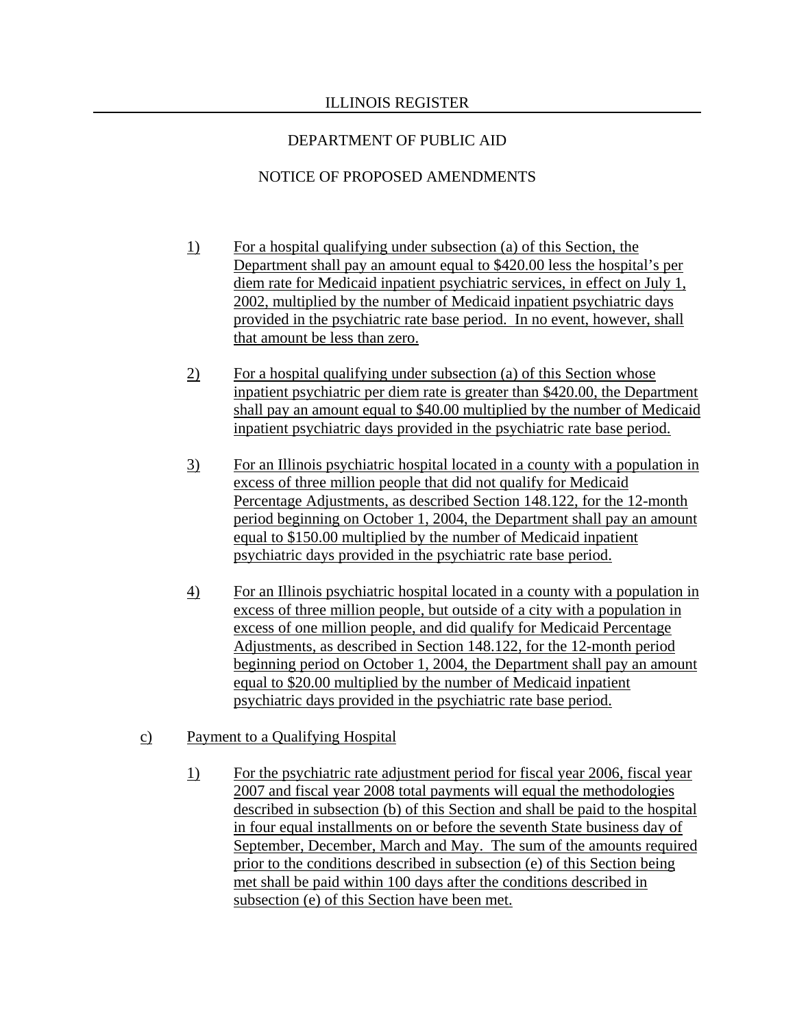1) For a hospital qualifying under subsection (a) of this Section, the Department shall pay an amount equal to $420.00 less the hospital's per diem rate for Medicaid inpatient psychiatric services, in effect on July 1, 2002, multiplied by the number of Medicaid inpatient psychiatric days provided in the psychiatric rate base period. In no event, however, shall that amount be less than zero.

2) For a hospital qualifying under subsection (a) of this Section whose inpatient psychiatric per diem rate is greater than $420.00, the Department shall pay an amount equal to $40.00 multiplied by the number of Medicaid inpatient psychiatric days provided in the psychiatric rate base period.

3) For an Illinois psychiatric hospital located in a county with a population in excess of three million people that did not qualify for Medicaid Percentage Adjustments, as described Section 148.122, for the 12-month period beginning on October 1, 2004, the Department shall pay an amount equal to $150.00 multiplied by the number of Medicaid inpatient psychiatric days provided in the psychiatric rate base period.

4) For an Illinois psychiatric hospital located in a county with a population in excess of three million people, but outside of a city with a population in excess of one million people, and did qualify for Medicaid Percentage Adjustments, as described in Section 148.122, for the 12-month period beginning period on October 1, 2004, the Department shall pay an amount equal to $20.00 multiplied by the number of Medicaid inpatient psychiatric days provided in the psychiatric rate base period.

c) Payment to a Qualifying Hospital

1) For the psychiatric rate adjustment period for fiscal year 2006, fiscal year 2007 and fiscal year 2008 total payments will equal the methodologies described in subsection (b) of this Section and shall be paid to the hospital in four equal installments on or before the seventh State business day of September, December, March and May. The sum of the amounts required prior to the conditions described in subsection (e) of this Section being met shall be paid within 100 days after the conditions described in subsection (e) of this Section have been met.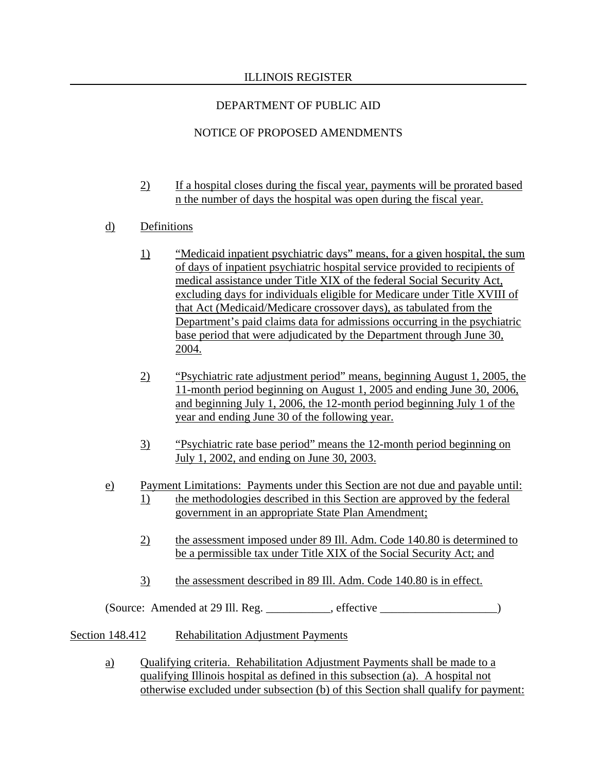2) If a hospital closes during the fiscal year, payments will be prorated based n the number of days the hospital was open during the fiscal year.

d) Definitions

1) "Medicaid inpatient psychiatric days" means, for a given hospital, the sum of days of inpatient psychiatric hospital service provided to recipients of medical assistance under Title XIX of the federal Social Security Act, excluding days for individuals eligible for Medicare under Title XVIII of that Act (Medicaid/Medicare crossover days), as tabulated from the Department's paid claims data for admissions occurring in the psychiatric base period that were adjudicated by the Department through June 30, 2004.

2) "Psychiatric rate adjustment period" means, beginning August 1, 2005, the 11-month period beginning on August 1, 2005 and ending June 30, 2006, and beginning July 1, 2006, the 12-month period beginning July 1 of the year and ending June 30 of the following year.

3) "Psychiatric rate base period" means the 12-month period beginning on July 1, 2002, and ending on June 30, 2003.

e) Payment Limitations: Payments under this Section are not due and payable until:

1) the methodologies described in this Section are approved by the federal government in an appropriate State Plan Amendment;

2) the assessment imposed under 89 Ill. Adm. Code 140.80 is determined to be a permissible tax under Title XIX of the Social Security Act; and

3) the assessment described in 89 Ill. Adm. Code 140.80 is in effect.

(Source: Amended at 29 Ill. Reg. ___________, effective ____________________)

Section 148.412 Rehabilitation Adjustment Payments

a) Qualifying criteria. Rehabilitation Adjustment Payments shall be made to a qualifying Illinois hospital as defined in this subsection (a). A hospital not otherwise excluded under subsection (b) of this Section shall qualify for payment: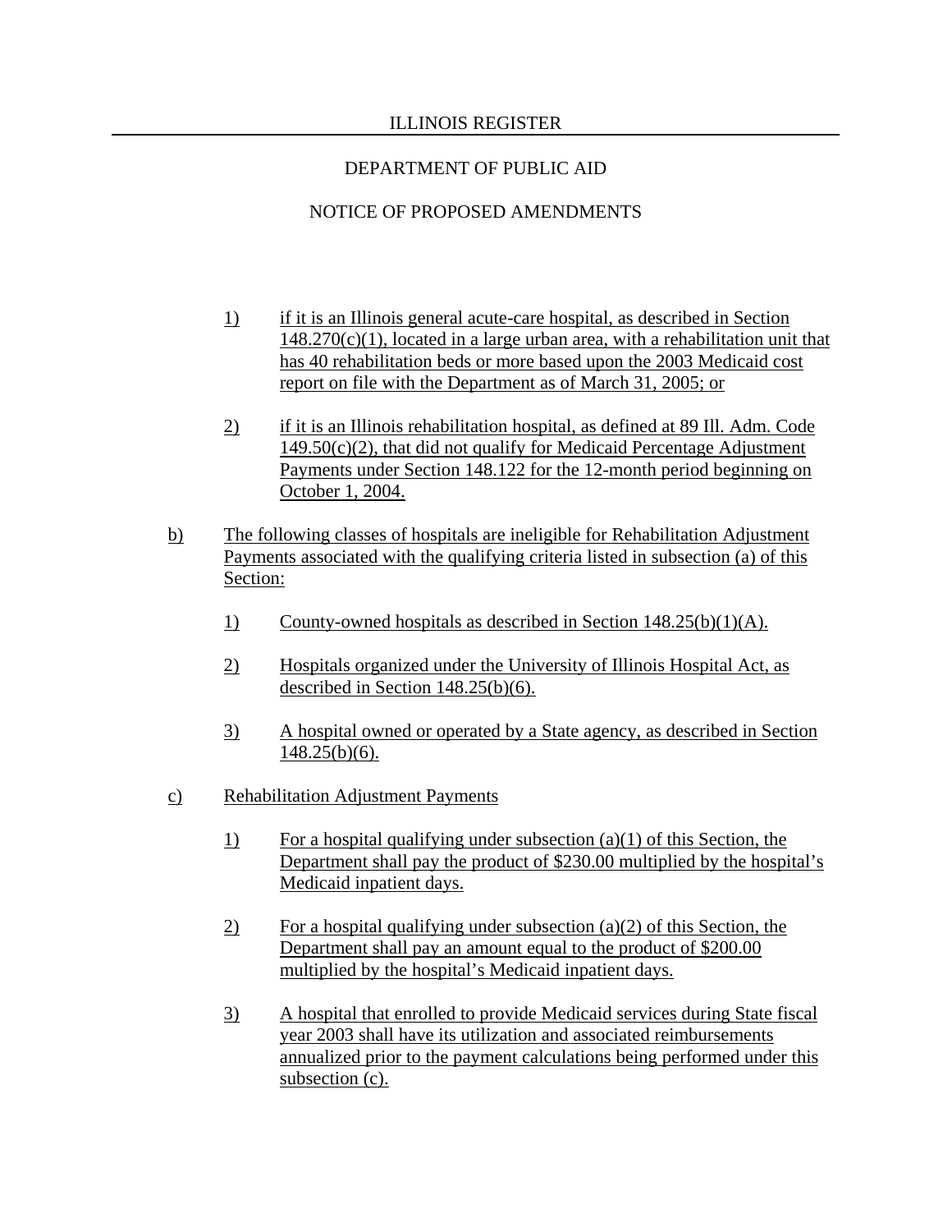1) if it is an Illinois general acute-care hospital, as described in Section 148.270(c)(1), located in a large urban area, with a rehabilitation unit that has 40 rehabilitation beds or more based upon the 2003 Medicaid cost report on file with the Department as of March 31, 2005; or

2) if it is an Illinois rehabilitation hospital, as defined at 89 Ill. Adm. Code 149.50(c)(2), that did not qualify for Medicaid Percentage Adjustment Payments under Section 148.122 for the 12-month period beginning on October 1, 2004.

b) The following classes of hospitals are ineligible for Rehabilitation Adjustment Payments associated with the qualifying criteria listed in subsection (a) of this Section:

1) County-owned hospitals as described in Section 148.25(b)(1)(A).

2) Hospitals organized under the University of Illinois Hospital Act, as described in Section 148.25(b)(6).

3) A hospital owned or operated by a State agency, as described in Section 148.25(b)(6).

c) Rehabilitation Adjustment Payments

1) For a hospital qualifying under subsection (a)(1) of this Section, the Department shall pay the product of $230.00 multiplied by the hospital's Medicaid inpatient days.

2) For a hospital qualifying under subsection (a)(2) of this Section, the Department shall pay an amount equal to the product of $200.00 multiplied by the hospital's Medicaid inpatient days.

3) A hospital that enrolled to provide Medicaid services during State fiscal year 2003 shall have its utilization and associated reimbursements annualized prior to the payment calculations being performed under this subsection (c).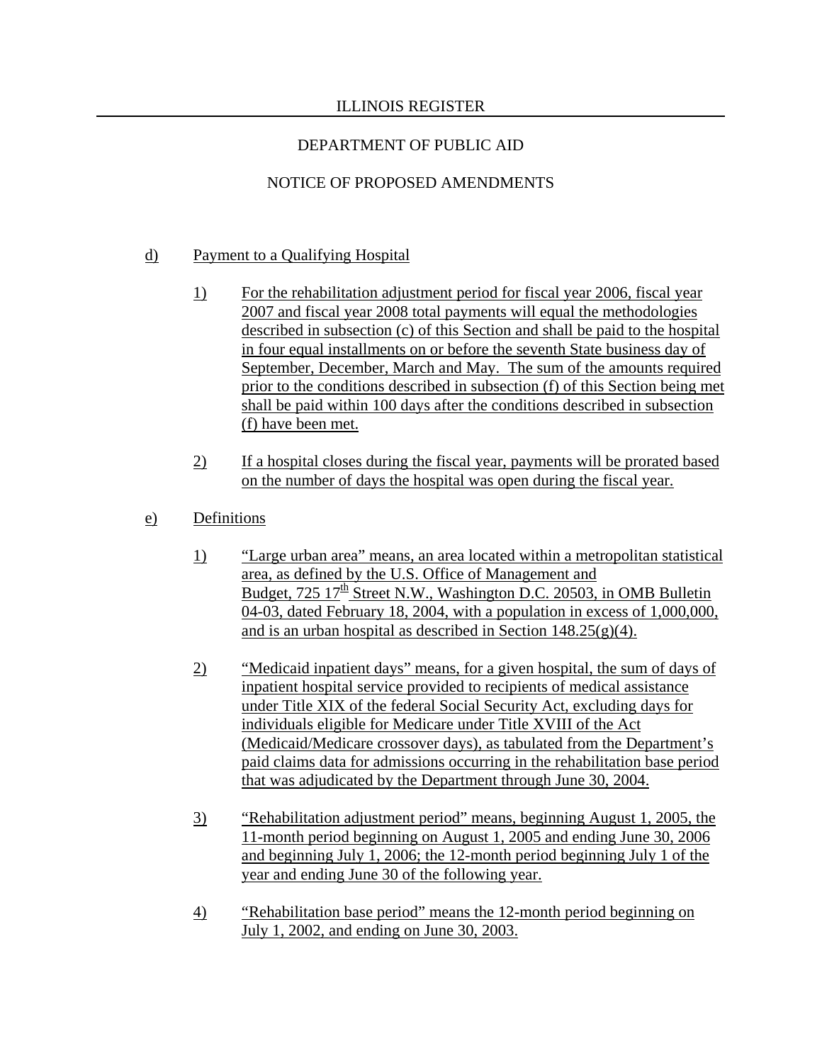d) Payment to a Qualifying Hospital

1) For the rehabilitation adjustment period for fiscal year 2006, fiscal year 2007 and fiscal year 2008 total payments will equal the methodologies described in subsection (c) of this Section and shall be paid to the hospital in four equal installments on or before the seventh State business day of September, December, March and May. The sum of the amounts required prior to the conditions described in subsection (f) of this Section being met shall be paid within 100 days after the conditions described in subsection (f) have been met.

2) If a hospital closes during the fiscal year, payments will be prorated based on the number of days the hospital was open during the fiscal year.

e) Definitions

1) "Large urban area" means, an area located within a metropolitan statistical area, as defined by the U.S. Office of Management and Budget, 725 17th Street N.W., Washington D.C. 20503, in OMB Bulletin 04-03, dated February 18, 2004, with a population in excess of 1,000,000, and is an urban hospital as described in Section 148.25(g)(4).

2) "Medicaid inpatient days" means, for a given hospital, the sum of days of inpatient hospital service provided to recipients of medical assistance under Title XIX of the federal Social Security Act, excluding days for individuals eligible for Medicare under Title XVIII of the Act (Medicaid/Medicare crossover days), as tabulated from the Department's paid claims data for admissions occurring in the rehabilitation base period that was adjudicated by the Department through June 30, 2004.

3) "Rehabilitation adjustment period" means, beginning August 1, 2005, the 11-month period beginning on August 1, 2005 and ending June 30, 2006 and beginning July 1, 2006; the 12-month period beginning July 1 of the year and ending June 30 of the following year.

4) "Rehabilitation base period" means the 12-month period beginning on July 1, 2002, and ending on June 30, 2003.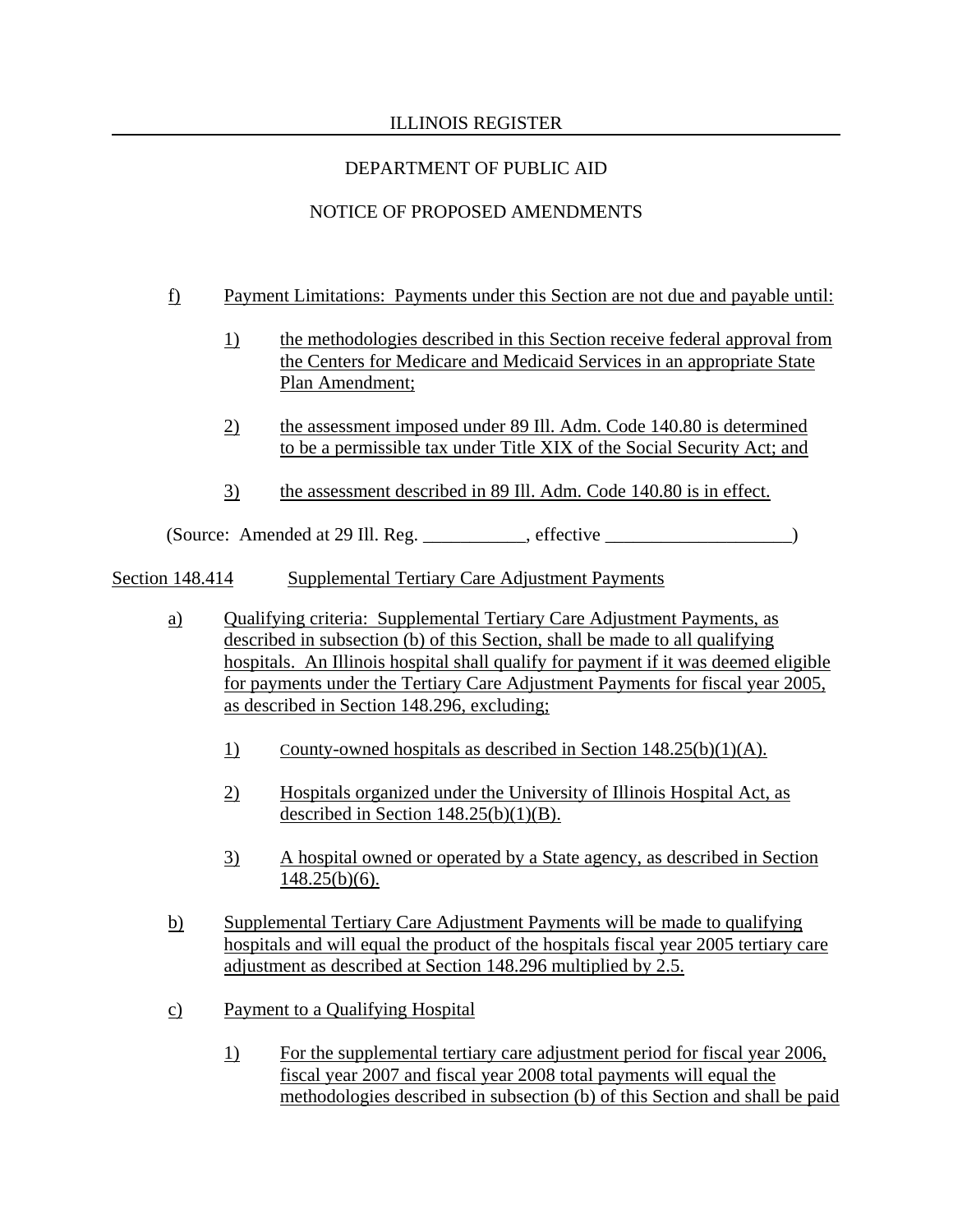f) Payment Limitations: Payments under this Section are not due and payable until:

1) the methodologies described in this Section receive federal approval from the Centers for Medicare and Medicaid Services in an appropriate State Plan Amendment;

2) the assessment imposed under 89 Ill. Adm. Code 140.80 is determined to be a permissible tax under Title XIX of the Social Security Act; and

3) the assessment described in 89 Ill. Adm. Code 140.80 is in effect.

(Source: Amended at 29 Ill. Reg. ___________, effective ____________________)

Section 148.414 Supplemental Tertiary Care Adjustment Payments

a) Qualifying criteria: Supplemental Tertiary Care Adjustment Payments, as described in subsection (b) of this Section, shall be made to all qualifying hospitals. An Illinois hospital shall qualify for payment if it was deemed eligible for payments under the Tertiary Care Adjustment Payments for fiscal year 2005, as described in Section 148.296, excluding;

1) County-owned hospitals as described in Section 148.25(b)(1)(A).

2) Hospitals organized under the University of Illinois Hospital Act, as described in Section 148.25(b)(1)(B).

3) A hospital owned or operated by a State agency, as described in Section 148.25(b)(6).

b) Supplemental Tertiary Care Adjustment Payments will be made to qualifying hospitals and will equal the product of the hospitals fiscal year 2005 tertiary care adjustment as described at Section 148.296 multiplied by 2.5.

c) Payment to a Qualifying Hospital

1) For the supplemental tertiary care adjustment period for fiscal year 2006, fiscal year 2007 and fiscal year 2008 total payments will equal the methodologies described in subsection (b) of this Section and shall be paid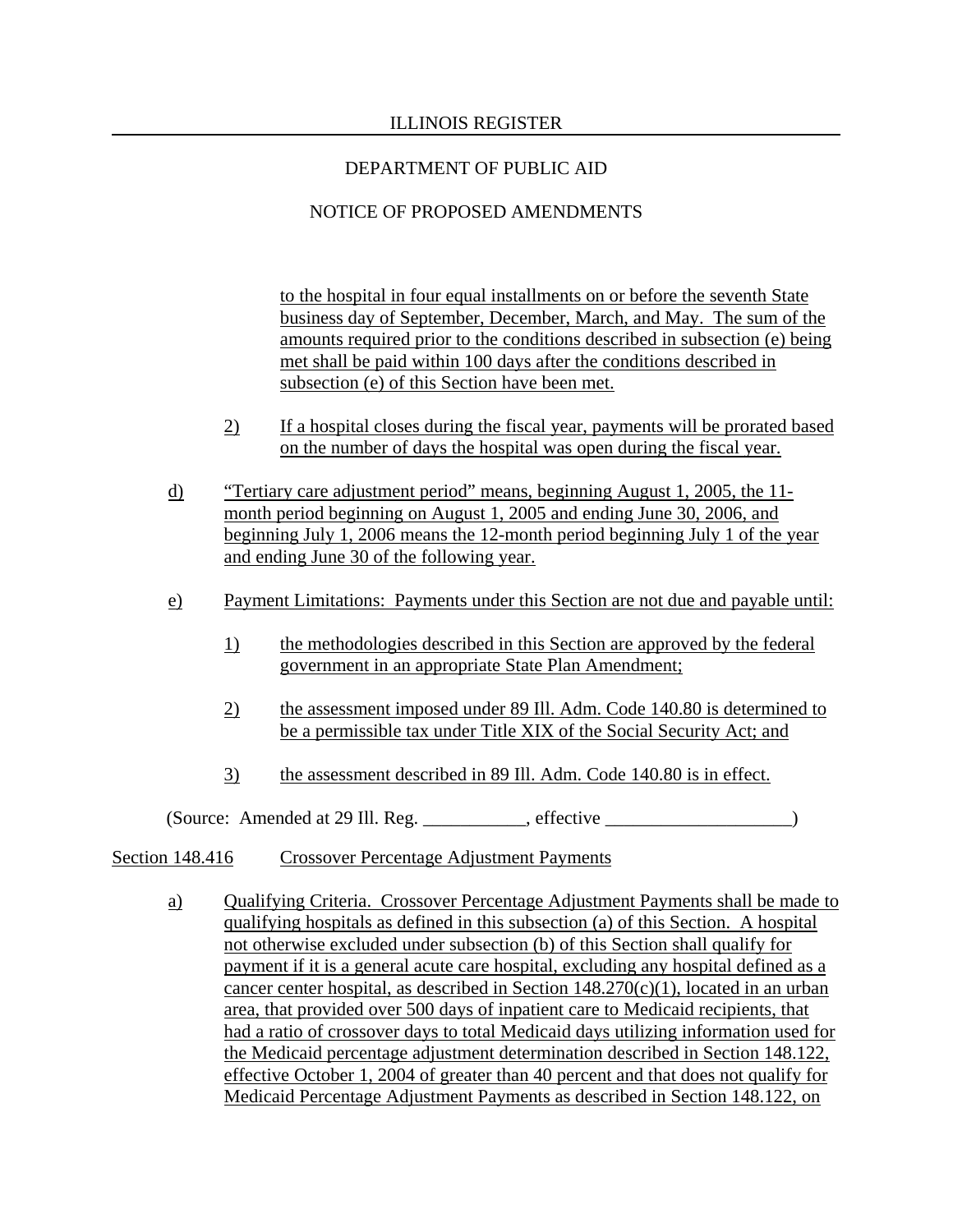to the hospital in four equal installments on or before the seventh State business day of September, December, March, and May. The sum of the amounts required prior to the conditions described in subsection (e) being met shall be paid within 100 days after the conditions described in subsection (e) of this Section have been met.

2) If a hospital closes during the fiscal year, payments will be prorated based on the number of days the hospital was open during the fiscal year.

d) "Tertiary care adjustment period" means, beginning August 1, 2005, the 11-month period beginning on August 1, 2005 and ending June 30, 2006, and beginning July 1, 2006 means the 12-month period beginning July 1 of the year and ending June 30 of the following year.

e) Payment Limitations: Payments under this Section are not due and payable until:

1) the methodologies described in this Section are approved by the federal government in an appropriate State Plan Amendment;

2) the assessment imposed under 89 Ill. Adm. Code 140.80 is determined to be a permissible tax under Title XIX of the Social Security Act; and

3) the assessment described in 89 Ill. Adm. Code 140.80 is in effect.

(Source: Amended at 29 Ill. Reg. ___________, effective ____________________)

Section 148.416 Crossover Percentage Adjustment Payments

a) Qualifying Criteria. Crossover Percentage Adjustment Payments shall be made to qualifying hospitals as defined in this subsection (a) of this Section. A hospital not otherwise excluded under subsection (b) of this Section shall qualify for payment if it is a general acute care hospital, excluding any hospital defined as a cancer center hospital, as described in Section 148.270(c)(1), located in an urban area, that provided over 500 days of inpatient care to Medicaid recipients, that had a ratio of crossover days to total Medicaid days utilizing information used for the Medicaid percentage adjustment determination described in Section 148.122, effective October 1, 2004 of greater than 40 percent and that does not qualify for Medicaid Percentage Adjustment Payments as described in Section 148.122, on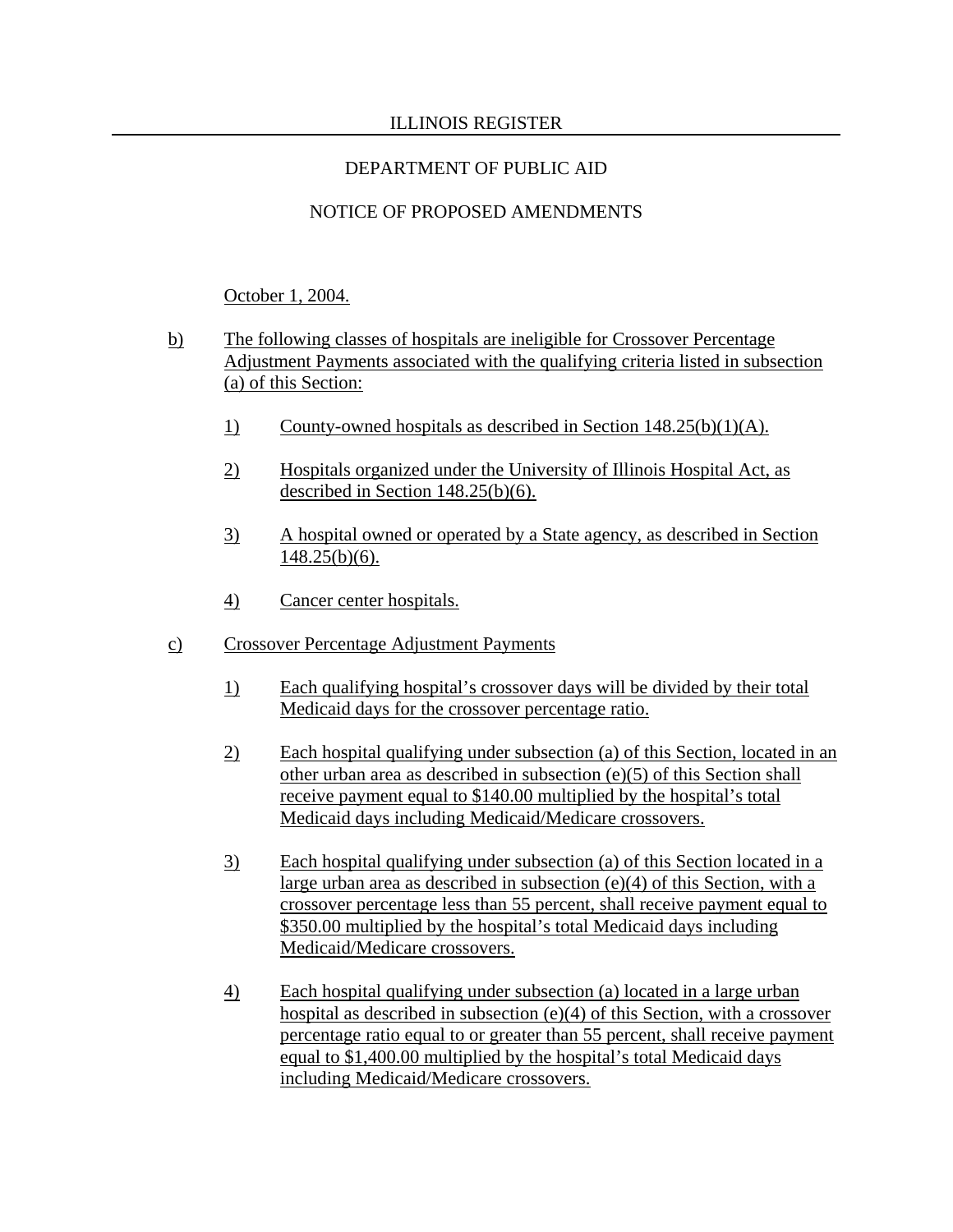October 1, 2004.

b) The following classes of hospitals are ineligible for Crossover Percentage Adjustment Payments associated with the qualifying criteria listed in subsection (a) of this Section:

   1) County-owned hospitals as described in Section 148.25(b)(1)(A).

   2) Hospitals organized under the University of Illinois Hospital Act, as described in Section 148.25(b)(6).

   3) A hospital owned or operated by a State agency, as described in Section 148.25(b)(6).

   4) Cancer center hospitals.

c) Crossover Percentage Adjustment Payments

   1) Each qualifying hospital's crossover days will be divided by their total Medicaid days for the crossover percentage ratio.

   2) Each hospital qualifying under subsection (a) of this Section, located in an other urban area as described in subsection (e)(5) of this Section shall receive payment equal to $140.00 multiplied by the hospital's total Medicaid days including Medicaid/Medicare crossovers.

   3) Each hospital qualifying under subsection (a) of this Section located in a large urban area as described in subsection (e)(4) of this Section, with a crossover percentage less than 55 percent, shall receive payment equal to $350.00 multiplied by the hospital's total Medicaid days including Medicaid/Medicare crossovers.

   4) Each hospital qualifying under subsection (a) located in a large urban hospital as described in subsection (e)(4) of this Section, with a crossover percentage ratio equal to or greater than 55 percent, shall receive payment equal to $1,400.00 multiplied by the hospital's total Medicaid days including Medicaid/Medicare crossovers.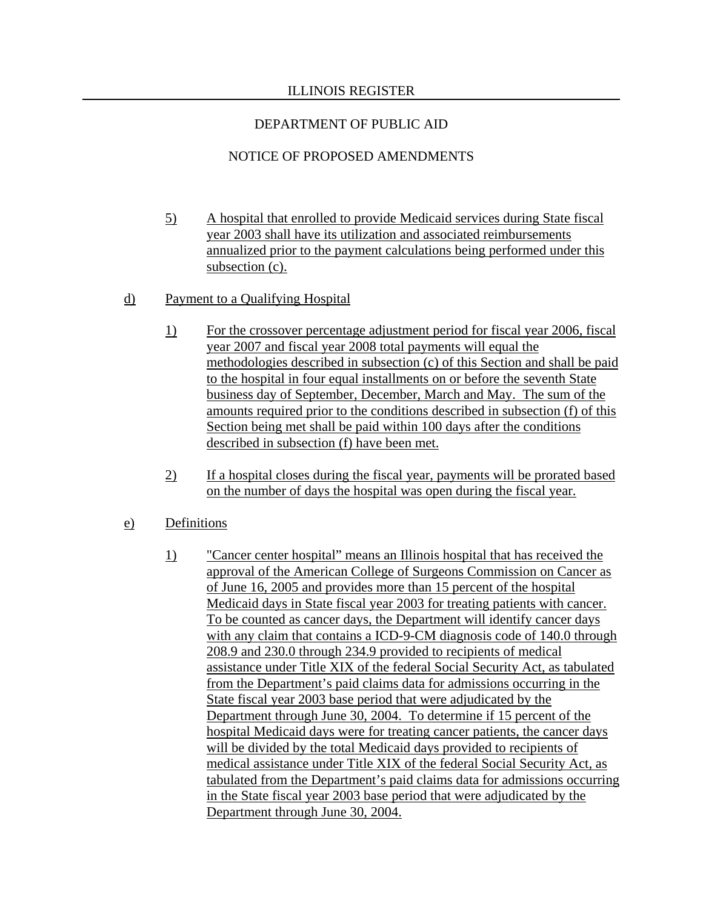5) A hospital that enrolled to provide Medicaid services during State fiscal year 2003 shall have its utilization and associated reimbursements annualized prior to the payment calculations being performed under this subsection (c).

d) Payment to a Qualifying Hospital

1) For the crossover percentage adjustment period for fiscal year 2006, fiscal year 2007 and fiscal year 2008 total payments will equal the methodologies described in subsection (c) of this Section and shall be paid to the hospital in four equal installments on or before the seventh State business day of September, December, March and May. The sum of the amounts required prior to the conditions described in subsection (f) of this Section being met shall be paid within 100 days after the conditions described in subsection (f) have been met.

2) If a hospital closes during the fiscal year, payments will be prorated based on the number of days the hospital was open during the fiscal year.

e) Definitions

1) "Cancer center hospital" means an Illinois hospital that has received the approval of the American College of Surgeons Commission on Cancer as of June 16, 2005 and provides more than 15 percent of the hospital Medicaid days in State fiscal year 2003 for treating patients with cancer. To be counted as cancer days, the Department will identify cancer days with any claim that contains a ICD-9-CM diagnosis code of 140.0 through 208.9 and 230.0 through 234.9 provided to recipients of medical assistance under Title XIX of the federal Social Security Act, as tabulated from the Department's paid claims data for admissions occurring in the State fiscal year 2003 base period that were adjudicated by the Department through June 30, 2004. To determine if 15 percent of the hospital Medicaid days were for treating cancer patients, the cancer days will be divided by the total Medicaid days provided to recipients of medical assistance under Title XIX of the federal Social Security Act, as tabulated from the Department's paid claims data for admissions occurring in the State fiscal year 2003 base period that were adjudicated by the Department through June 30, 2004.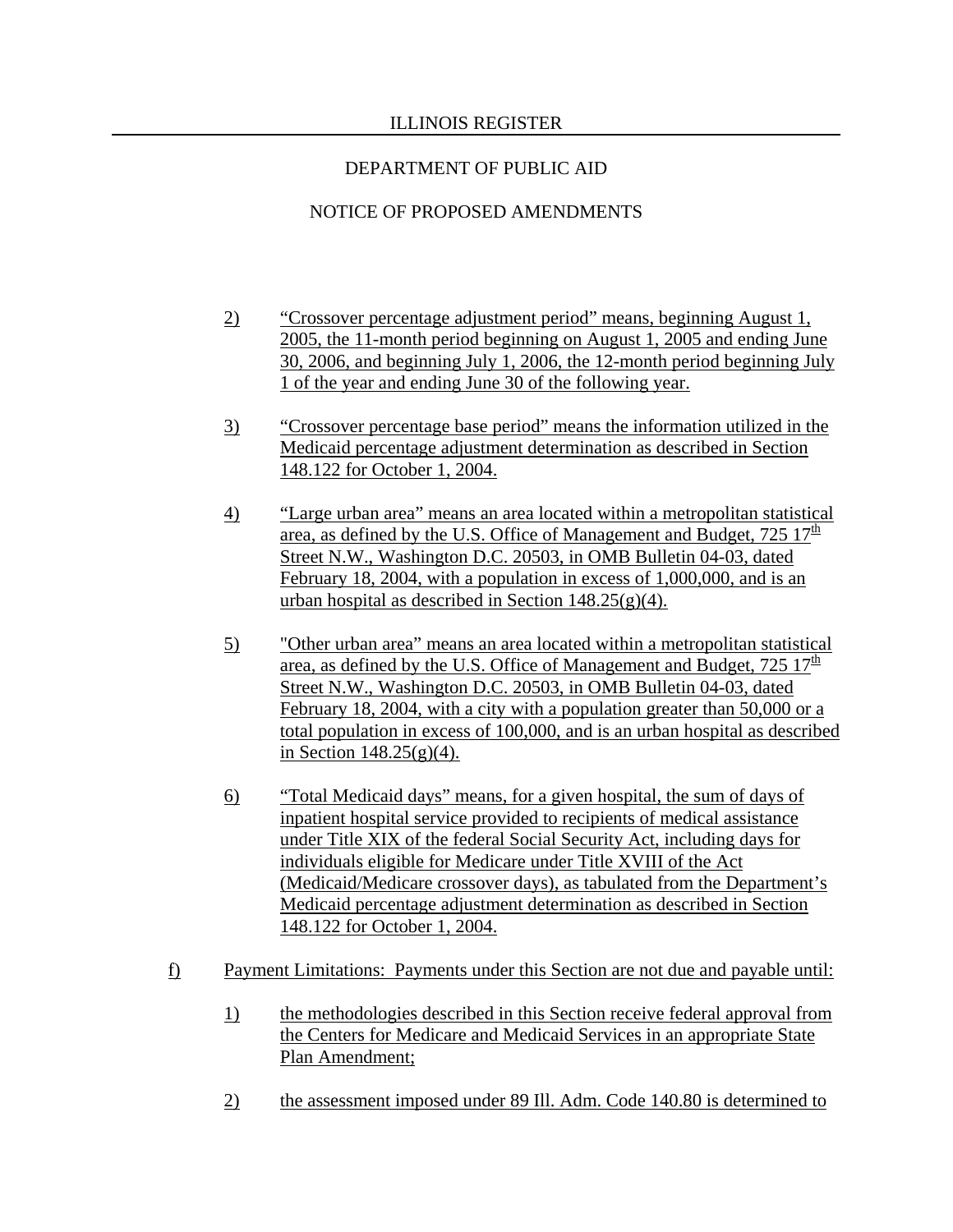2) "Crossover percentage adjustment period" means, beginning August 1, 2005, the 11-month period beginning on August 1, 2005 and ending June 30, 2006, and beginning July 1, 2006, the 12-month period beginning July 1 of the year and ending June 30 of the following year.

3) "Crossover percentage base period" means the information utilized in the Medicaid percentage adjustment determination as described in Section 148.122 for October 1, 2004.

4) "Large urban area" means an area located within a metropolitan statistical area, as defined by the U.S. Office of Management and Budget, 725 17th Street N.W., Washington D.C. 20503, in OMB Bulletin 04-03, dated February 18, 2004, with a population in excess of 1,000,000, and is an urban hospital as described in Section 148.25(g)(4).

5) "Other urban area" means an area located within a metropolitan statistical area, as defined by the U.S. Office of Management and Budget, 725 17th Street N.W., Washington D.C. 20503, in OMB Bulletin 04-03, dated February 18, 2004, with a city with a population greater than 50,000 or a total population in excess of 100,000, and is an urban hospital as described in Section 148.25(g)(4).

6) "Total Medicaid days" means, for a given hospital, the sum of days of inpatient hospital service provided to recipients of medical assistance under Title XIX of the federal Social Security Act, including days for individuals eligible for Medicare under Title XVIII of the Act (Medicaid/Medicare crossover days), as tabulated from the Department's Medicaid percentage adjustment determination as described in Section 148.122 for October 1, 2004.

f) Payment Limitations: Payments under this Section are not due and payable until:

1) the methodologies described in this Section receive federal approval from the Centers for Medicare and Medicaid Services in an appropriate State Plan Amendment;

2) the assessment imposed under 89 Ill. Adm. Code 140.80 is determined to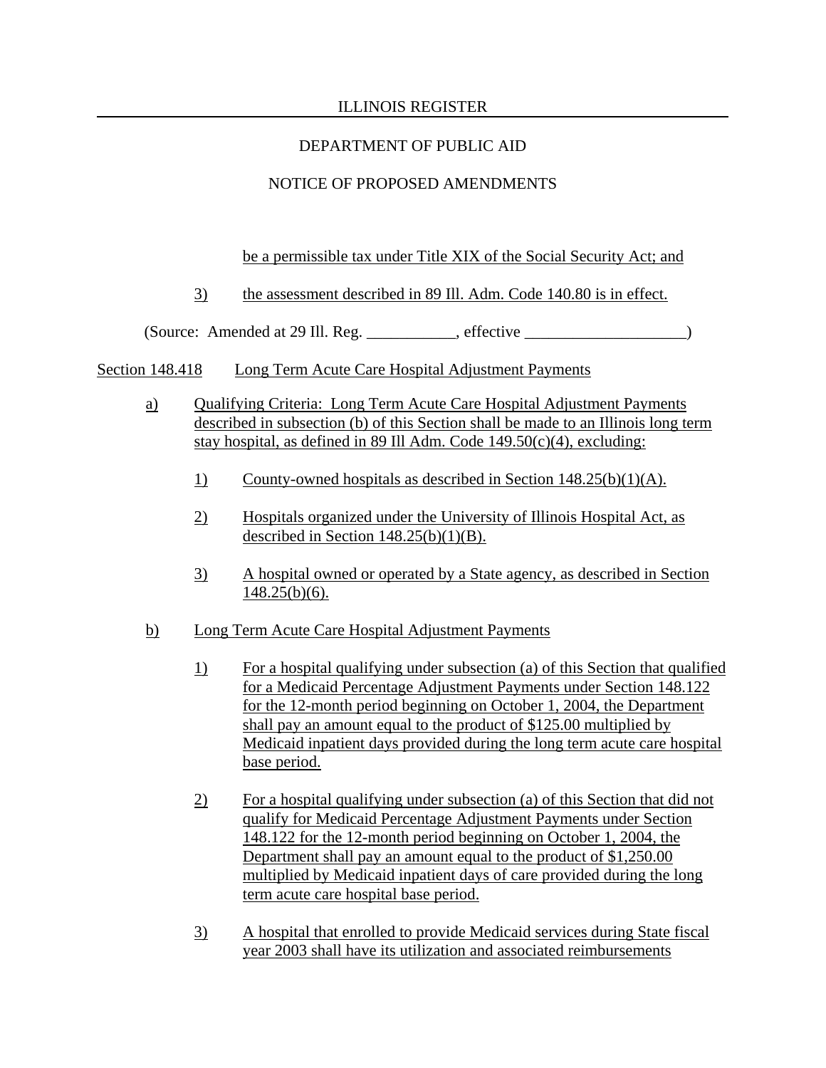be a permissible tax under Title XIX of the Social Security Act; and

3) the assessment described in 89 Ill. Adm. Code 140.80 is in effect.

(Source: Amended at 29 Ill. Reg. ___________, effective ____________________)

Section 148.418 Long Term Acute Care Hospital Adjustment Payments

a) Qualifying Criteria: Long Term Acute Care Hospital Adjustment Payments described in subsection (b) of this Section shall be made to an Illinois long term stay hospital, as defined in 89 Ill Adm. Code 149.50(c)(4), excluding:

1) County-owned hospitals as described in Section 148.25(b)(1)(A).

2) Hospitals organized under the University of Illinois Hospital Act, as described in Section 148.25(b)(1)(B).

3) A hospital owned or operated by a State agency, as described in Section 148.25(b)(6).

b) Long Term Acute Care Hospital Adjustment Payments

1) For a hospital qualifying under subsection (a) of this Section that qualified for a Medicaid Percentage Adjustment Payments under Section 148.122 for the 12-month period beginning on October 1, 2004, the Department shall pay an amount equal to the product of $125.00 multiplied by Medicaid inpatient days provided during the long term acute care hospital base period.

2) For a hospital qualifying under subsection (a) of this Section that did not qualify for Medicaid Percentage Adjustment Payments under Section 148.122 for the 12-month period beginning on October 1, 2004, the Department shall pay an amount equal to the product of $1,250.00 multiplied by Medicaid inpatient days of care provided during the long term acute care hospital base period.

3) A hospital that enrolled to provide Medicaid services during State fiscal year 2003 shall have its utilization and associated reimbursements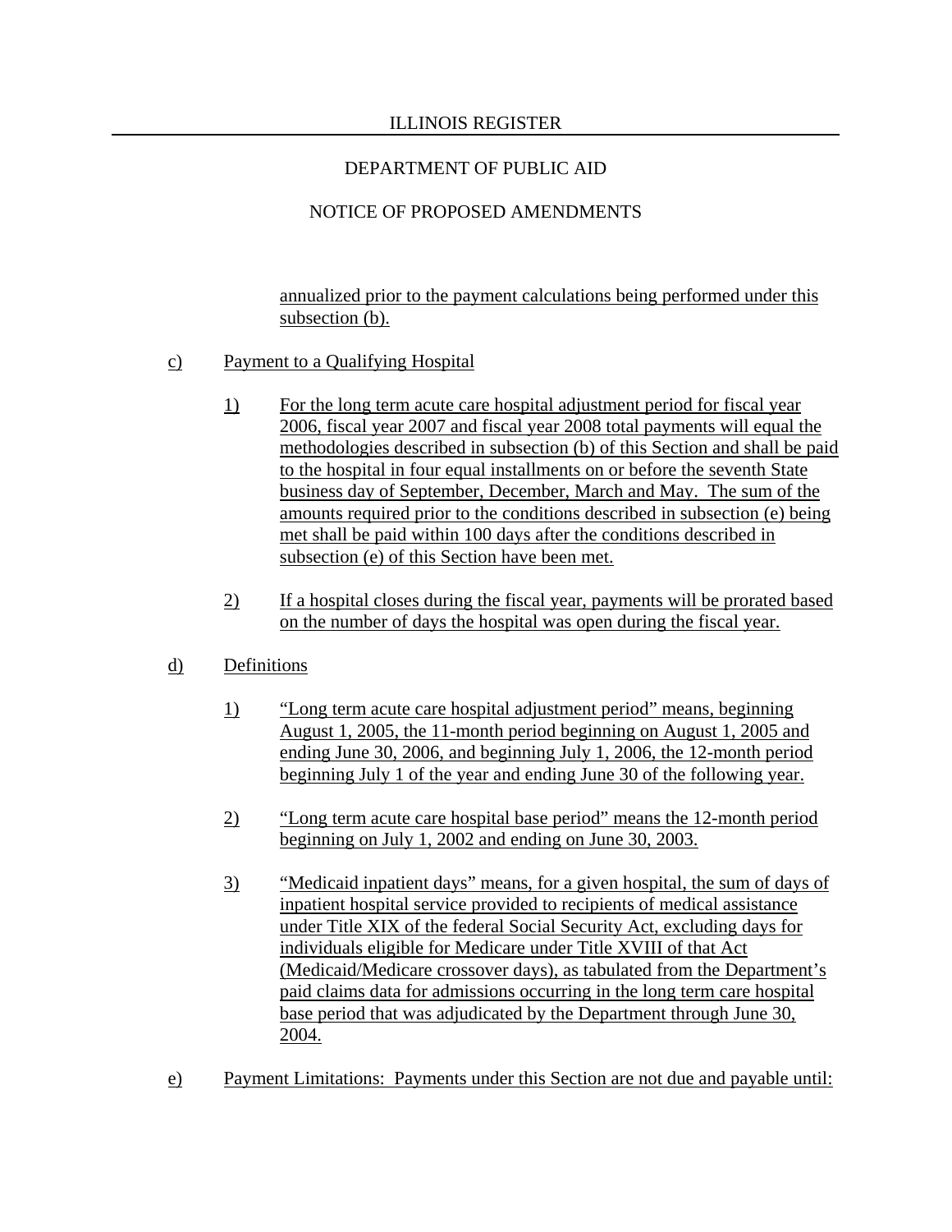annualized prior to the payment calculations being performed under this subsection (b).

c) Payment to a Qualifying Hospital

1) For the long term acute care hospital adjustment period for fiscal year 2006, fiscal year 2007 and fiscal year 2008 total payments will equal the methodologies described in subsection (b) of this Section and shall be paid to the hospital in four equal installments on or before the seventh State business day of September, December, March and May. The sum of the amounts required prior to the conditions described in subsection (e) being met shall be paid within 100 days after the conditions described in subsection (e) of this Section have been met.

2) If a hospital closes during the fiscal year, payments will be prorated based on the number of days the hospital was open during the fiscal year.

d) Definitions

1) "Long term acute care hospital adjustment period" means, beginning August 1, 2005, the 11-month period beginning on August 1, 2005 and ending June 30, 2006, and beginning July 1, 2006, the 12-month period beginning July 1 of the year and ending June 30 of the following year.

2) "Long term acute care hospital base period" means the 12-month period beginning on July 1, 2002 and ending on June 30, 2003.

3) "Medicaid inpatient days" means, for a given hospital, the sum of days of inpatient hospital service provided to recipients of medical assistance under Title XIX of the federal Social Security Act, excluding days for individuals eligible for Medicare under Title XVIII of that Act (Medicaid/Medicare crossover days), as tabulated from the Department's paid claims data for admissions occurring in the long term care hospital base period that was adjudicated by the Department through June 30, 2004.

e) Payment Limitations: Payments under this Section are not due and payable until: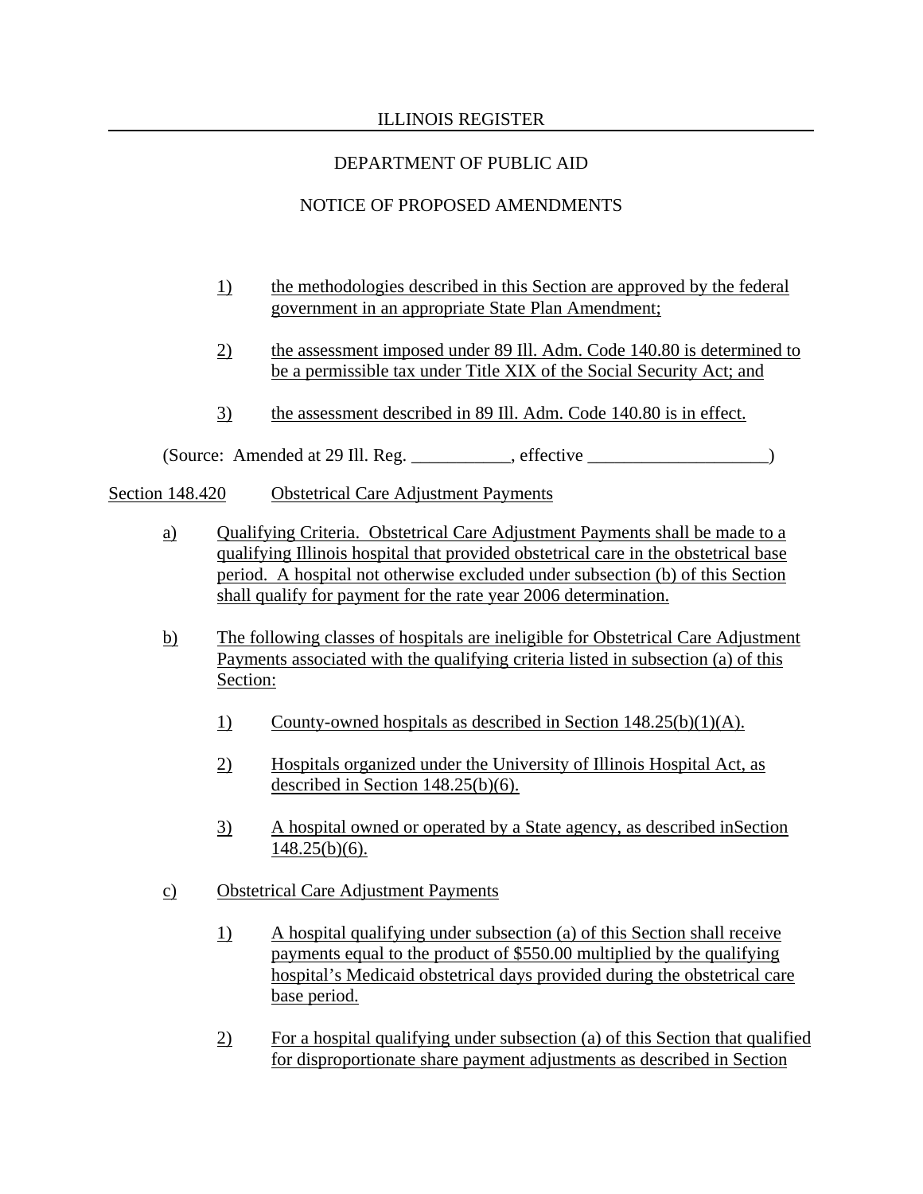1) the methodologies described in this Section are approved by the federal government in an appropriate State Plan Amendment;

2) the assessment imposed under 89 Ill. Adm. Code 140.80 is determined to be a permissible tax under Title XIX of the Social Security Act; and

3) the assessment described in 89 Ill. Adm. Code 140.80 is in effect.

(Source: Amended at 29 Ill. Reg. ___________, effective ____________________)

Section 148.420 Obstetrical Care Adjustment Payments

a) Qualifying Criteria. Obstetrical Care Adjustment Payments shall be made to a qualifying Illinois hospital that provided obstetrical care in the obstetrical base period. A hospital not otherwise excluded under subsection (b) of this Section shall qualify for payment for the rate year 2006 determination.

b) The following classes of hospitals are ineligible for Obstetrical Care Adjustment Payments associated with the qualifying criteria listed in subsection (a) of this Section:

1) County-owned hospitals as described in Section 148.25(b)(1)(A).

2) Hospitals organized under the University of Illinois Hospital Act, as described in Section 148.25(b)(6).

3) A hospital owned or operated by a State agency, as described inSection 148.25(b)(6).

c) Obstetrical Care Adjustment Payments

1) A hospital qualifying under subsection (a) of this Section shall receive payments equal to the product of $550.00 multiplied by the qualifying hospital's Medicaid obstetrical days provided during the obstetrical care base period.

2) For a hospital qualifying under subsection (a) of this Section that qualified for disproportionate share payment adjustments as described in Section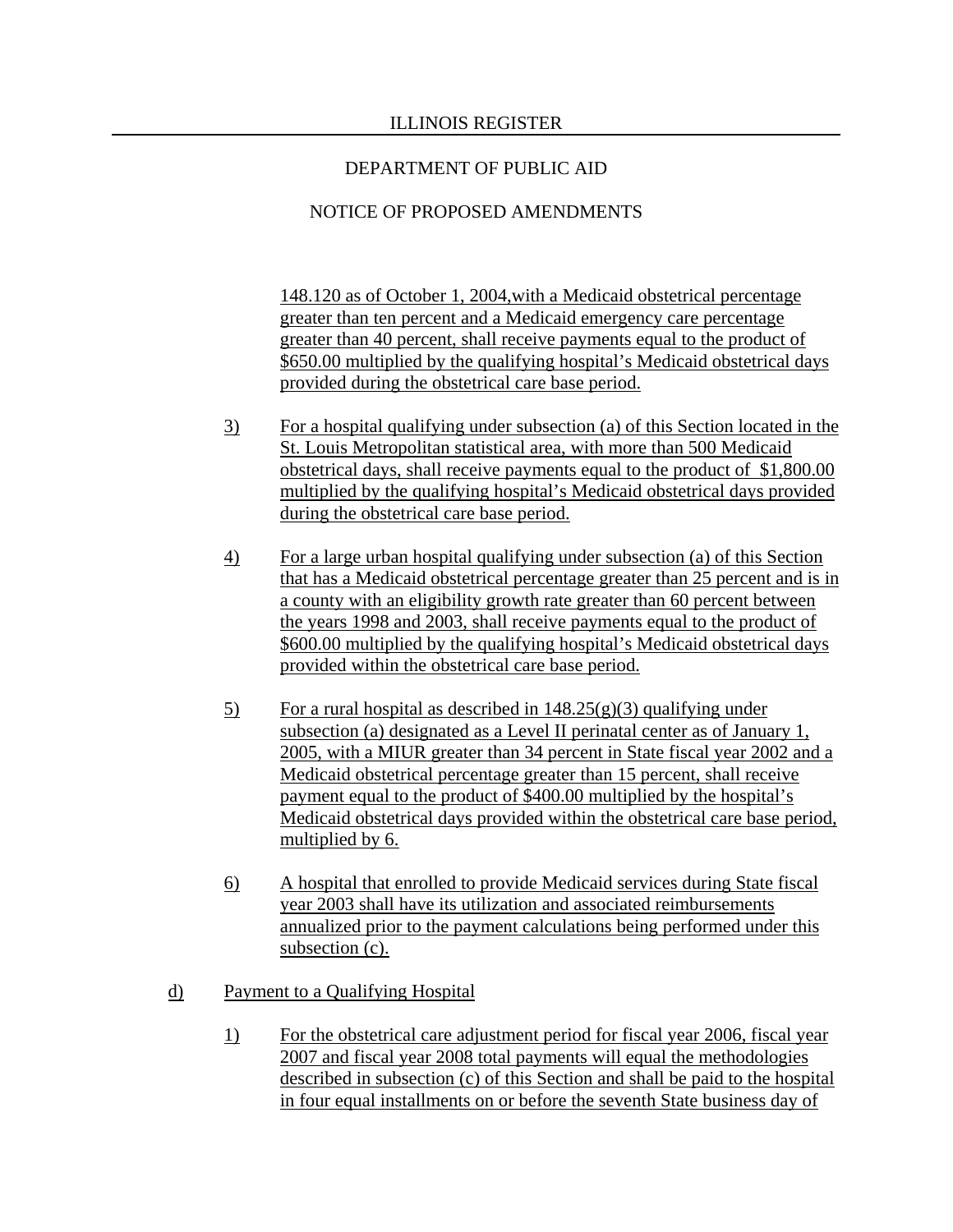148.120 as of October 1, 2004,with a Medicaid obstetrical percentage greater than ten percent and a Medicaid emergency care percentage greater than 40 percent, shall receive payments equal to the product of \$650.00 multiplied by the qualifying hospital's Medicaid obstetrical days provided during the obstetrical care base period.

3) For a hospital qualifying under subsection (a) of this Section located in the St. Louis Metropolitan statistical area, with more than 500 Medicaid obstetrical days, shall receive payments equal to the product of \$1,800.00 multiplied by the qualifying hospital's Medicaid obstetrical days provided during the obstetrical care base period.

4) For a large urban hospital qualifying under subsection (a) of this Section that has a Medicaid obstetrical percentage greater than 25 percent and is in a county with an eligibility growth rate greater than 60 percent between the years 1998 and 2003, shall receive payments equal to the product of \$600.00 multiplied by the qualifying hospital's Medicaid obstetrical days provided within the obstetrical care base period.

5) For a rural hospital as described in 148.25(g)(3) qualifying under subsection (a) designated as a Level II perinatal center as of January 1, 2005, with a MIUR greater than 34 percent in State fiscal year 2002 and a Medicaid obstetrical percentage greater than 15 percent, shall receive payment equal to the product of \$400.00 multiplied by the hospital's Medicaid obstetrical days provided within the obstetrical care base period, multiplied by 6.

6) A hospital that enrolled to provide Medicaid services during State fiscal year 2003 shall have its utilization and associated reimbursements annualized prior to the payment calculations being performed under this subsection (c).

d) Payment to a Qualifying Hospital

1) For the obstetrical care adjustment period for fiscal year 2006, fiscal year 2007 and fiscal year 2008 total payments will equal the methodologies described in subsection (c) of this Section and shall be paid to the hospital in four equal installments on or before the seventh State business day of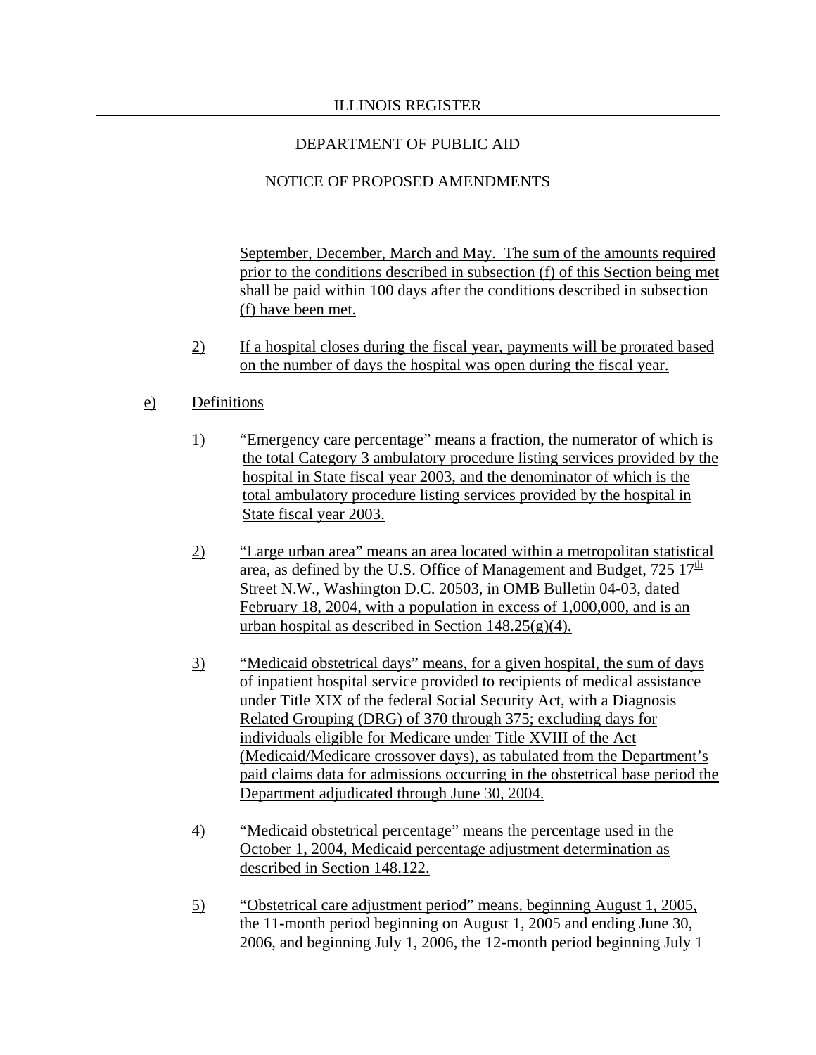September, December, March and May. The sum of the amounts required prior to the conditions described in subsection (f) of this Section being met shall be paid within 100 days after the conditions described in subsection (f) have been met.

2) If a hospital closes during the fiscal year, payments will be prorated based on the number of days the hospital was open during the fiscal year.

e) Definitions

1) "Emergency care percentage" means a fraction, the numerator of which is the total Category 3 ambulatory procedure listing services provided by the hospital in State fiscal year 2003, and the denominator of which is the total ambulatory procedure listing services provided by the hospital in State fiscal year 2003.

2) "Large urban area" means an area located within a metropolitan statistical area, as defined by the U.S. Office of Management and Budget, 725 17th Street N.W., Washington D.C. 20503, in OMB Bulletin 04-03, dated February 18, 2004, with a population in excess of 1,000,000, and is an urban hospital as described in Section 148.25(g)(4).

3) "Medicaid obstetrical days" means, for a given hospital, the sum of days of inpatient hospital service provided to recipients of medical assistance under Title XIX of the federal Social Security Act, with a Diagnosis Related Grouping (DRG) of 370 through 375; excluding days for individuals eligible for Medicare under Title XVIII of the Act (Medicaid/Medicare crossover days), as tabulated from the Department's paid claims data for admissions occurring in the obstetrical base period the Department adjudicated through June 30, 2004.

4) "Medicaid obstetrical percentage" means the percentage used in the October 1, 2004, Medicaid percentage adjustment determination as described in Section 148.122.

5) "Obstetrical care adjustment period" means, beginning August 1, 2005, the 11-month period beginning on August 1, 2005 and ending June 30, 2006, and beginning July 1, 2006, the 12-month period beginning July 1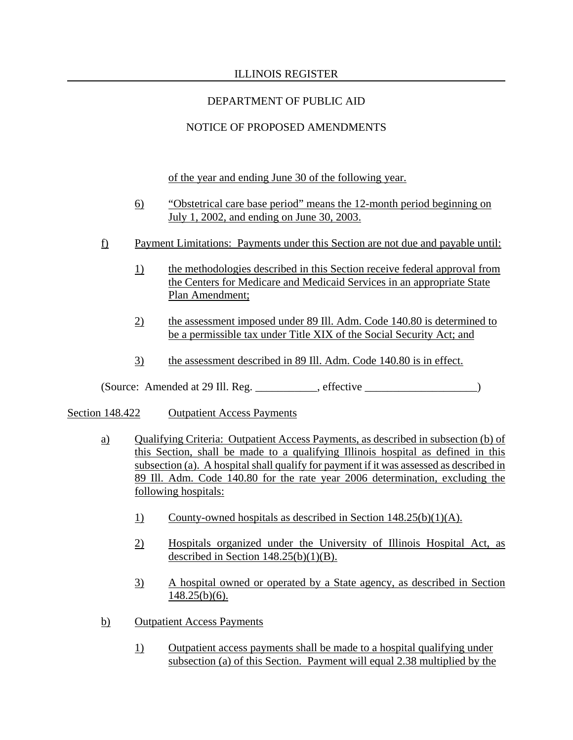of the year and ending June 30 of the following year.

6) "Obstetrical care base period" means the 12-month period beginning on July 1, 2002, and ending on June 30, 2003.

f) Payment Limitations: Payments under this Section are not due and payable until:

1) the methodologies described in this Section receive federal approval from the Centers for Medicare and Medicaid Services in an appropriate State Plan Amendment;

2) the assessment imposed under 89 Ill. Adm. Code 140.80 is determined to be a permissible tax under Title XIX of the Social Security Act; and

3) the assessment described in 89 Ill. Adm. Code 140.80 is in effect.

(Source: Amended at 29 Ill. Reg. ___________, effective ____________________)

Section 148.422 Outpatient Access Payments

a) Qualifying Criteria: Outpatient Access Payments, as described in subsection (b) of this Section, shall be made to a qualifying Illinois hospital as defined in this subsection (a). A hospital shall qualify for payment if it was assessed as described in 89 Ill. Adm. Code 140.80 for the rate year 2006 determination, excluding the following hospitals:

1) County-owned hospitals as described in Section 148.25(b)(1)(A).

2) Hospitals organized under the University of Illinois Hospital Act, as described in Section 148.25(b)(1)(B).

3) A hospital owned or operated by a State agency, as described in Section 148.25(b)(6).

b) Outpatient Access Payments

1) Outpatient access payments shall be made to a hospital qualifying under subsection (a) of this Section. Payment will equal 2.38 multiplied by the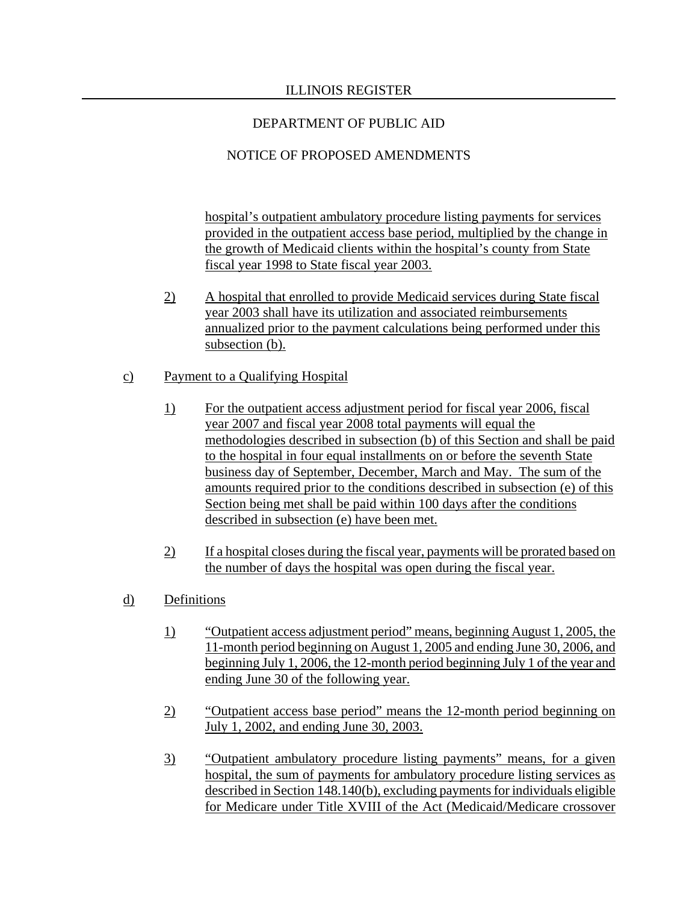hospital's outpatient ambulatory procedure listing payments for services provided in the outpatient access base period, multiplied by the change in the growth of Medicaid clients within the hospital's county from State fiscal year 1998 to State fiscal year 2003.

2) A hospital that enrolled to provide Medicaid services during State fiscal year 2003 shall have its utilization and associated reimbursements annualized prior to the payment calculations being performed under this subsection (b).

c) Payment to a Qualifying Hospital

1) For the outpatient access adjustment period for fiscal year 2006, fiscal year 2007 and fiscal year 2008 total payments will equal the methodologies described in subsection (b) of this Section and shall be paid to the hospital in four equal installments on or before the seventh State business day of September, December, March and May. The sum of the amounts required prior to the conditions described in subsection (e) of this Section being met shall be paid within 100 days after the conditions described in subsection (e) have been met.

2) If a hospital closes during the fiscal year, payments will be prorated based on the number of days the hospital was open during the fiscal year.

d) Definitions

1) "Outpatient access adjustment period" means, beginning August 1, 2005, the 11-month period beginning on August 1, 2005 and ending June 30, 2006, and beginning July 1, 2006, the 12-month period beginning July 1 of the year and ending June 30 of the following year.

2) "Outpatient access base period" means the 12-month period beginning on July 1, 2002, and ending June 30, 2003.

3) "Outpatient ambulatory procedure listing payments" means, for a given hospital, the sum of payments for ambulatory procedure listing services as described in Section 148.140(b), excluding payments for individuals eligible for Medicare under Title XVIII of the Act (Medicaid/Medicare crossover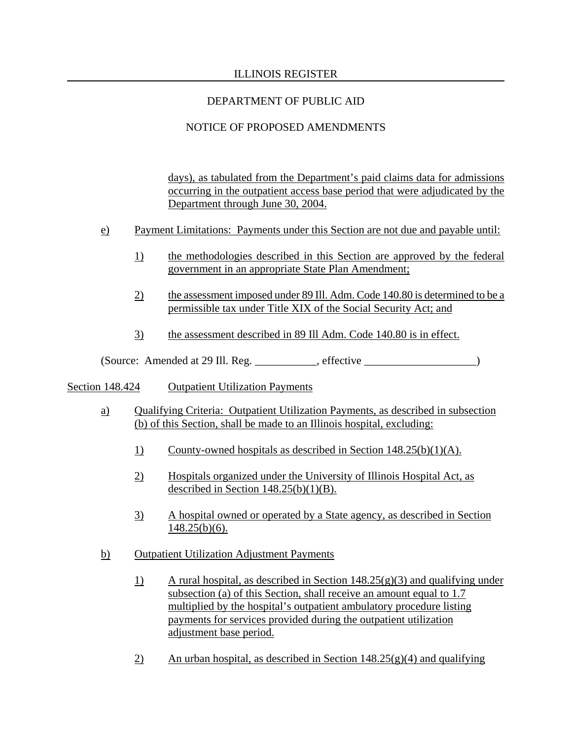days), as tabulated from the Department's paid claims data for admissions occurring in the outpatient access base period that were adjudicated by the Department through June 30, 2004.

e) Payment Limitations: Payments under this Section are not due and payable until:

1) the methodologies described in this Section are approved by the federal government in an appropriate State Plan Amendment;

2) the assessment imposed under 89 Ill. Adm. Code 140.80 is determined to be a permissible tax under Title XIX of the Social Security Act; and

3) the assessment described in 89 Ill Adm. Code 140.80 is in effect.

(Source: Amended at 29 Ill. Reg. ___________, effective ____________________)

Section 148.424 Outpatient Utilization Payments

a) Qualifying Criteria: Outpatient Utilization Payments, as described in subsection (b) of this Section, shall be made to an Illinois hospital, excluding:

1) County-owned hospitals as described in Section 148.25(b)(1)(A).

2) Hospitals organized under the University of Illinois Hospital Act, as described in Section 148.25(b)(1)(B).

3) A hospital owned or operated by a State agency, as described in Section 148.25(b)(6).

b) Outpatient Utilization Adjustment Payments

1) A rural hospital, as described in Section 148.25(g)(3) and qualifying under subsection (a) of this Section, shall receive an amount equal to 1.7 multiplied by the hospital's outpatient ambulatory procedure listing payments for services provided during the outpatient utilization adjustment base period.

2) An urban hospital, as described in Section 148.25(g)(4) and qualifying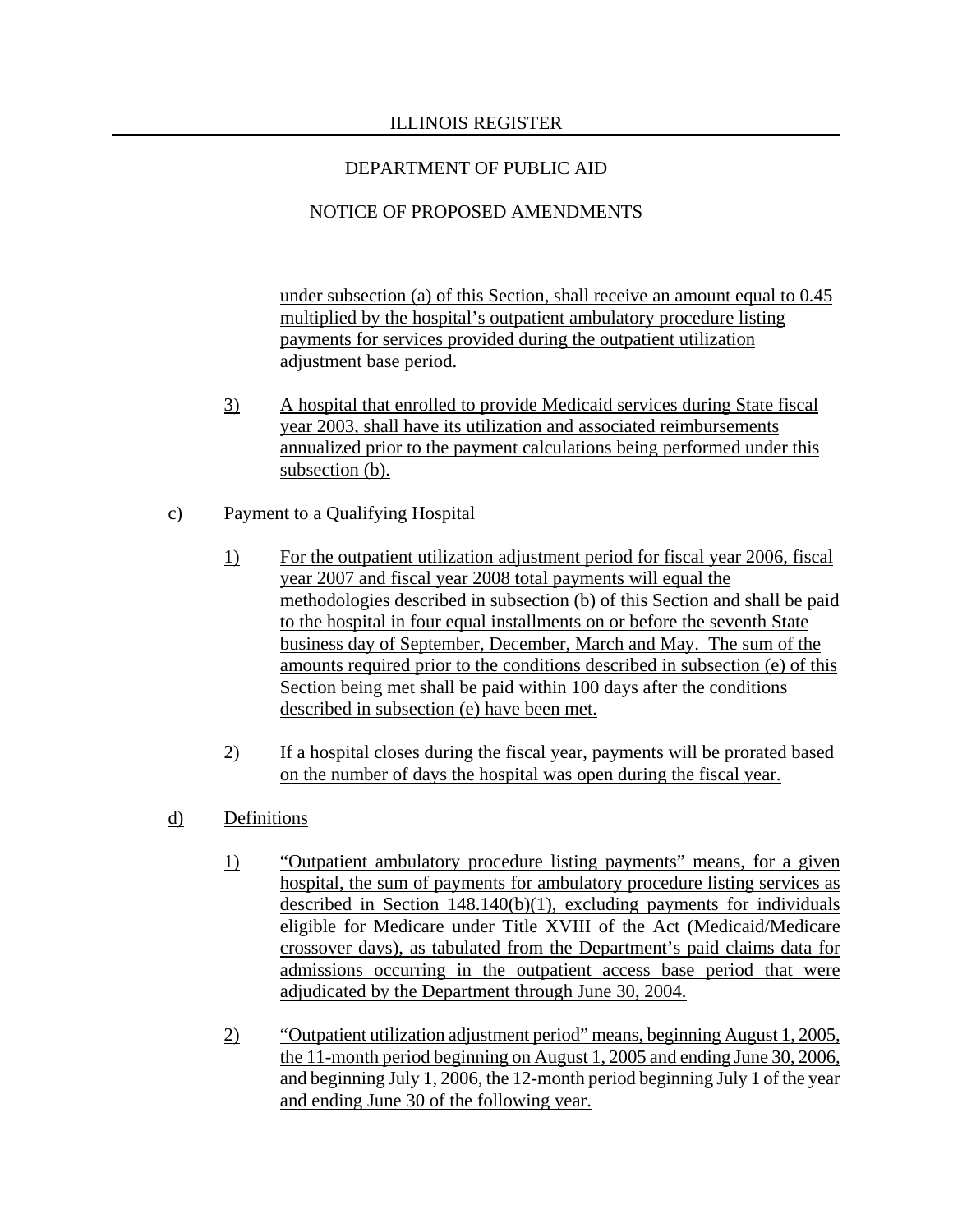under subsection (a) of this Section, shall receive an amount equal to 0.45 multiplied by the hospital's outpatient ambulatory procedure listing payments for services provided during the outpatient utilization adjustment base period.

3) A hospital that enrolled to provide Medicaid services during State fiscal year 2003, shall have its utilization and associated reimbursements annualized prior to the payment calculations being performed under this subsection (b).

c) Payment to a Qualifying Hospital

1) For the outpatient utilization adjustment period for fiscal year 2006, fiscal year 2007 and fiscal year 2008 total payments will equal the methodologies described in subsection (b) of this Section and shall be paid to the hospital in four equal installments on or before the seventh State business day of September, December, March and May. The sum of the amounts required prior to the conditions described in subsection (e) of this Section being met shall be paid within 100 days after the conditions described in subsection (e) have been met.

2) If a hospital closes during the fiscal year, payments will be prorated based on the number of days the hospital was open during the fiscal year.

d) Definitions

1) "Outpatient ambulatory procedure listing payments" means, for a given hospital, the sum of payments for ambulatory procedure listing services as described in Section 148.140(b)(1), excluding payments for individuals eligible for Medicare under Title XVIII of the Act (Medicaid/Medicare crossover days), as tabulated from the Department's paid claims data for admissions occurring in the outpatient access base period that were adjudicated by the Department through June 30, 2004.

2) "Outpatient utilization adjustment period" means, beginning August 1, 2005, the 11-month period beginning on August 1, 2005 and ending June 30, 2006, and beginning July 1, 2006, the 12-month period beginning July 1 of the year and ending June 30 of the following year.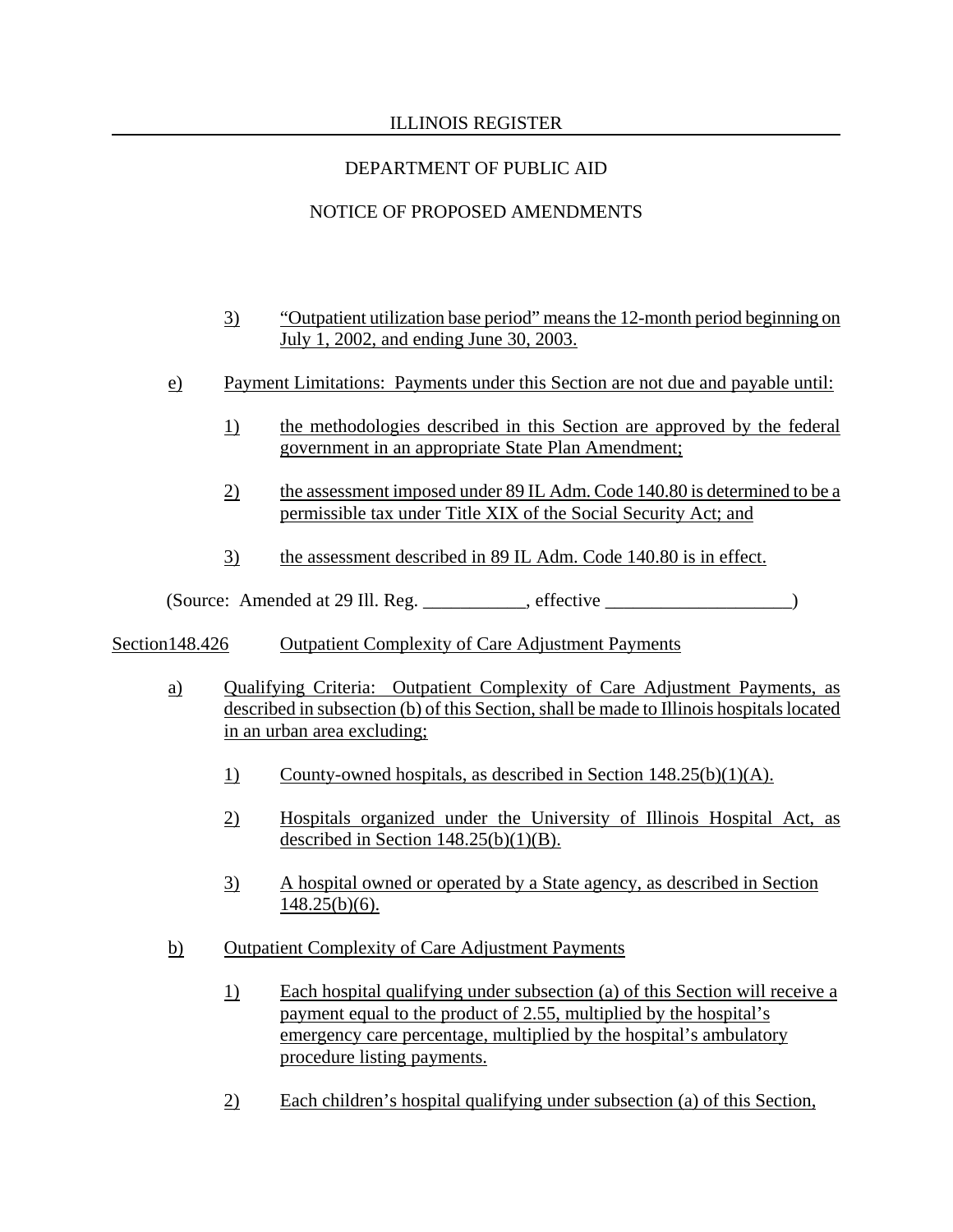3) "Outpatient utilization base period" means the 12-month period beginning on July 1, 2002, and ending June 30, 2003.

e) Payment Limitations: Payments under this Section are not due and payable until:

1) the methodologies described in this Section are approved by the federal government in an appropriate State Plan Amendment;

2) the assessment imposed under 89 IL Adm. Code 140.80 is determined to be a permissible tax under Title XIX of the Social Security Act; and

3) the assessment described in 89 IL Adm. Code 140.80 is in effect.

(Source: Amended at 29 Ill. Reg. ___________, effective ____________________)

Section148.426 Outpatient Complexity of Care Adjustment Payments

a) Qualifying Criteria: Outpatient Complexity of Care Adjustment Payments, as described in subsection (b) of this Section, shall be made to Illinois hospitals located in an urban area excluding;

1) County-owned hospitals, as described in Section 148.25(b)(1)(A).

2) Hospitals organized under the University of Illinois Hospital Act, as described in Section 148.25(b)(1)(B).

3) A hospital owned or operated by a State agency, as described in Section 148.25(b)(6).

b) Outpatient Complexity of Care Adjustment Payments

1) Each hospital qualifying under subsection (a) of this Section will receive a payment equal to the product of 2.55, multiplied by the hospital's emergency care percentage, multiplied by the hospital's ambulatory procedure listing payments.

2) Each children's hospital qualifying under subsection (a) of this Section,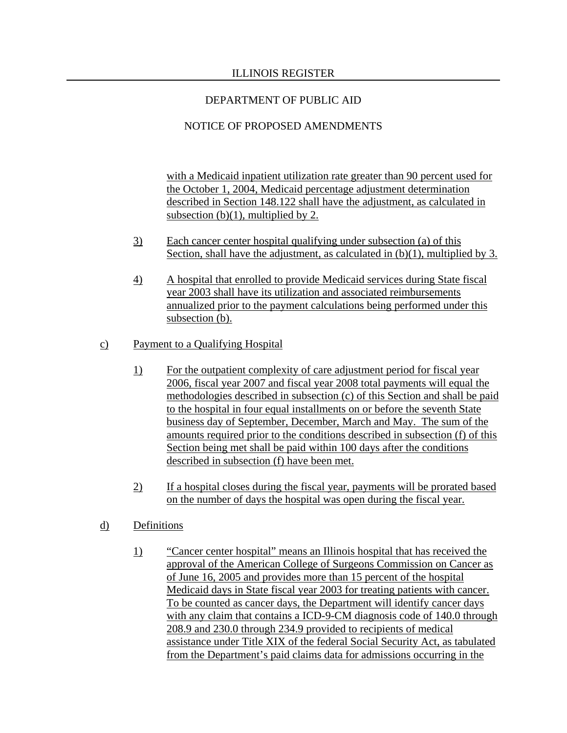with a Medicaid inpatient utilization rate greater than 90 percent used for the October 1, 2004, Medicaid percentage adjustment determination described in Section 148.122 shall have the adjustment, as calculated in subsection (b)(1), multiplied by 2.

3) Each cancer center hospital qualifying under subsection (a) of this Section, shall have the adjustment, as calculated in (b)(1), multiplied by 3.

4) A hospital that enrolled to provide Medicaid services during State fiscal year 2003 shall have its utilization and associated reimbursements annualized prior to the payment calculations being performed under this subsection (b).

c) Payment to a Qualifying Hospital

1) For the outpatient complexity of care adjustment period for fiscal year 2006, fiscal year 2007 and fiscal year 2008 total payments will equal the methodologies described in subsection (c) of this Section and shall be paid to the hospital in four equal installments on or before the seventh State business day of September, December, March and May. The sum of the amounts required prior to the conditions described in subsection (f) of this Section being met shall be paid within 100 days after the conditions described in subsection (f) have been met.

2) If a hospital closes during the fiscal year, payments will be prorated based on the number of days the hospital was open during the fiscal year.

d) Definitions

1) "Cancer center hospital" means an Illinois hospital that has received the approval of the American College of Surgeons Commission on Cancer as of June 16, 2005 and provides more than 15 percent of the hospital Medicaid days in State fiscal year 2003 for treating patients with cancer. To be counted as cancer days, the Department will identify cancer days with any claim that contains a ICD-9-CM diagnosis code of 140.0 through 208.9 and 230.0 through 234.9 provided to recipients of medical assistance under Title XIX of the federal Social Security Act, as tabulated from the Department's paid claims data for admissions occurring in the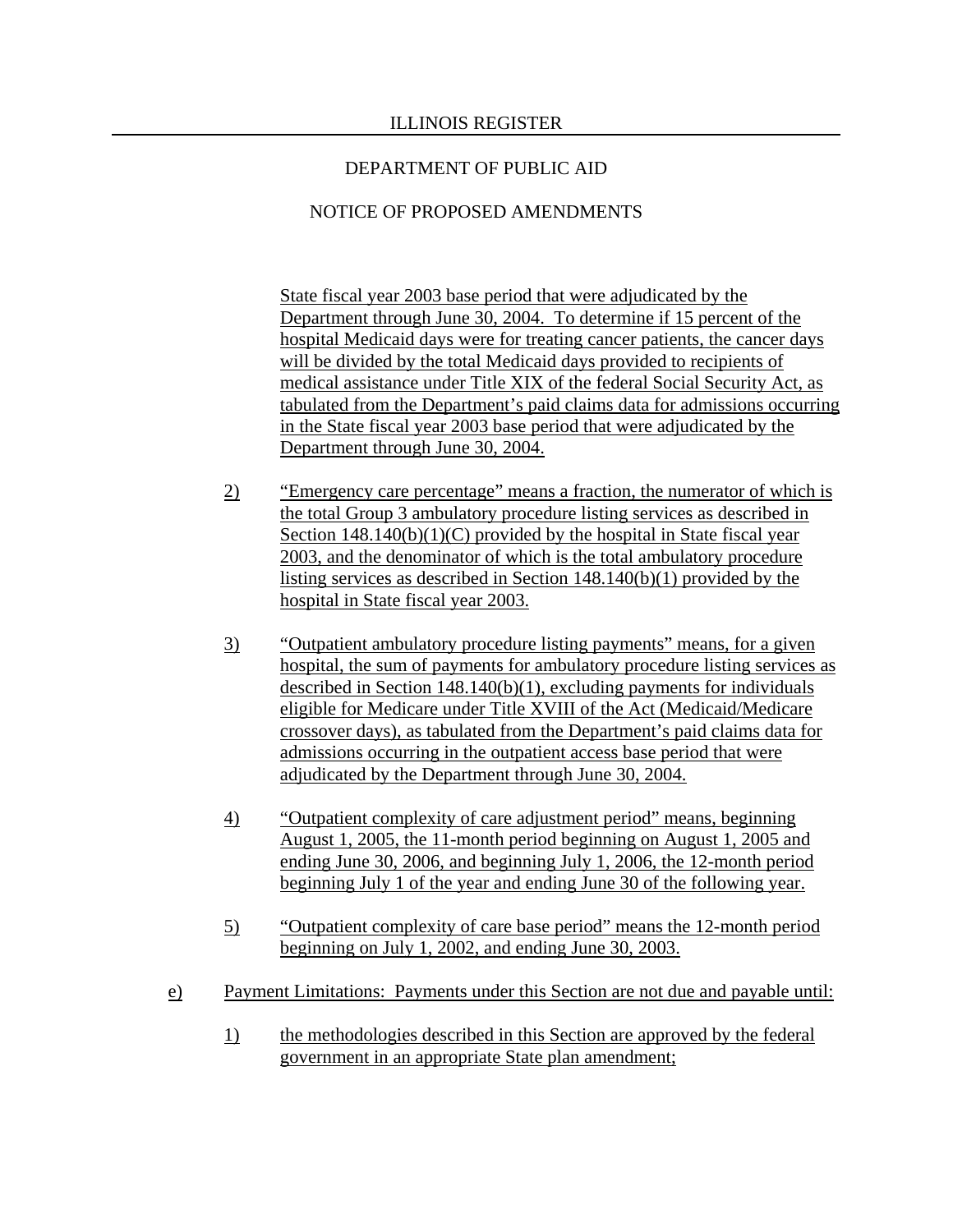State fiscal year 2003 base period that were adjudicated by the Department through June 30, 2004. To determine if 15 percent of the hospital Medicaid days were for treating cancer patients, the cancer days will be divided by the total Medicaid days provided to recipients of medical assistance under Title XIX of the federal Social Security Act, as tabulated from the Department's paid claims data for admissions occurring in the State fiscal year 2003 base period that were adjudicated by the Department through June 30, 2004.

2) "Emergency care percentage" means a fraction, the numerator of which is the total Group 3 ambulatory procedure listing services as described in Section 148.140(b)(1)(C) provided by the hospital in State fiscal year 2003, and the denominator of which is the total ambulatory procedure listing services as described in Section 148.140(b)(1) provided by the hospital in State fiscal year 2003.

3) "Outpatient ambulatory procedure listing payments" means, for a given hospital, the sum of payments for ambulatory procedure listing services as described in Section 148.140(b)(1), excluding payments for individuals eligible for Medicare under Title XVIII of the Act (Medicaid/Medicare crossover days), as tabulated from the Department's paid claims data for admissions occurring in the outpatient access base period that were adjudicated by the Department through June 30, 2004.

4) "Outpatient complexity of care adjustment period" means, beginning August 1, 2005, the 11-month period beginning on August 1, 2005 and ending June 30, 2006, and beginning July 1, 2006, the 12-month period beginning July 1 of the year and ending June 30 of the following year.

5) "Outpatient complexity of care base period" means the 12-month period beginning on July 1, 2002, and ending June 30, 2003.

e) Payment Limitations: Payments under this Section are not due and payable until:

1) the methodologies described in this Section are approved by the federal government in an appropriate State plan amendment;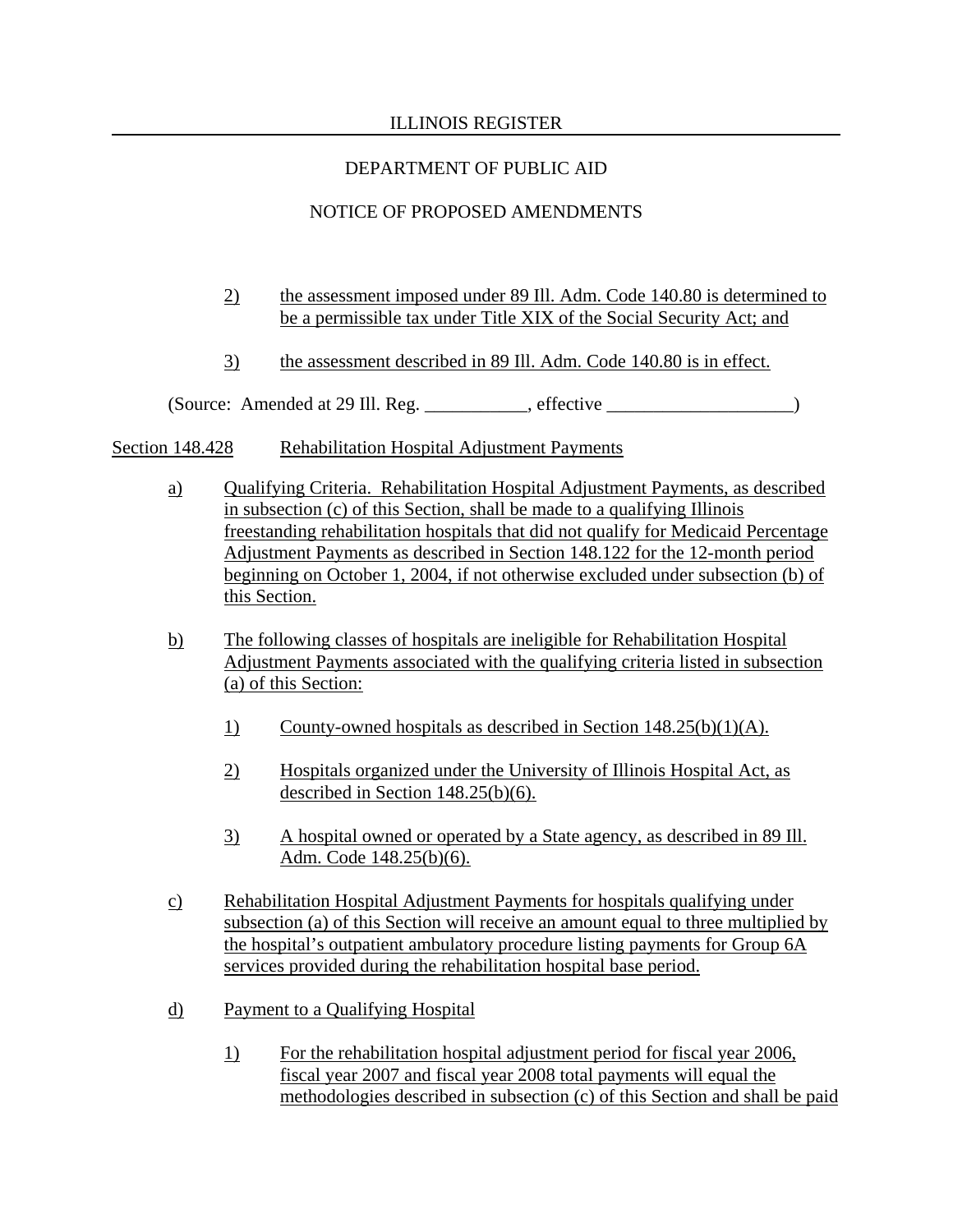2) the assessment imposed under 89 Ill. Adm. Code 140.80 is determined to be a permissible tax under Title XIX of the Social Security Act; and

3) the assessment described in 89 Ill. Adm. Code 140.80 is in effect.

(Source: Amended at 29 Ill. Reg. ___________, effective ____________________)

Section 148.428 Rehabilitation Hospital Adjustment Payments

a) Qualifying Criteria. Rehabilitation Hospital Adjustment Payments, as described in subsection (c) of this Section, shall be made to a qualifying Illinois freestanding rehabilitation hospitals that did not qualify for Medicaid Percentage Adjustment Payments as described in Section 148.122 for the 12-month period beginning on October 1, 2004, if not otherwise excluded under subsection (b) of this Section.

b) The following classes of hospitals are ineligible for Rehabilitation Hospital Adjustment Payments associated with the qualifying criteria listed in subsection (a) of this Section:

1) County-owned hospitals as described in Section 148.25(b)(1)(A).

2) Hospitals organized under the University of Illinois Hospital Act, as described in Section 148.25(b)(6).

3) A hospital owned or operated by a State agency, as described in 89 Ill. Adm. Code 148.25(b)(6).

c) Rehabilitation Hospital Adjustment Payments for hospitals qualifying under subsection (a) of this Section will receive an amount equal to three multiplied by the hospital's outpatient ambulatory procedure listing payments for Group 6A services provided during the rehabilitation hospital base period.

d) Payment to a Qualifying Hospital

1) For the rehabilitation hospital adjustment period for fiscal year 2006, fiscal year 2007 and fiscal year 2008 total payments will equal the methodologies described in subsection (c) of this Section and shall be paid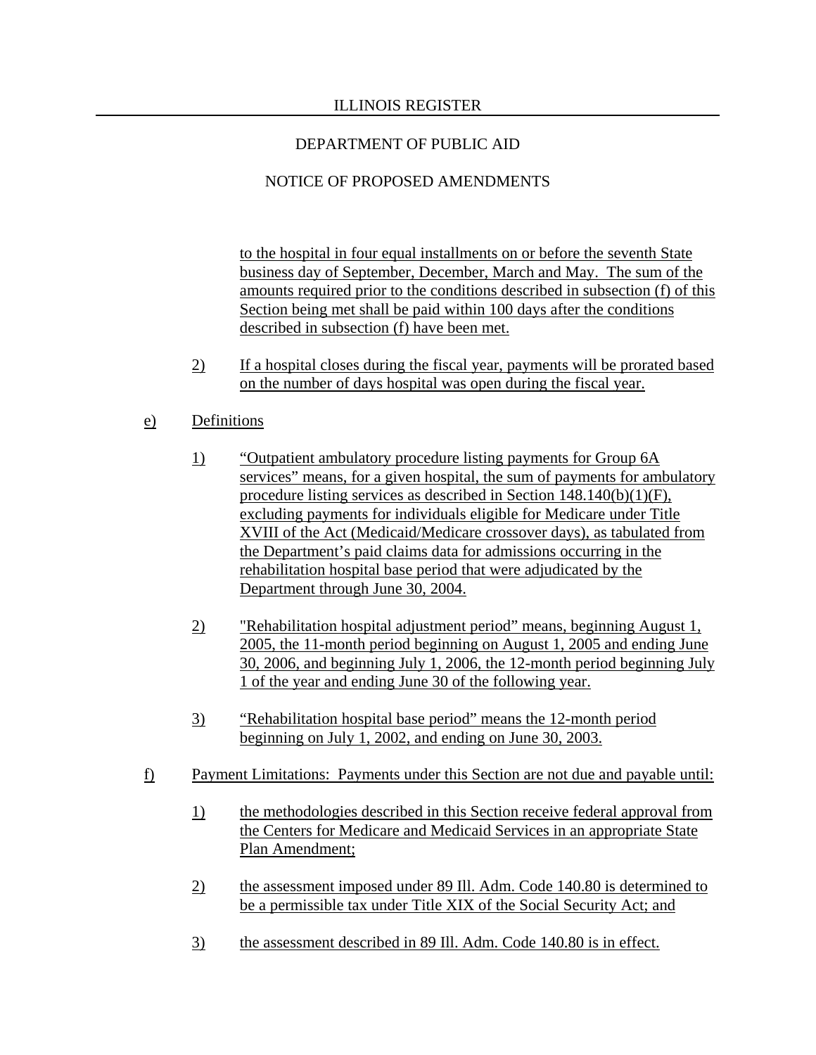to the hospital in four equal installments on or before the seventh State business day of September, December, March and May. The sum of the amounts required prior to the conditions described in subsection (f) of this Section being met shall be paid within 100 days after the conditions described in subsection (f) have been met.

2) If a hospital closes during the fiscal year, payments will be prorated based on the number of days hospital was open during the fiscal year.

e) Definitions

1) "Outpatient ambulatory procedure listing payments for Group 6A services" means, for a given hospital, the sum of payments for ambulatory procedure listing services as described in Section 148.140(b)(1)(F), excluding payments for individuals eligible for Medicare under Title XVIII of the Act (Medicaid/Medicare crossover days), as tabulated from the Department's paid claims data for admissions occurring in the rehabilitation hospital base period that were adjudicated by the Department through June 30, 2004.

2) "Rehabilitation hospital adjustment period" means, beginning August 1, 2005, the 11-month period beginning on August 1, 2005 and ending June 30, 2006, and beginning July 1, 2006, the 12-month period beginning July 1 of the year and ending June 30 of the following year.

3) "Rehabilitation hospital base period" means the 12-month period beginning on July 1, 2002, and ending on June 30, 2003.

f) Payment Limitations: Payments under this Section are not due and payable until:

1) the methodologies described in this Section receive federal approval from the Centers for Medicare and Medicaid Services in an appropriate State Plan Amendment;

2) the assessment imposed under 89 Ill. Adm. Code 140.80 is determined to be a permissible tax under Title XIX of the Social Security Act; and

3) the assessment described in 89 Ill. Adm. Code 140.80 is in effect.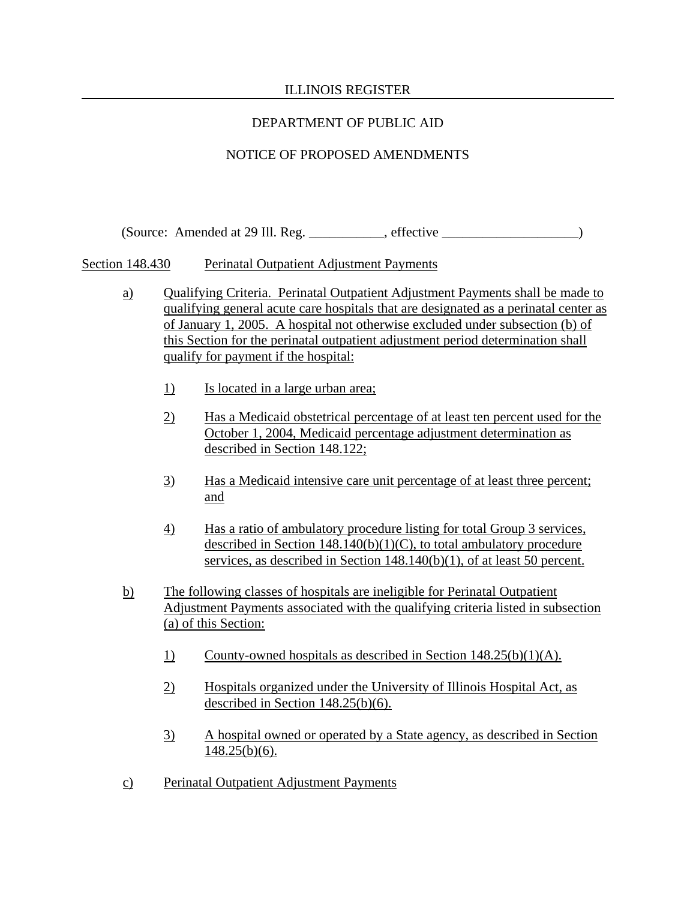(Source: Amended at 29 Ill. Reg. \_\_\_\_\_\_\_\_\_\_\_, effective \_\_\_\_\_\_\_\_\_\_\_\_\_\_\_\_\_\_\_\_)

Section 148.430 Perinatal Outpatient Adjustment Payments

a) Qualifying Criteria. Perinatal Outpatient Adjustment Payments shall be made to qualifying general acute care hospitals that are designated as a perinatal center as of January 1, 2005. A hospital not otherwise excluded under subsection (b) of this Section for the perinatal outpatient adjustment period determination shall qualify for payment if the hospital:

1) Is located in a large urban area;

2) Has a Medicaid obstetrical percentage of at least ten percent used for the October 1, 2004, Medicaid percentage adjustment determination as described in Section 148.122;

3) Has a Medicaid intensive care unit percentage of at least three percent; and

4) Has a ratio of ambulatory procedure listing for total Group 3 services, described in Section 148.140(b)(1)(C), to total ambulatory procedure services, as described in Section 148.140(b)(1), of at least 50 percent.

b) The following classes of hospitals are ineligible for Perinatal Outpatient Adjustment Payments associated with the qualifying criteria listed in subsection (a) of this Section:

1) County-owned hospitals as described in Section 148.25(b)(1)(A).

2) Hospitals organized under the University of Illinois Hospital Act, as described in Section 148.25(b)(6).

3) A hospital owned or operated by a State agency, as described in Section 148.25(b)(6).

c) Perinatal Outpatient Adjustment Payments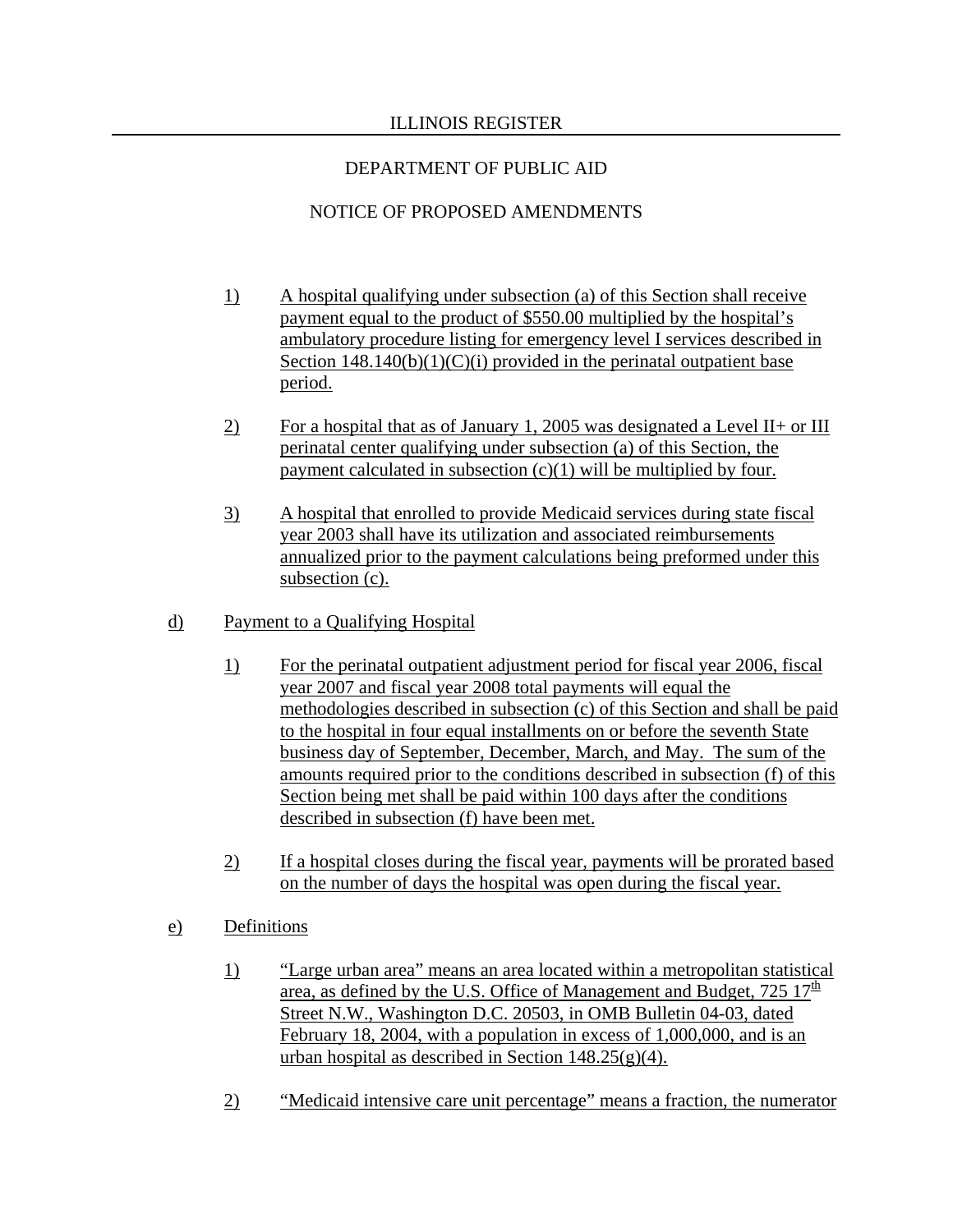1) A hospital qualifying under subsection (a) of this Section shall receive payment equal to the product of $550.00 multiplied by the hospital's ambulatory procedure listing for emergency level I services described in Section 148.140(b)(1)(C)(i) provided in the perinatal outpatient base period.

2) For a hospital that as of January 1, 2005 was designated a Level II+ or III perinatal center qualifying under subsection (a) of this Section, the payment calculated in subsection (c)(1) will be multiplied by four.

3) A hospital that enrolled to provide Medicaid services during state fiscal year 2003 shall have its utilization and associated reimbursements annualized prior to the payment calculations being preformed under this subsection (c).

d) Payment to a Qualifying Hospital

1) For the perinatal outpatient adjustment period for fiscal year 2006, fiscal year 2007 and fiscal year 2008 total payments will equal the methodologies described in subsection (c) of this Section and shall be paid to the hospital in four equal installments on or before the seventh State business day of September, December, March, and May. The sum of the amounts required prior to the conditions described in subsection (f) of this Section being met shall be paid within 100 days after the conditions described in subsection (f) have been met.

2) If a hospital closes during the fiscal year, payments will be prorated based on the number of days the hospital was open during the fiscal year.

e) Definitions

1) "Large urban area" means an area located within a metropolitan statistical area, as defined by the U.S. Office of Management and Budget, 725 17th Street N.W., Washington D.C. 20503, in OMB Bulletin 04-03, dated February 18, 2004, with a population in excess of 1,000,000, and is an urban hospital as described in Section 148.25(g)(4).

2) "Medicaid intensive care unit percentage" means a fraction, the numerator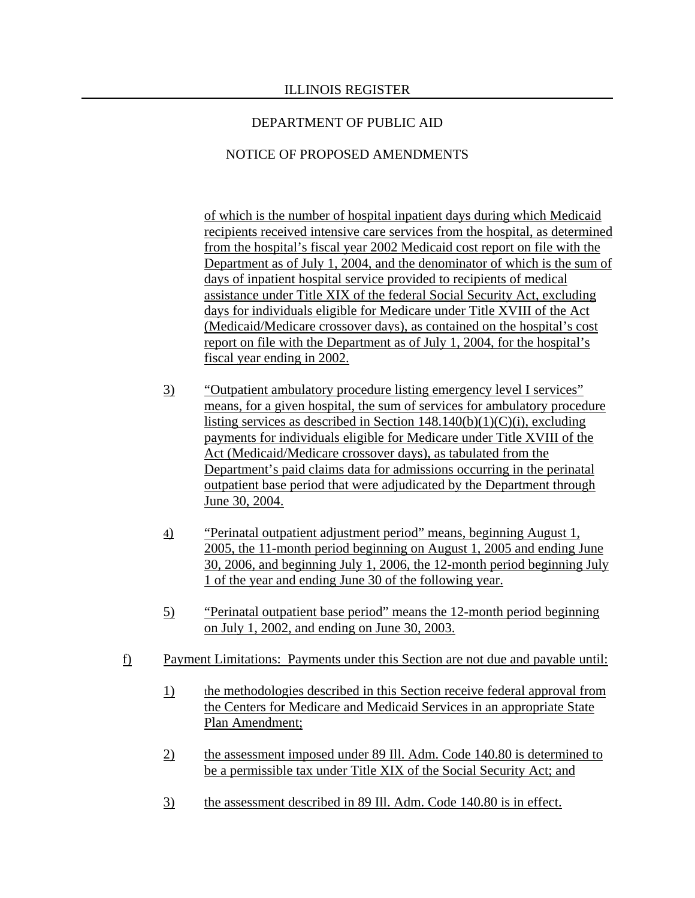of which is the number of hospital inpatient days during which Medicaid recipients received intensive care services from the hospital, as determined from the hospital's fiscal year 2002 Medicaid cost report on file with the Department as of July 1, 2004, and the denominator of which is the sum of days of inpatient hospital service provided to recipients of medical assistance under Title XIX of the federal Social Security Act, excluding days for individuals eligible for Medicare under Title XVIII of the Act (Medicaid/Medicare crossover days), as contained on the hospital's cost report on file with the Department as of July 1, 2004, for the hospital's fiscal year ending in 2002.

3) "Outpatient ambulatory procedure listing emergency level I services" means, for a given hospital, the sum of services for ambulatory procedure listing services as described in Section 148.140(b)(1)(C)(i), excluding payments for individuals eligible for Medicare under Title XVIII of the Act (Medicaid/Medicare crossover days), as tabulated from the Department's paid claims data for admissions occurring in the perinatal outpatient base period that were adjudicated by the Department through June 30, 2004.

4) "Perinatal outpatient adjustment period" means, beginning August 1, 2005, the 11-month period beginning on August 1, 2005 and ending June 30, 2006, and beginning July 1, 2006, the 12-month period beginning July 1 of the year and ending June 30 of the following year.

5) "Perinatal outpatient base period" means the 12-month period beginning on July 1, 2002, and ending on June 30, 2003.

f) Payment Limitations: Payments under this Section are not due and payable until:

1) the methodologies described in this Section receive federal approval from the Centers for Medicare and Medicaid Services in an appropriate State Plan Amendment;

2) the assessment imposed under 89 Ill. Adm. Code 140.80 is determined to be a permissible tax under Title XIX of the Social Security Act; and

3) the assessment described in 89 Ill. Adm. Code 140.80 is in effect.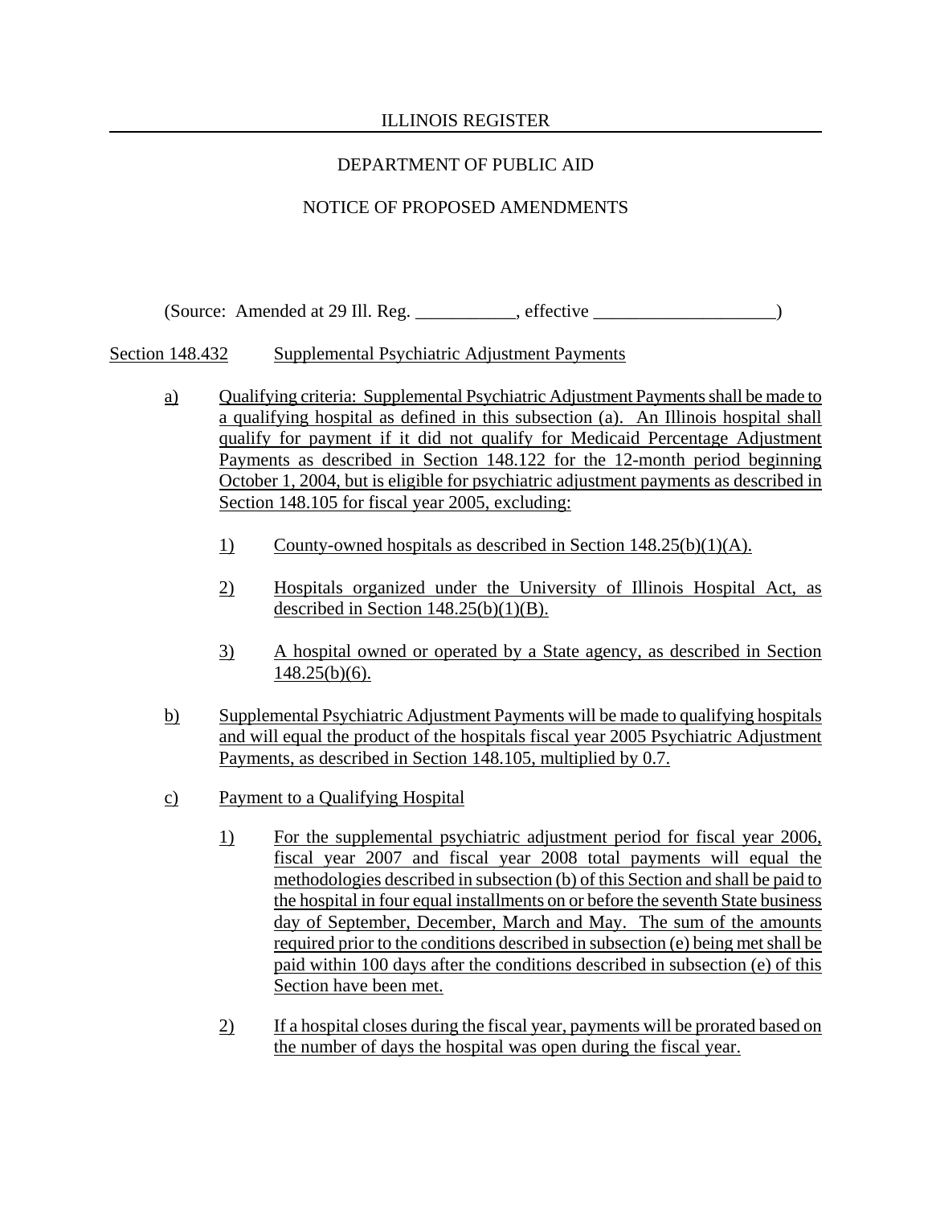(Source: Amended at 29 Ill. Reg. ___________, effective ____________________)

Section 148.432 Supplemental Psychiatric Adjustment Payments

a) Qualifying criteria: Supplemental Psychiatric Adjustment Payments shall be made to a qualifying hospital as defined in this subsection (a). An Illinois hospital shall qualify for payment if it did not qualify for Medicaid Percentage Adjustment Payments as described in Section 148.122 for the 12-month period beginning October 1, 2004, but is eligible for psychiatric adjustment payments as described in Section 148.105 for fiscal year 2005, excluding:

   1) County-owned hospitals as described in Section 148.25(b)(1)(A).

   2) Hospitals organized under the University of Illinois Hospital Act, as described in Section 148.25(b)(1)(B).

   3) A hospital owned or operated by a State agency, as described in Section 148.25(b)(6).

b) Supplemental Psychiatric Adjustment Payments will be made to qualifying hospitals and will equal the product of the hospitals fiscal year 2005 Psychiatric Adjustment Payments, as described in Section 148.105, multiplied by 0.7.

c) Payment to a Qualifying Hospital

   1) For the supplemental psychiatric adjustment period for fiscal year 2006, fiscal year 2007 and fiscal year 2008 total payments will equal the methodologies described in subsection (b) of this Section and shall be paid to the hospital in four equal installments on or before the seventh State business day of September, December, March and May. The sum of the amounts required prior to the conditions described in subsection (e) being met shall be paid within 100 days after the conditions described in subsection (e) of this Section have been met.

   2) If a hospital closes during the fiscal year, payments will be prorated based on the number of days the hospital was open during the fiscal year.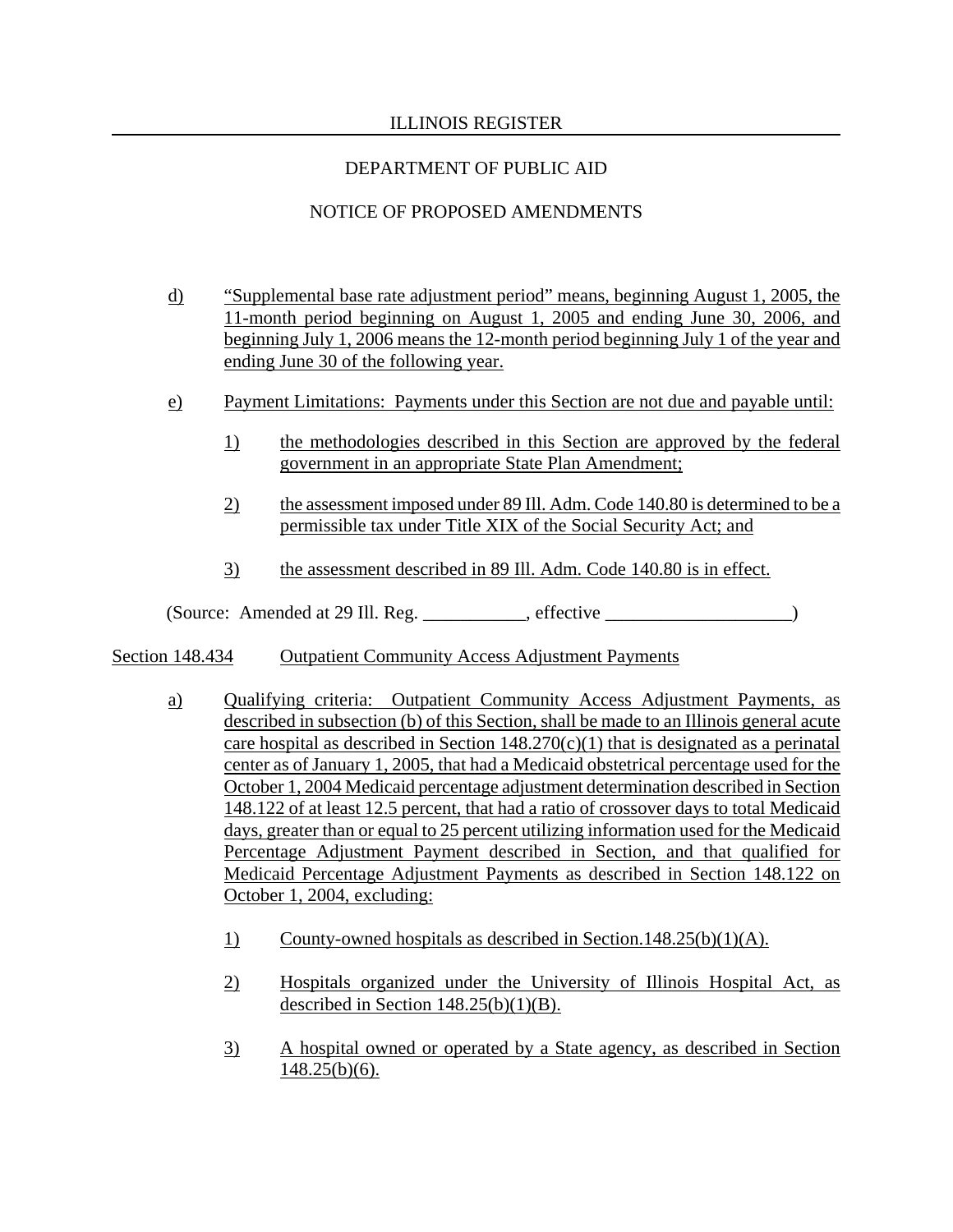d) "Supplemental base rate adjustment period" means, beginning August 1, 2005, the 11-month period beginning on August 1, 2005 and ending June 30, 2006, and beginning July 1, 2006 means the 12-month period beginning July 1 of the year and ending June 30 of the following year.

e) Payment Limitations: Payments under this Section are not due and payable until:

1) the methodologies described in this Section are approved by the federal government in an appropriate State Plan Amendment;

2) the assessment imposed under 89 Ill. Adm. Code 140.80 is determined to be a permissible tax under Title XIX of the Social Security Act; and

3) the assessment described in 89 Ill. Adm. Code 140.80 is in effect.

(Source: Amended at 29 Ill. Reg. ___________, effective ____________________)

Section 148.434 Outpatient Community Access Adjustment Payments

a) Qualifying criteria: Outpatient Community Access Adjustment Payments, as described in subsection (b) of this Section, shall be made to an Illinois general acute care hospital as described in Section 148.270(c)(1) that is designated as a perinatal center as of January 1, 2005, that had a Medicaid obstetrical percentage used for the October 1, 2004 Medicaid percentage adjustment determination described in Section 148.122 of at least 12.5 percent, that had a ratio of crossover days to total Medicaid days, greater than or equal to 25 percent utilizing information used for the Medicaid Percentage Adjustment Payment described in Section, and that qualified for Medicaid Percentage Adjustment Payments as described in Section 148.122 on October 1, 2004, excluding:

1) County-owned hospitals as described in Section.148.25(b)(1)(A).

2) Hospitals organized under the University of Illinois Hospital Act, as described in Section 148.25(b)(1)(B).

3) A hospital owned or operated by a State agency, as described in Section 148.25(b)(6).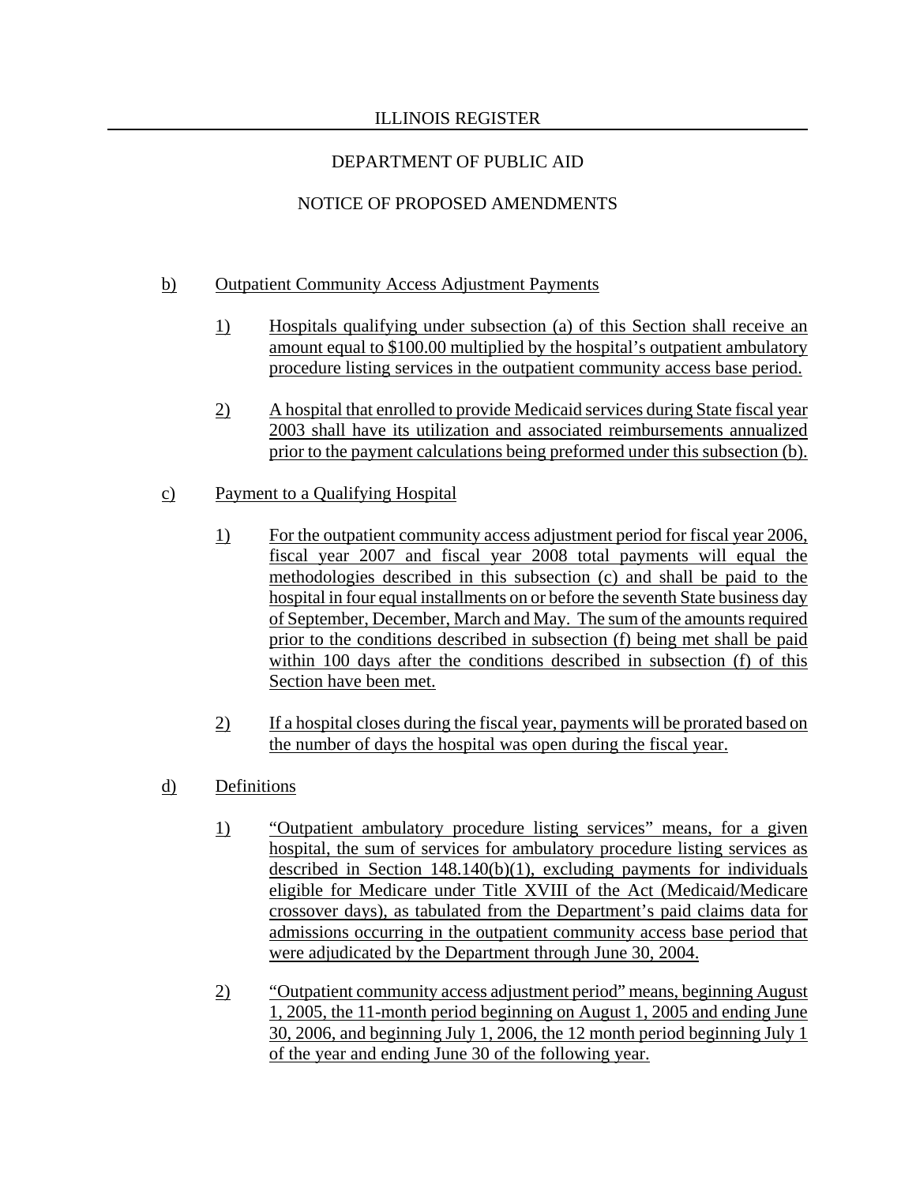b) Outpatient Community Access Adjustment Payments

1) Hospitals qualifying under subsection (a) of this Section shall receive an amount equal to $100.00 multiplied by the hospital's outpatient ambulatory procedure listing services in the outpatient community access base period.

2) A hospital that enrolled to provide Medicaid services during State fiscal year 2003 shall have its utilization and associated reimbursements annualized prior to the payment calculations being preformed under this subsection (b).

c) Payment to a Qualifying Hospital

1) For the outpatient community access adjustment period for fiscal year 2006, fiscal year 2007 and fiscal year 2008 total payments will equal the methodologies described in this subsection (c) and shall be paid to the hospital in four equal installments on or before the seventh State business day of September, December, March and May. The sum of the amounts required prior to the conditions described in subsection (f) being met shall be paid within 100 days after the conditions described in subsection (f) of this Section have been met.

2) If a hospital closes during the fiscal year, payments will be prorated based on the number of days the hospital was open during the fiscal year.

d) Definitions

1) "Outpatient ambulatory procedure listing services" means, for a given hospital, the sum of services for ambulatory procedure listing services as described in Section 148.140(b)(1), excluding payments for individuals eligible for Medicare under Title XVIII of the Act (Medicaid/Medicare crossover days), as tabulated from the Department's paid claims data for admissions occurring in the outpatient community access base period that were adjudicated by the Department through June 30, 2004.

2) "Outpatient community access adjustment period" means, beginning August 1, 2005, the 11-month period beginning on August 1, 2005 and ending June 30, 2006, and beginning July 1, 2006, the 12 month period beginning July 1 of the year and ending June 30 of the following year.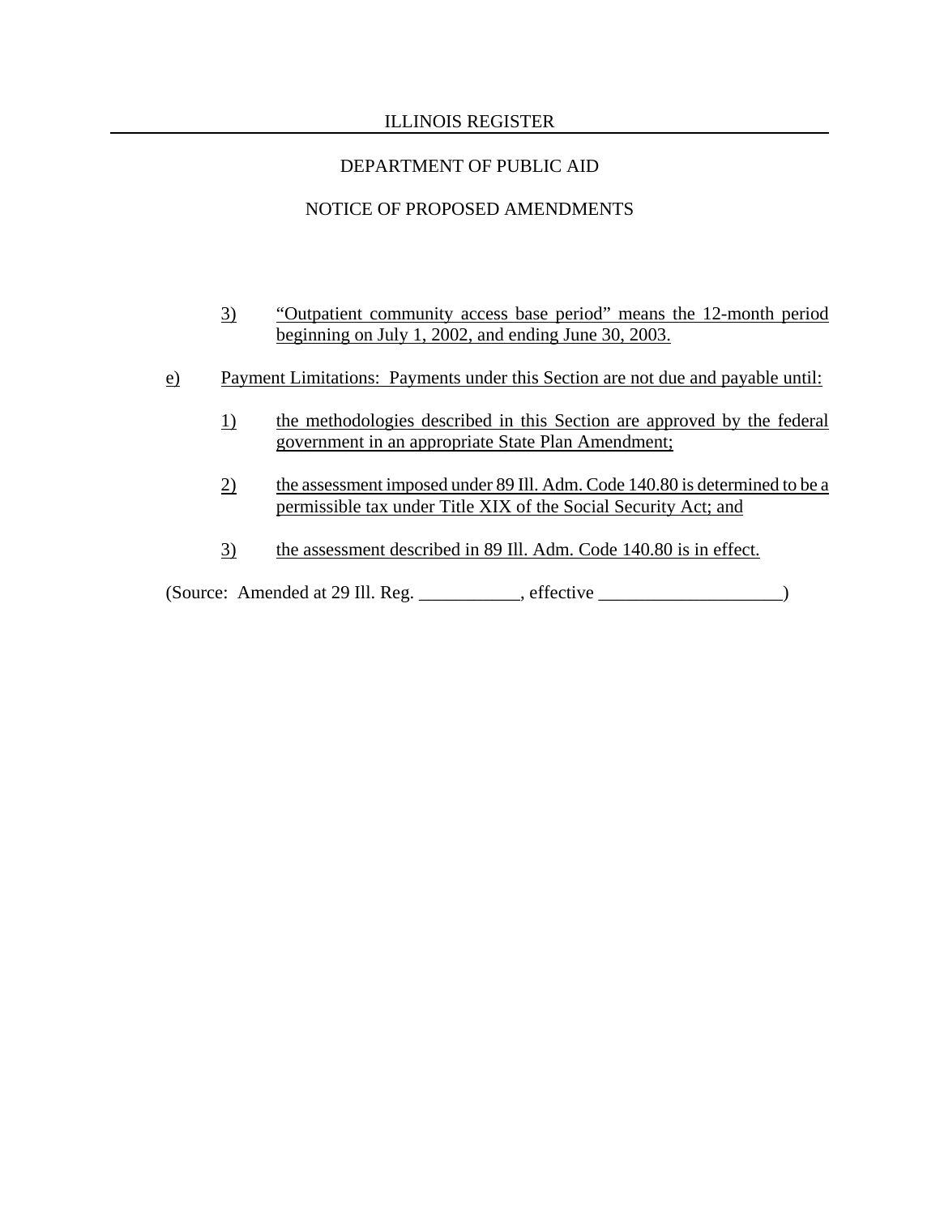3) "Outpatient community access base period" means the 12-month period beginning on July 1, 2002, and ending June 30, 2003.

e) Payment Limitations: Payments under this Section are not due and payable until:

1) the methodologies described in this Section are approved by the federal government in an appropriate State Plan Amendment;

2) the assessment imposed under 89 Ill. Adm. Code 140.80 is determined to be a permissible tax under Title XIX of the Social Security Act; and

3) the assessment described in 89 Ill. Adm. Code 140.80 is in effect.

(Source: Amended at 29 Ill. Reg. ___________, effective ____________________)